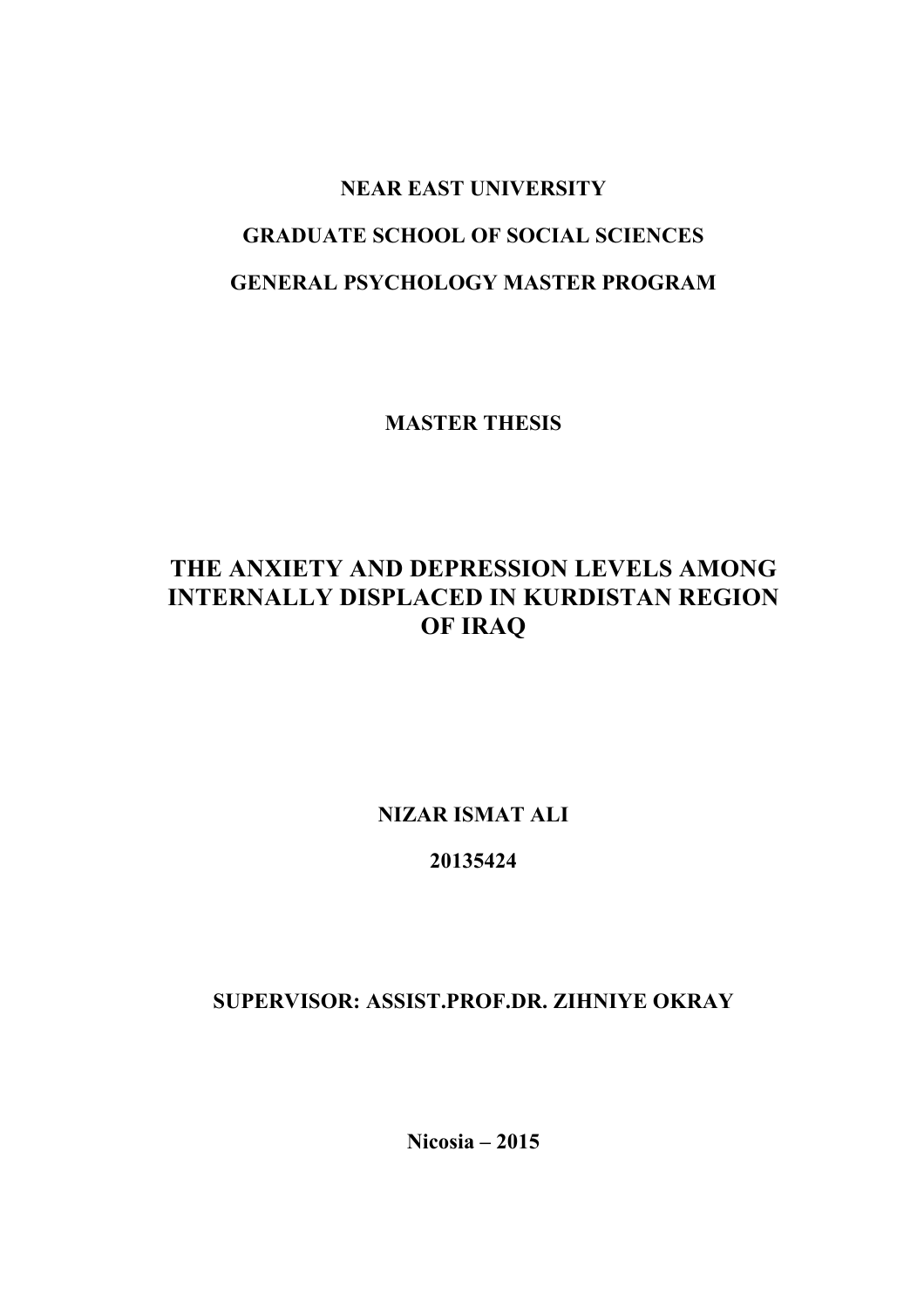**NEAR EAST UNIVERSITY**

**GRADUATE SCHOOL OF SOCIAL SCIENCES**

**GENERAL PSYCHOLOGY MASTER PROGRAM**

**MASTER THESIS**

# THE ANXIETY AND DEPRESSION LEVELS AMONG INTERNALLY DISPLACED IN KURDISTAN REGION OF IRAQ

**NIZAR ISMAT ALI**

**20135424**

**SUPERVISOR: ASSIST.PROF.DR. ZIHNIYE OKRAY**

**Nicosia – 2015**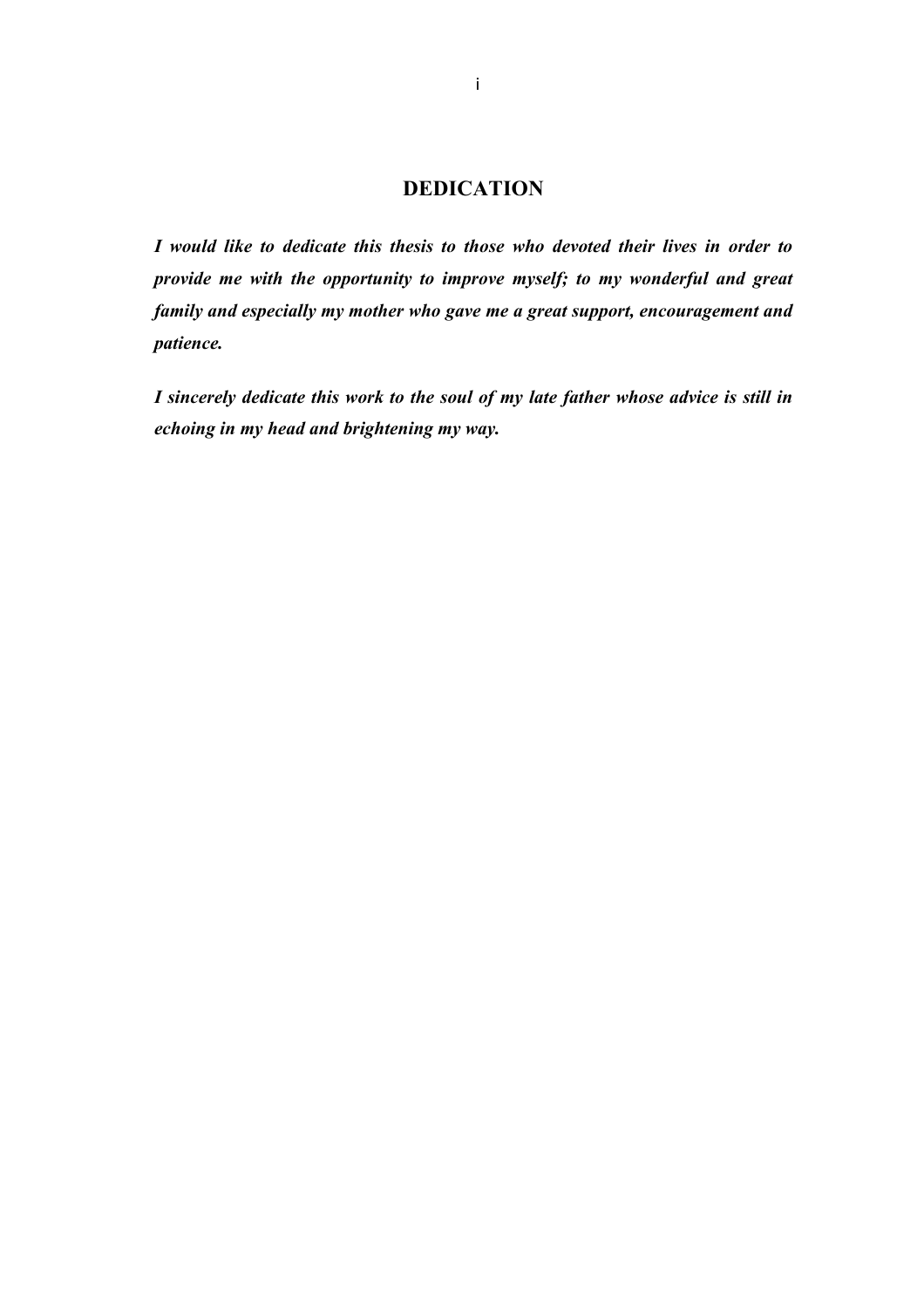# DEDICATION

***I would like to dedicate this thesis to those who devoted their lives in order to provide me with the opportunity to improve myself; to my wonderful and great family and especially my mother who gave me a great support, encouragement and patience.***

***I sincerely dedicate this work to the soul of my late father whose advice is still in echoing in my head and brightening my way.***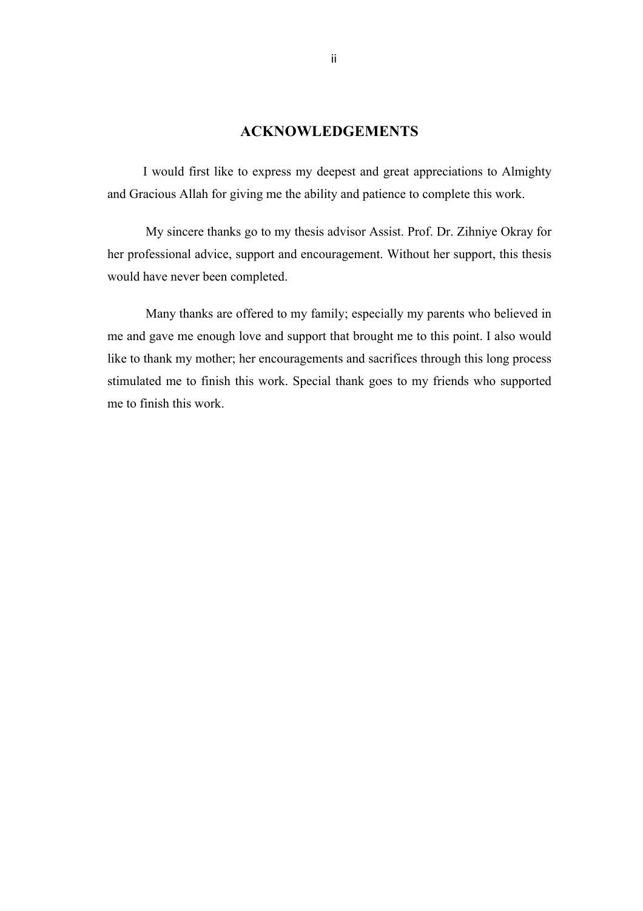# ACKNOWLEDGEMENTS

I would first like to express my deepest and great appreciations to Almighty and Gracious Allah for giving me the ability and patience to complete this work.

My sincere thanks go to my thesis advisor Assist. Prof. Dr. Zihniye Okray for her professional advice, support and encouragement. Without her support, this thesis would have never been completed.

Many thanks are offered to my family; especially my parents who believed in me and gave me enough love and support that brought me to this point. I also would like to thank my mother; her encouragements and sacrifices through this long process stimulated me to finish this work. Special thank goes to my friends who supported me to finish this work.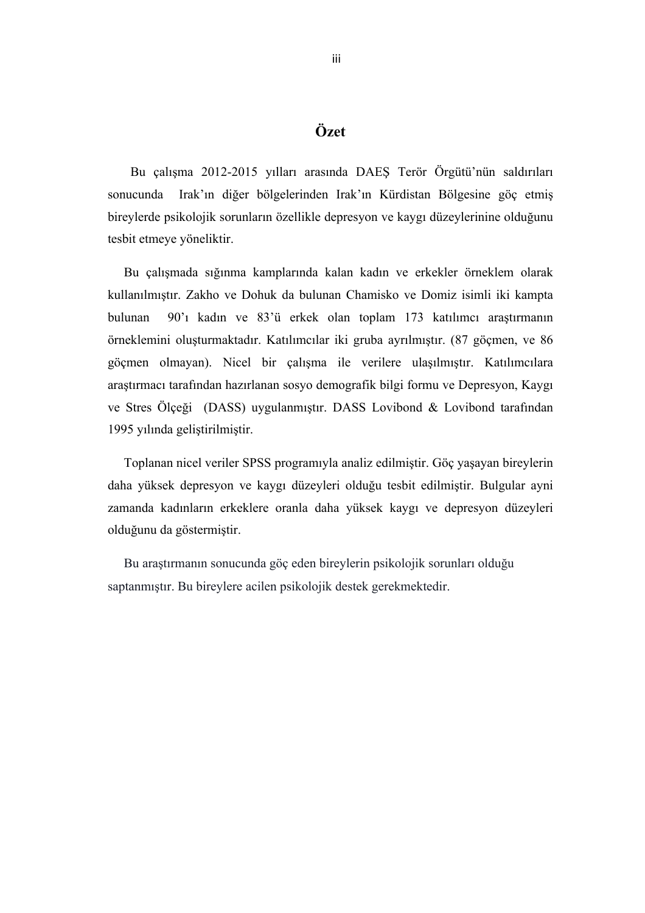# Özet

Bu çalışma 2012-2015 yılları arasında DAEŞ Terör Örgütü'nün saldırıları sonucunda Irak'ın diğer bölgelerinden Irak'ın Kürdistan Bölgesine göç etmiş bireylerde psikolojik sorunların özellikle depresyon ve kaygı düzeylerinine olduğunu tesbit etmeye yöneliktir.

Bu çalışmada sığınma kamplarında kalan kadın ve erkekler örneklem olarak kullanılmıştır. Zakho ve Dohuk da bulunan Chamisko ve Domiz isimli iki kampta bulunan 90'ı kadın ve 83'ü erkek olan toplam 173 katılımcı araştırmanın örneklemini oluşturmaktadır. Katılımcılar iki gruba ayrılmıştır. (87 göçmen, ve 86 göçmen olmayan). Nicel bir çalışma ile verilere ulaşılmıştır. Katılımcılara araştırmacı tarafından hazırlanan sosyo demografik bilgi formu ve Depresyon, Kaygı ve Stres Ölçeği (DASS) uygulanmıştır. DASS Lovibond & Lovibond tarafından 1995 yılında geliştirilmiştir.

Toplanan nicel veriler SPSS programıyla analiz edilmiştir. Göç yaşayan bireylerin daha yüksek depresyon ve kaygı düzeyleri olduğu tesbit edilmiştir. Bulgular ayni zamanda kadınların erkeklere oranla daha yüksek kaygı ve depresyon düzeyleri olduğunu da göstermiştir.

Bu araştırmanın sonucunda göç eden bireylerin psikolojik sorunları olduğu saptanmıştır. Bu bireylere acilen psikolojik destek gerekmektedir.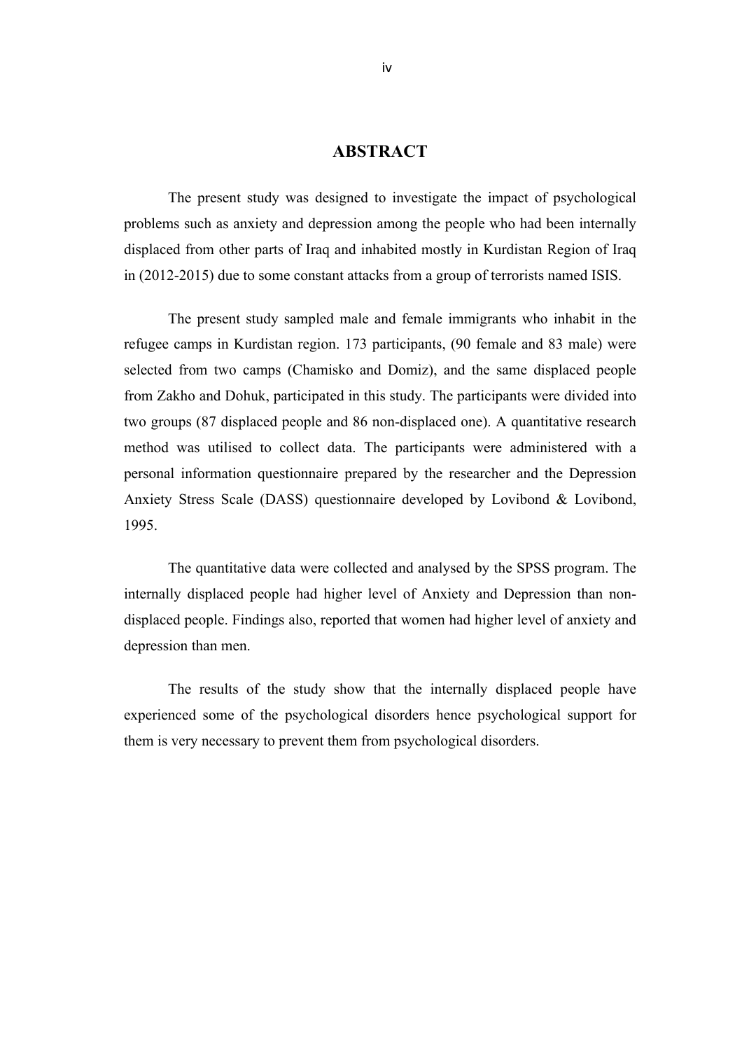# ABSTRACT

The present study was designed to investigate the impact of psychological problems such as anxiety and depression among the people who had been internally displaced from other parts of Iraq and inhabited mostly in Kurdistan Region of Iraq in (2012-2015) due to some constant attacks from a group of terrorists named ISIS.

The present study sampled male and female immigrants who inhabit in the refugee camps in Kurdistan region. 173 participants, (90 female and 83 male) were selected from two camps (Chamisko and Domiz), and the same displaced people from Zakho and Dohuk, participated in this study. The participants were divided into two groups (87 displaced people and 86 non-displaced one). A quantitative research method was utilised to collect data. The participants were administered with a personal information questionnaire prepared by the researcher and the Depression Anxiety Stress Scale (DASS) questionnaire developed by Lovibond & Lovibond, 1995.

The quantitative data were collected and analysed by the SPSS program. The internally displaced people had higher level of Anxiety and Depression than non-displaced people. Findings also, reported that women had higher level of anxiety and depression than men.

The results of the study show that the internally displaced people have experienced some of the psychological disorders hence psychological support for them is very necessary to prevent them from psychological disorders.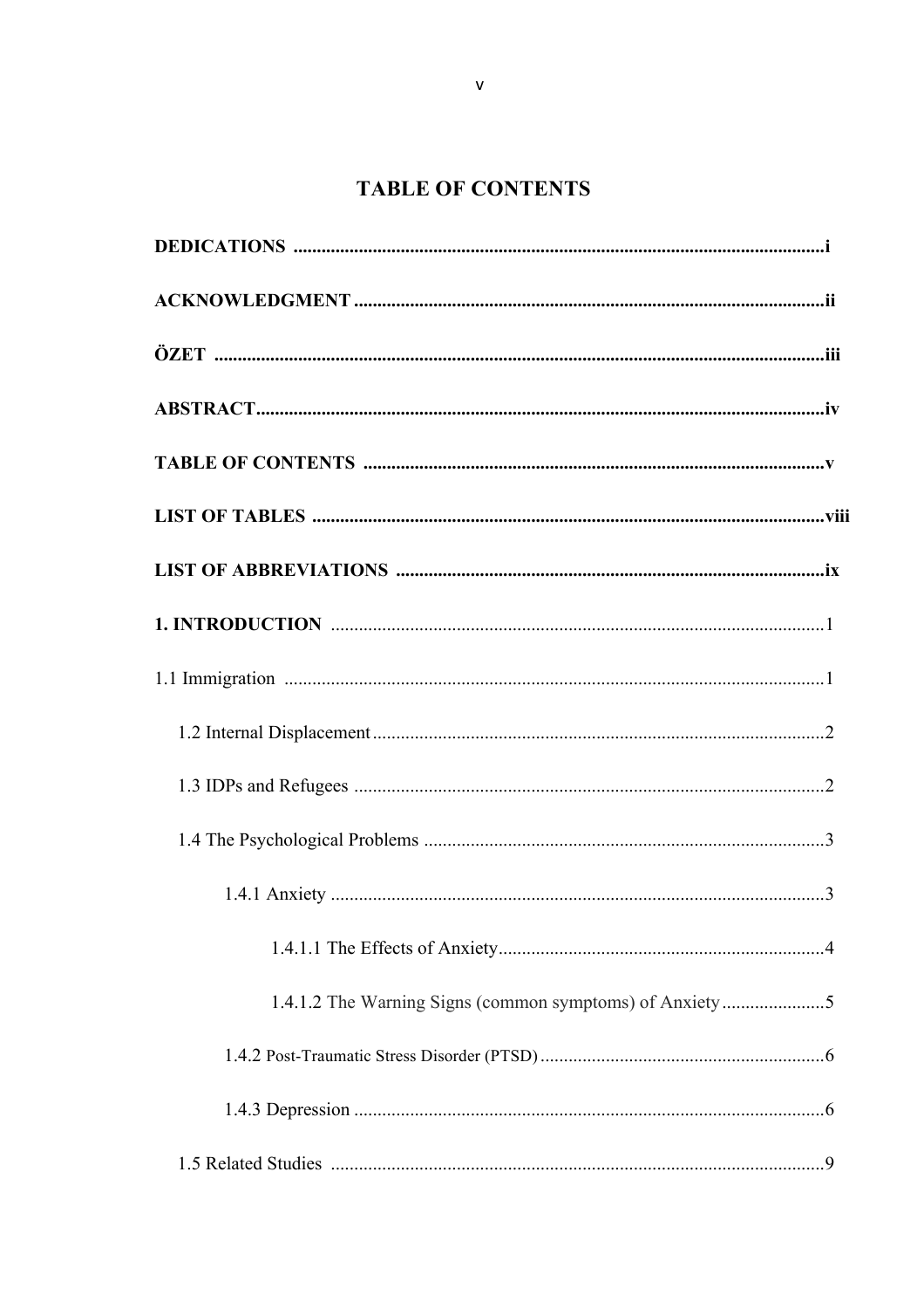# TABLE OF CONTENTS

**DEDICATIONS** .................................................................................................................i

**ACKNOWLEDGMENT** .....................................................................................................ii

**ÖZET** .................................................................................................................................iii

**ABSTRACT**..........................................................................................................................iv

**TABLE OF CONTENTS** ..................................................................................................v

**LIST OF TABLES** ............................................................................................................viii

**LIST OF ABBREVIATIONS** ............................................................................................ix

**1. INTRODUCTION** .........................................................................................................1

1.1 Immigration ....................................................................................................................1

1.2 Internal Displacement.................................................................................................2

1.3 IDPs and Refugees .....................................................................................................2

1.4 The Psychological Problems ......................................................................................3

1.4.1 Anxiety .........................................................................................................3

1.4.1.1 The Effects of Anxiety......................................................................4

1.4.1.2 The Warning Signs (common symptoms) of Anxiety......................5

1.4.2 Post-Traumatic Stress Disorder (PTSD).............................................................6

1.4.3 Depression ....................................................................................................6

1.5 Related Studies ..........................................................................................................9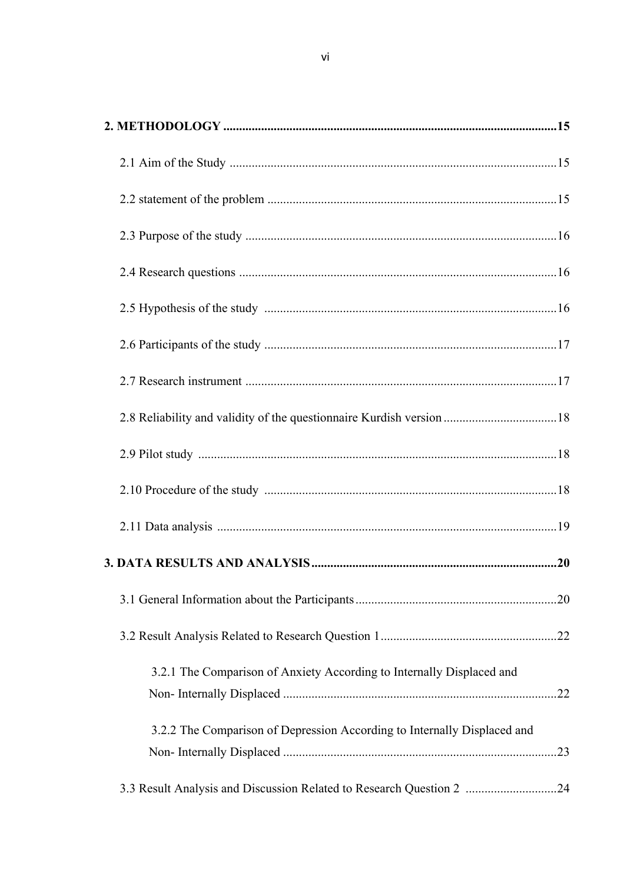**2. METHODOLOGY ........................................................................................................15**

2.1 Aim of the Study .......................................................................................................15

2.2 statement of the problem ...........................................................................................15

2.3 Purpose of the study ..................................................................................................16

2.4 Research questions ....................................................................................................16

2.5 Hypothesis of the study ............................................................................................16

2.6 Participants of the study ............................................................................................17

2.7 Research instrument ..................................................................................................17

2.8 Reliability and validity of the questionnaire Kurdish version ....................................18

2.9 Pilot study .................................................................................................................18

2.10 Procedure of the study ............................................................................................18

2.11 Data analysis ...........................................................................................................19

**3. DATA RESULTS AND ANALYSIS .............................................................................20**

3.1 General Information about the Participants ................................................................20

3.2 Result Analysis Related to Research Question 1 ........................................................22

3.2.1 The Comparison of Anxiety According to Internally Displaced and Non- Internally Displaced .......................................................................................22

3.2.2 The Comparison of Depression According to Internally Displaced and Non- Internally Displaced .......................................................................................23

3.3 Result Analysis and Discussion Related to Research Question 2 .............................24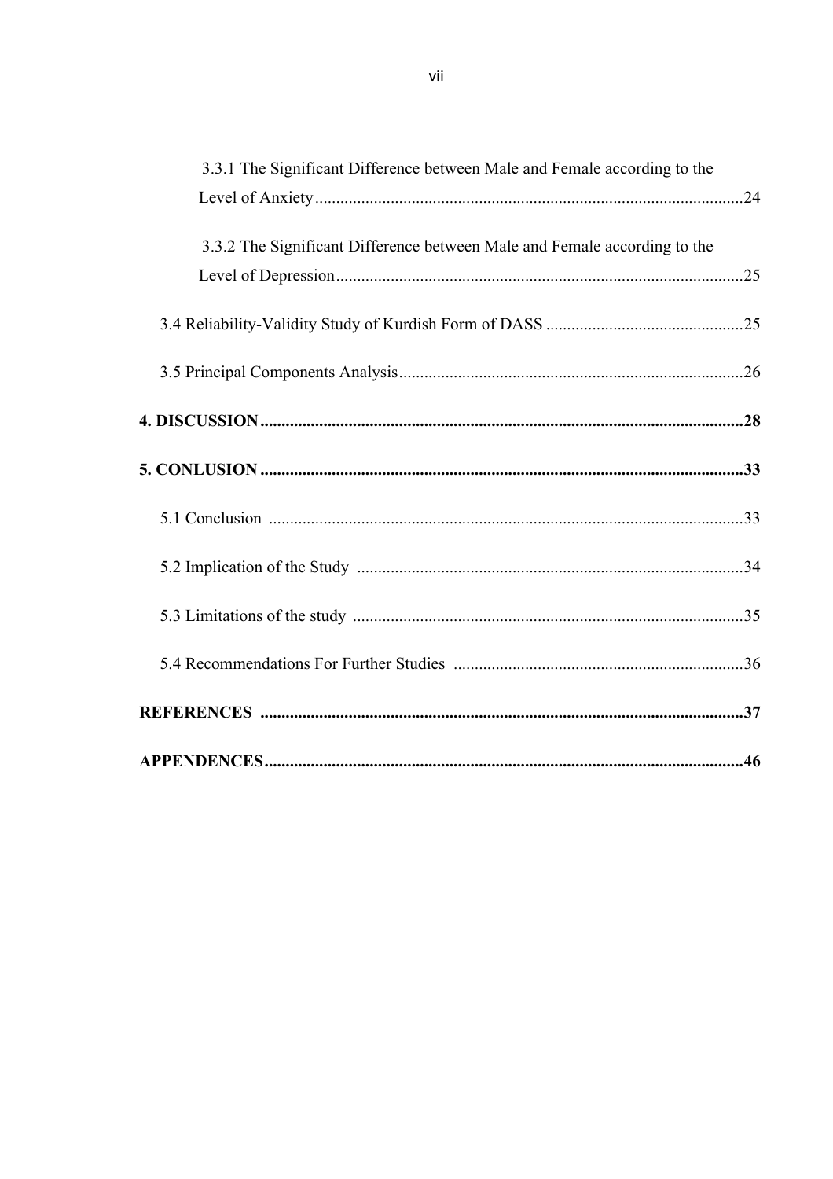3.3.1 The Significant Difference between Male and Female according to the Level of Anxiety......................................................................................................24

3.3.2 The Significant Difference between Male and Female according to the Level of Depression................................................................................................25

3.4 Reliability-Validity Study of Kurdish Form of DASS ...............................................25

3.5 Principal Components Analysis.................................................................................26

**4. DISCUSSION..................................................................................................................28**

**5. CONLUSION ..................................................................................................................33**

5.1 Conclusion ................................................................................................................33

5.2 Implication of the Study ...........................................................................................34

5.3 Limitations of the study ............................................................................................35

5.4 Recommendations For Further Studies .....................................................................36

**REFERENCES ..................................................................................................................37**

**APPENDENCES.................................................................................................................46**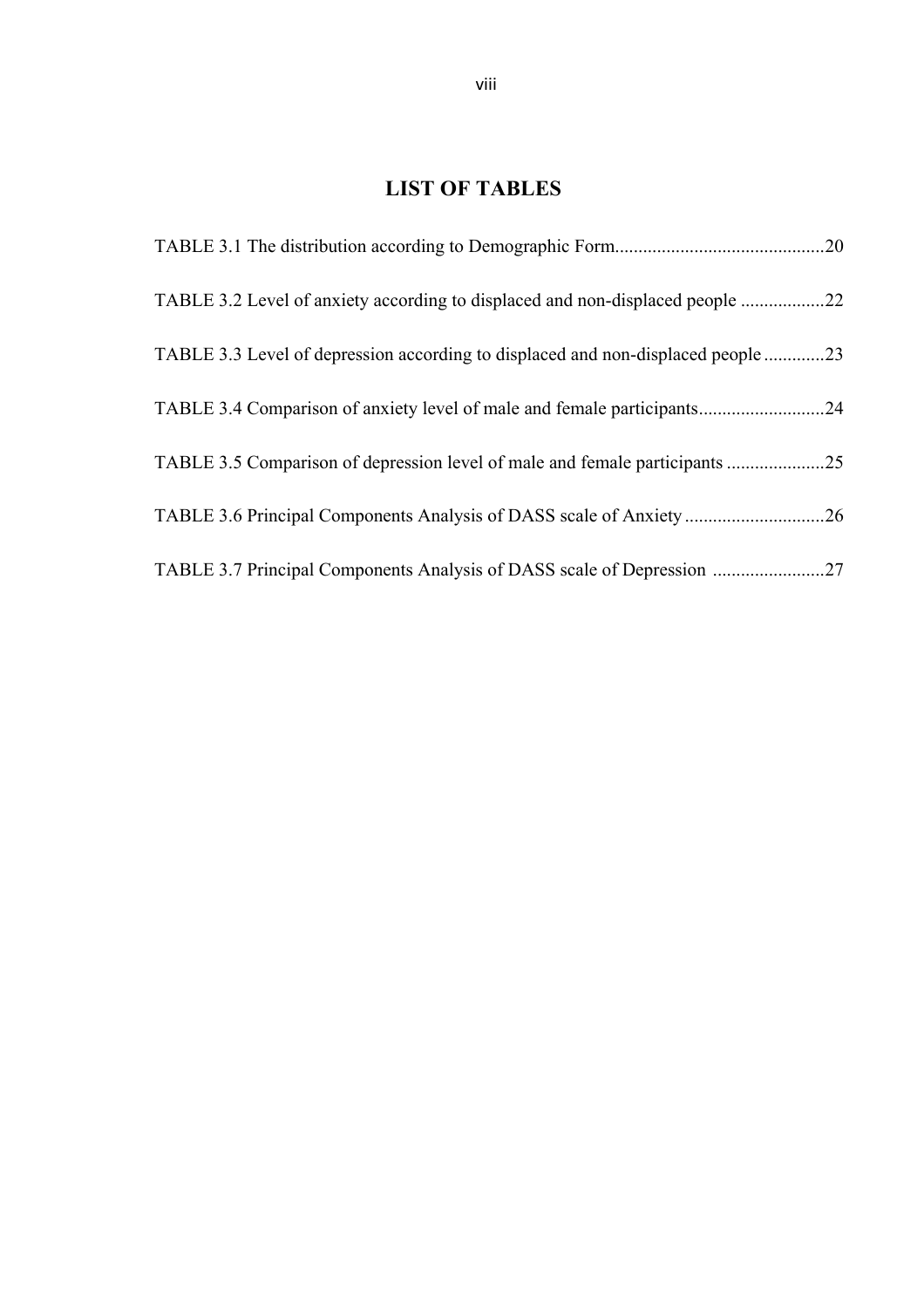# LIST OF TABLES

TABLE 3.1 The distribution according to Demographic Form............................................20

TABLE 3.2 Level of anxiety according to displaced and non-displaced people ..................22

TABLE 3.3 Level of depression according to displaced and non-displaced people .............23

TABLE 3.4 Comparison of anxiety level of male and female participants...........................24

TABLE 3.5 Comparison of depression level of male and female participants .....................25

TABLE 3.6 Principal Components Analysis of DASS scale of Anxiety ..............................26

TABLE 3.7 Principal Components Analysis of DASS scale of Depression ........................27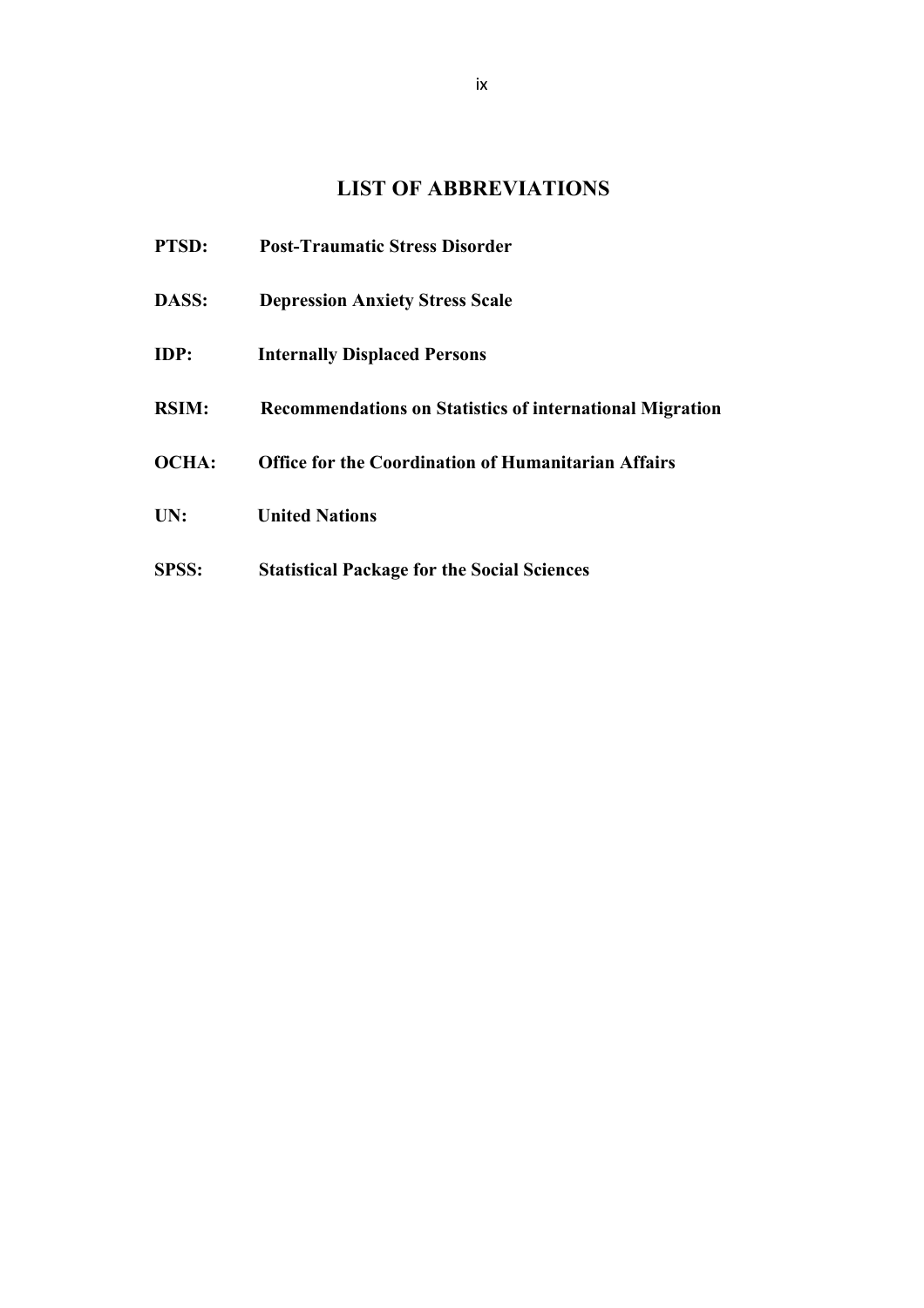# LIST OF ABBREVIATIONS

**PTSD:** **Post-Traumatic Stress Disorder**

**DASS:** **Depression Anxiety Stress Scale**

**IDP:** **Internally Displaced Persons**

**RSIM:** **Recommendations on Statistics of international Migration**

**OCHA:** **Office for the Coordination of Humanitarian Affairs**

**UN:** **United Nations**

**SPSS:** **Statistical Package for the Social Sciences**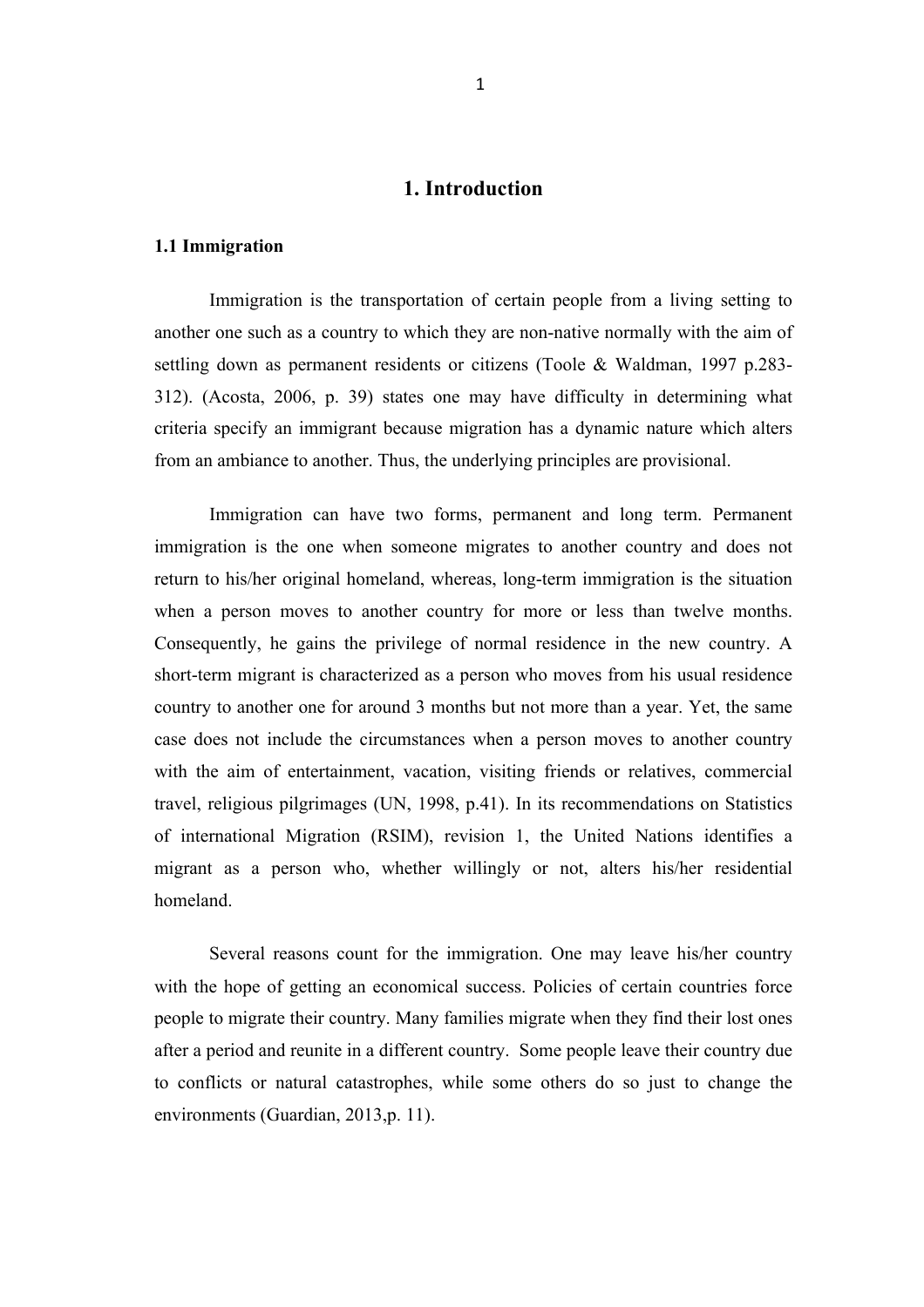# 1. Introduction

## 1.1 Immigration

Immigration is the transportation of certain people from a living setting to another one such as a country to which they are non-native normally with the aim of settling down as permanent residents or citizens (Toole & Waldman, 1997 p.283-312). (Acosta, 2006, p. 39) states one may have difficulty in determining what criteria specify an immigrant because migration has a dynamic nature which alters from an ambiance to another. Thus, the underlying principles are provisional.

Immigration can have two forms, permanent and long term. Permanent immigration is the one when someone migrates to another country and does not return to his/her original homeland, whereas, long-term immigration is the situation when a person moves to another country for more or less than twelve months. Consequently, he gains the privilege of normal residence in the new country. A short-term migrant is characterized as a person who moves from his usual residence country to another one for around 3 months but not more than a year. Yet, the same case does not include the circumstances when a person moves to another country with the aim of entertainment, vacation, visiting friends or relatives, commercial travel, religious pilgrimages (UN, 1998, p.41). In its recommendations on Statistics of international Migration (RSIM), revision 1, the United Nations identifies a migrant as a person who, whether willingly or not, alters his/her residential homeland.

Several reasons count for the immigration. One may leave his/her country with the hope of getting an economical success. Policies of certain countries force people to migrate their country. Many families migrate when they find their lost ones after a period and reunite in a different country. Some people leave their country due to conflicts or natural catastrophes, while some others do so just to change the environments (Guardian, 2013,p. 11).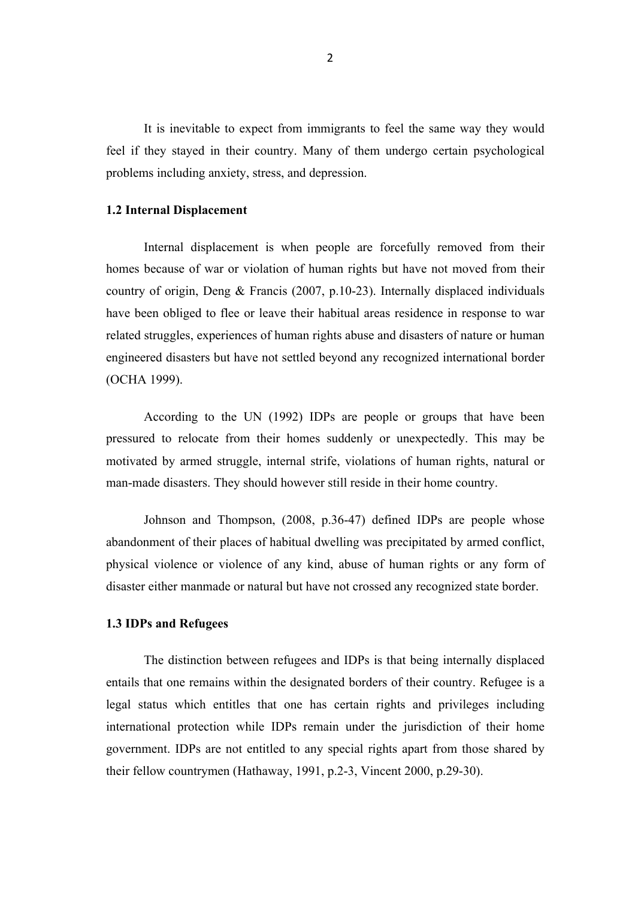It is inevitable to expect from immigrants to feel the same way they would feel if they stayed in their country. Many of them undergo certain psychological problems including anxiety, stress, and depression.

### 1.2 Internal Displacement

Internal displacement is when people are forcefully removed from their homes because of war or violation of human rights but have not moved from their country of origin, Deng & Francis (2007, p.10-23). Internally displaced individuals have been obliged to flee or leave their habitual areas residence in response to war related struggles, experiences of human rights abuse and disasters of nature or human engineered disasters but have not settled beyond any recognized international border (OCHA 1999).

According to the UN (1992) IDPs are people or groups that have been pressured to relocate from their homes suddenly or unexpectedly. This may be motivated by armed struggle, internal strife, violations of human rights, natural or man-made disasters. They should however still reside in their home country.

Johnson and Thompson, (2008, p.36-47) defined IDPs are people whose abandonment of their places of habitual dwelling was precipitated by armed conflict, physical violence or violence of any kind, abuse of human rights or any form of disaster either manmade or natural but have not crossed any recognized state border.

### 1.3 IDPs and Refugees

The distinction between refugees and IDPs is that being internally displaced entails that one remains within the designated borders of their country. Refugee is a legal status which entitles that one has certain rights and privileges including international protection while IDPs remain under the jurisdiction of their home government. IDPs are not entitled to any special rights apart from those shared by their fellow countrymen (Hathaway, 1991, p.2-3, Vincent 2000, p.29-30).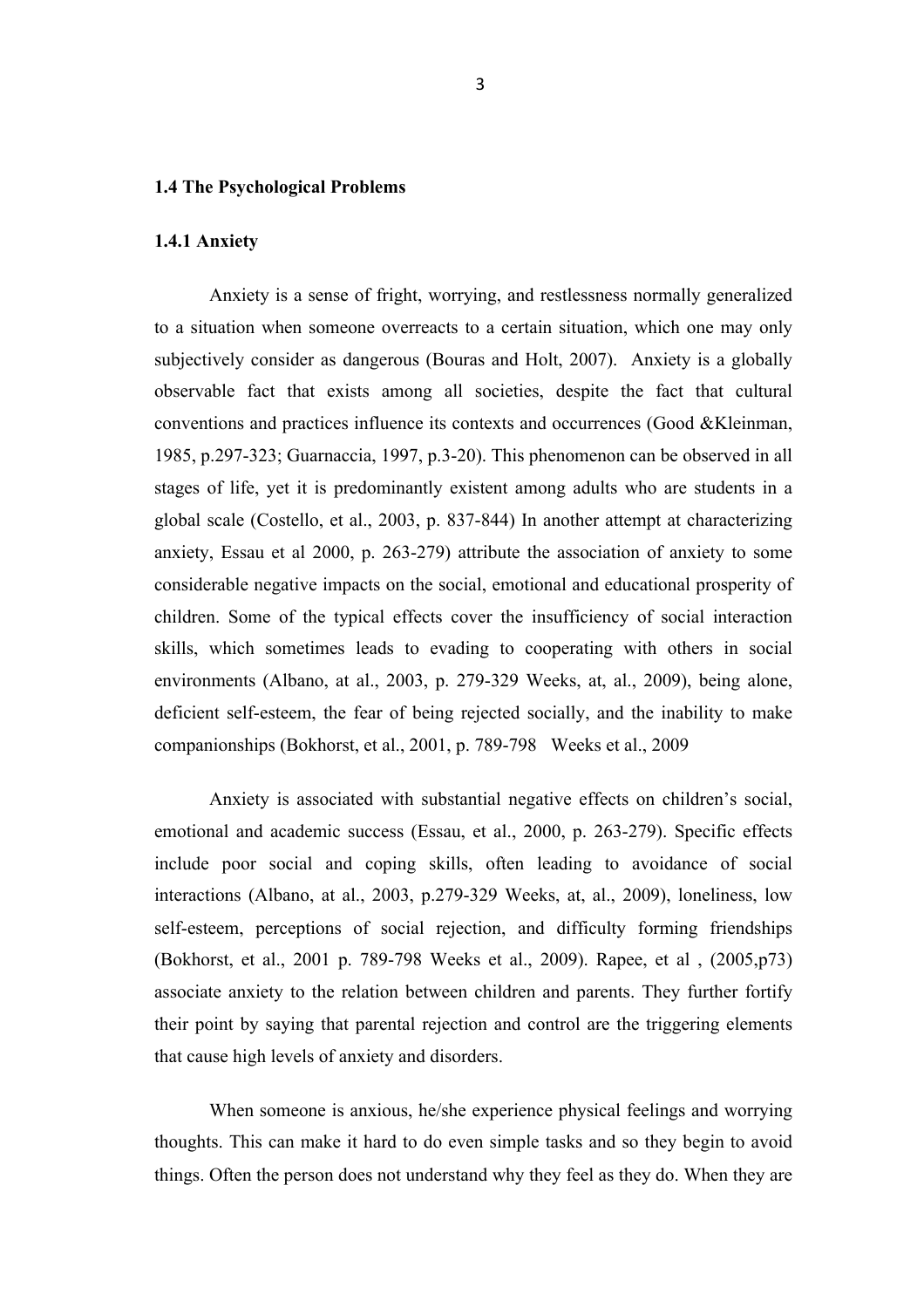**1.4 The Psychological Problems**

**1.4.1 Anxiety**

Anxiety is a sense of fright, worrying, and restlessness normally generalized to a situation when someone overreacts to a certain situation, which one may only subjectively consider as dangerous (Bouras and Holt, 2007). Anxiety is a globally observable fact that exists among all societies, despite the fact that cultural conventions and practices influence its contexts and occurrences (Good &Kleinman, 1985, p.297-323; Guarnaccia, 1997, p.3-20). This phenomenon can be observed in all stages of life, yet it is predominantly existent among adults who are students in a global scale (Costello, et al., 2003, p. 837-844) In another attempt at characterizing anxiety, Essau et al 2000, p. 263-279) attribute the association of anxiety to some considerable negative impacts on the social, emotional and educational prosperity of children. Some of the typical effects cover the insufficiency of social interaction skills, which sometimes leads to evading to cooperating with others in social environments (Albano, at al., 2003, p. 279-329 Weeks, at, al., 2009), being alone, deficient self-esteem, the fear of being rejected socially, and the inability to make companionships (Bokhorst, et al., 2001, p. 789-798 Weeks et al., 2009

Anxiety is associated with substantial negative effects on children's social, emotional and academic success (Essau, et al., 2000, p. 263-279). Specific effects include poor social and coping skills, often leading to avoidance of social interactions (Albano, at al., 2003, p.279-329 Weeks, at, al., 2009), loneliness, low self-esteem, perceptions of social rejection, and difficulty forming friendships (Bokhorst, et al., 2001 p. 789-798 Weeks et al., 2009). Rapee, et al , (2005,p73) associate anxiety to the relation between children and parents. They further fortify their point by saying that parental rejection and control are the triggering elements that cause high levels of anxiety and disorders.

When someone is anxious, he/she experience physical feelings and worrying thoughts. This can make it hard to do even simple tasks and so they begin to avoid things. Often the person does not understand why they feel as they do. When they are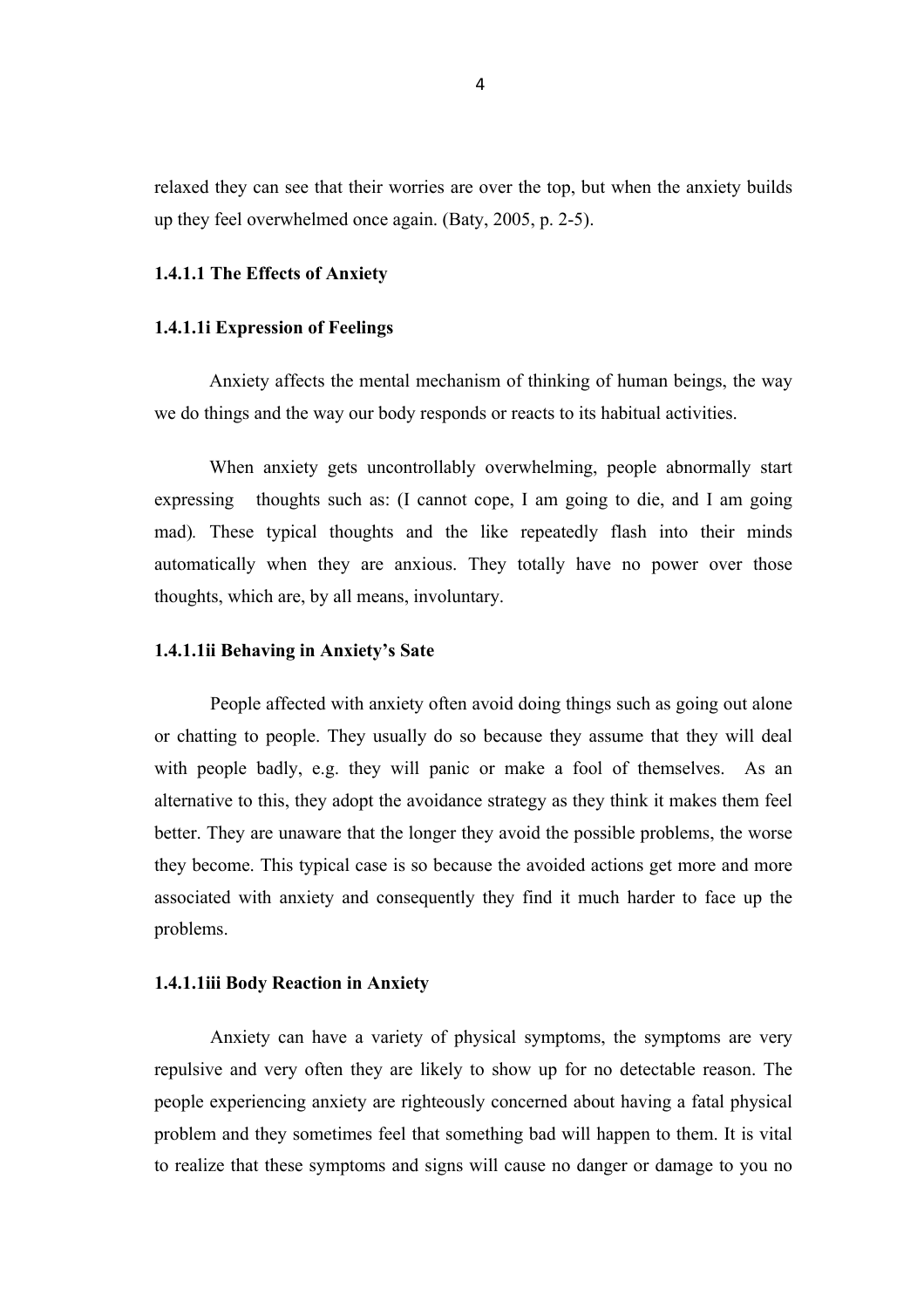relaxed they can see that their worries are over the top, but when the anxiety builds up they feel overwhelmed once again. (Baty, 2005, p. 2-5).

#### 1.4.1.1 The Effects of Anxiety

##### 1.4.1.1i Expression of Feelings

Anxiety affects the mental mechanism of thinking of human beings, the way we do things and the way our body responds or reacts to its habitual activities.

When anxiety gets uncontrollably overwhelming, people abnormally start expressing thoughts such as: (I cannot cope, I am going to die, and I am going mad). These typical thoughts and the like repeatedly flash into their minds automatically when they are anxious. They totally have no power over those thoughts, which are, by all means, involuntary.

##### 1.4.1.1ii Behaving in Anxiety's Sate

People affected with anxiety often avoid doing things such as going out alone or chatting to people. They usually do so because they assume that they will deal with people badly, e.g. they will panic or make a fool of themselves. As an alternative to this, they adopt the avoidance strategy as they think it makes them feel better. They are unaware that the longer they avoid the possible problems, the worse they become. This typical case is so because the avoided actions get more and more associated with anxiety and consequently they find it much harder to face up the problems.

##### 1.4.1.1iii Body Reaction in Anxiety

Anxiety can have a variety of physical symptoms, the symptoms are very repulsive and very often they are likely to show up for no detectable reason. The people experiencing anxiety are righteously concerned about having a fatal physical problem and they sometimes feel that something bad will happen to them. It is vital to realize that these symptoms and signs will cause no danger or damage to you no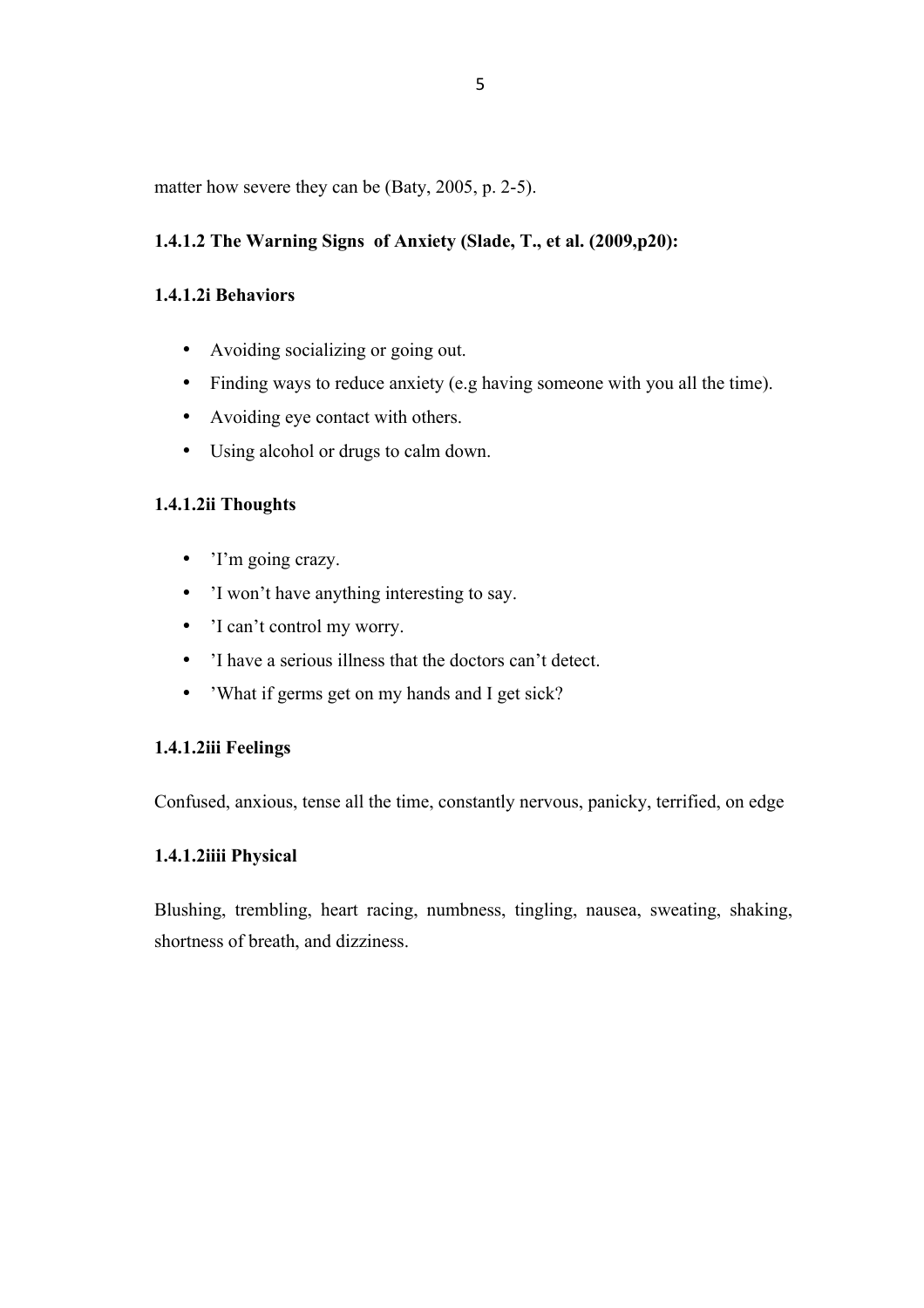matter how severe they can be (Baty, 2005, p. 2-5).

#### 1.4.1.2 The Warning Signs of Anxiety (Slade, T., et al. (2009,p20):

##### 1.4.1.2i Behaviors

- Avoiding socializing or going out.
- Finding ways to reduce anxiety (e.g having someone with you all the time).
- Avoiding eye contact with others.
- Using alcohol or drugs to calm down.

##### 1.4.1.2ii Thoughts

- ’I’m going crazy.
- ’I won’t have anything interesting to say.
- ’I can’t control my worry.
- ’I have a serious illness that the doctors can’t detect.
- ’What if germs get on my hands and I get sick?

##### 1.4.1.2iii Feelings

Confused, anxious, tense all the time, constantly nervous, panicky, terrified, on edge

##### 1.4.1.2iiii Physical

Blushing, trembling, heart racing, numbness, tingling, nausea, sweating, shaking, shortness of breath, and dizziness.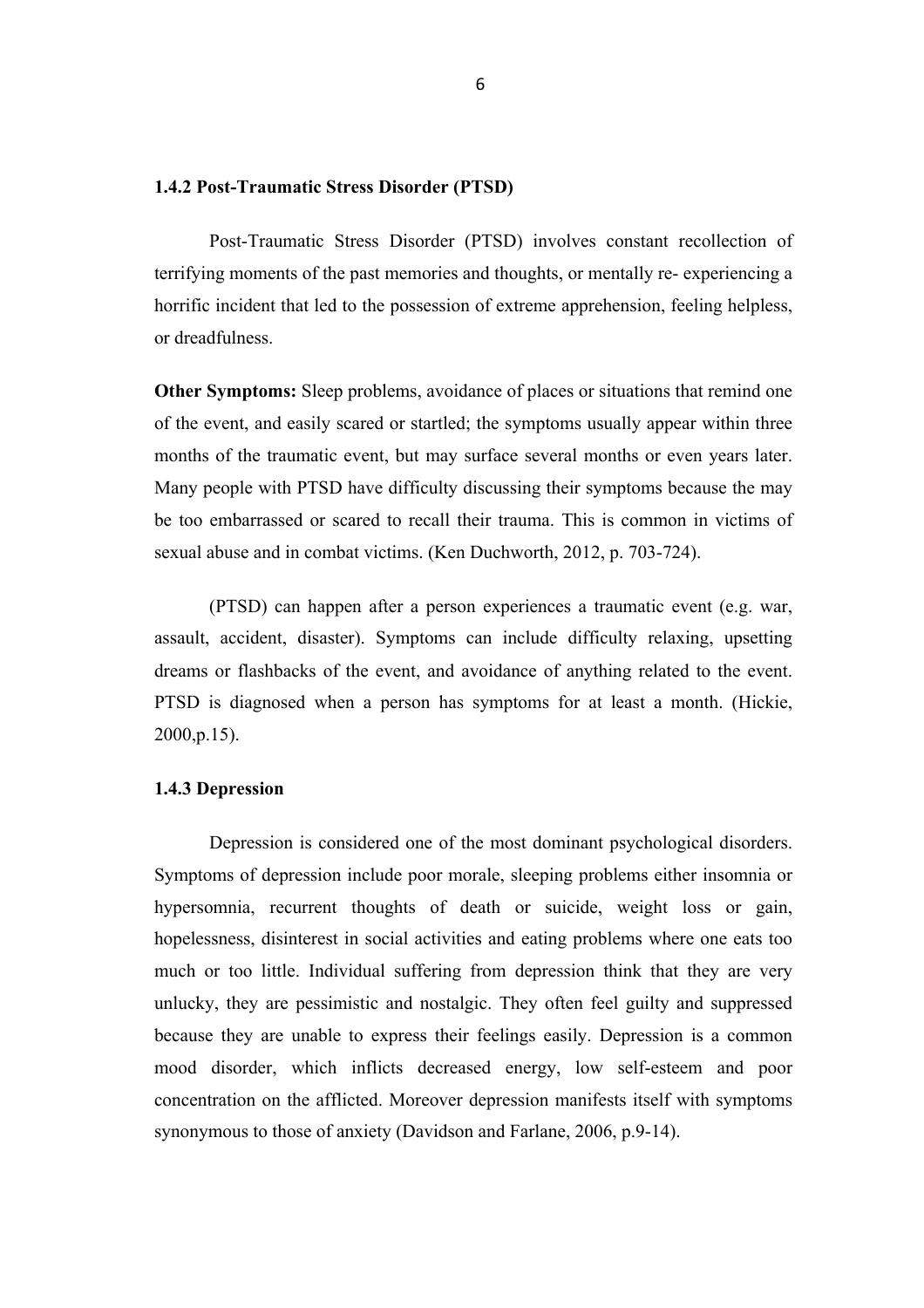### 1.4.2 Post-Traumatic Stress Disorder (PTSD)

Post-Traumatic Stress Disorder (PTSD) involves constant recollection of terrifying moments of the past memories and thoughts, or mentally re- experiencing a horrific incident that led to the possession of extreme apprehension, feeling helpless, or dreadfulness.

**Other Symptoms:** Sleep problems, avoidance of places or situations that remind one of the event, and easily scared or startled; the symptoms usually appear within three months of the traumatic event, but may surface several months or even years later. Many people with PTSD have difficulty discussing their symptoms because the may be too embarrassed or scared to recall their trauma. This is common in victims of sexual abuse and in combat victims. (Ken Duchworth, 2012, p. 703-724).

(PTSD) can happen after a person experiences a traumatic event (e.g. war, assault, accident, disaster). Symptoms can include difficulty relaxing, upsetting dreams or flashbacks of the event, and avoidance of anything related to the event. PTSD is diagnosed when a person has symptoms for at least a month. (Hickie, 2000,p.15).

### 1.4.3 Depression

Depression is considered one of the most dominant psychological disorders. Symptoms of depression include poor morale, sleeping problems either insomnia or hypersomnia, recurrent thoughts of death or suicide, weight loss or gain, hopelessness, disinterest in social activities and eating problems where one eats too much or too little. Individual suffering from depression think that they are very unlucky, they are pessimistic and nostalgic. They often feel guilty and suppressed because they are unable to express their feelings easily. Depression is a common mood disorder, which inflicts decreased energy, low self-esteem and poor concentration on the afflicted. Moreover depression manifests itself with symptoms synonymous to those of anxiety (Davidson and Farlane, 2006, p.9-14).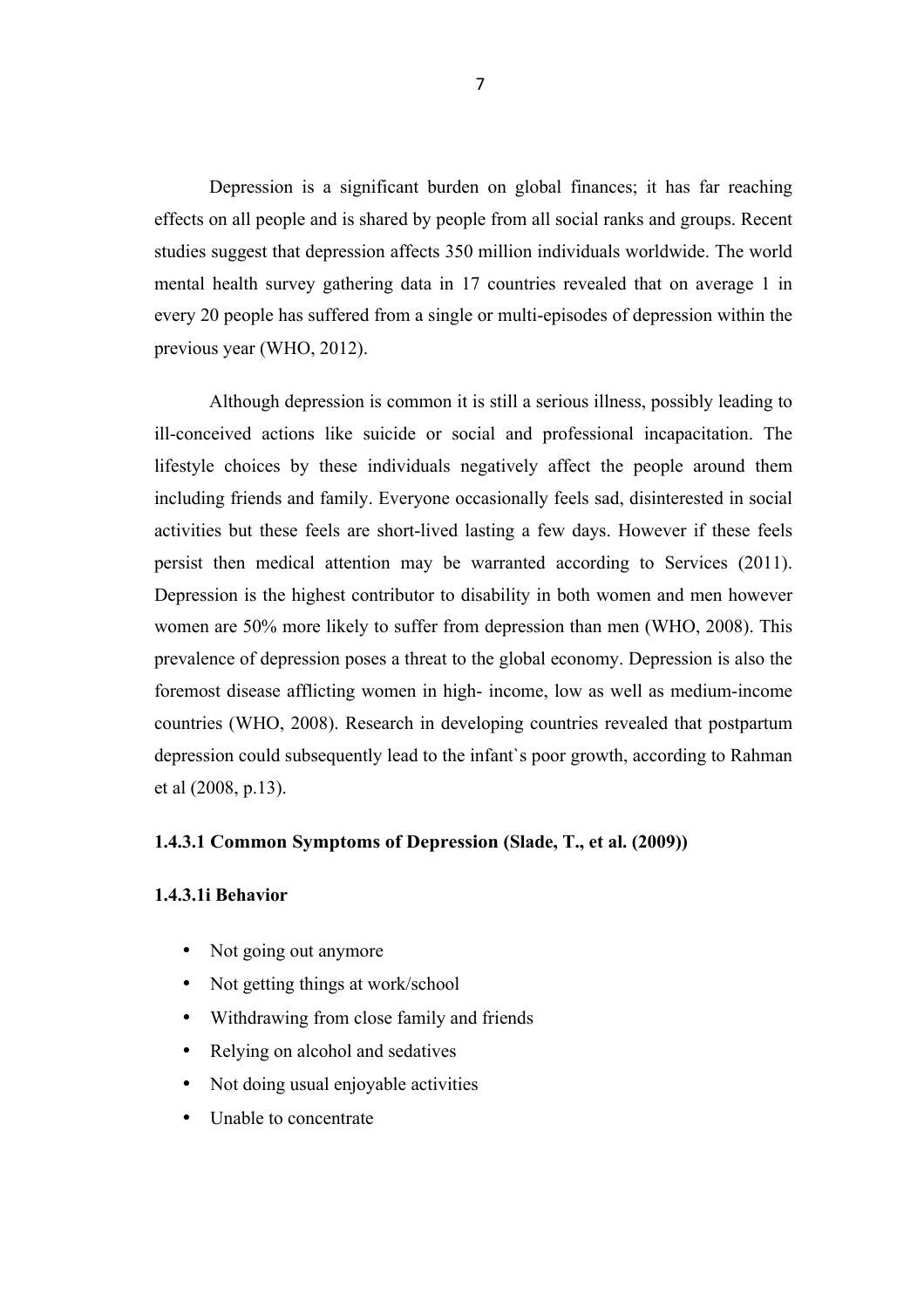Depression is a significant burden on global finances; it has far reaching effects on all people and is shared by people from all social ranks and groups. Recent studies suggest that depression affects 350 million individuals worldwide. The world mental health survey gathering data in 17 countries revealed that on average 1 in every 20 people has suffered from a single or multi-episodes of depression within the previous year (WHO, 2012).

Although depression is common it is still a serious illness, possibly leading to ill-conceived actions like suicide or social and professional incapacitation. The lifestyle choices by these individuals negatively affect the people around them including friends and family. Everyone occasionally feels sad, disinterested in social activities but these feels are short-lived lasting a few days. However if these feels persist then medical attention may be warranted according to Services (2011). Depression is the highest contributor to disability in both women and men however women are 50% more likely to suffer from depression than men (WHO, 2008). This prevalence of depression poses a threat to the global economy. Depression is also the foremost disease afflicting women in high- income, low as well as medium-income countries (WHO, 2008). Research in developing countries revealed that postpartum depression could subsequently lead to the infant`s poor growth, according to Rahman et al (2008, p.13).

#### 1.4.3.1 Common Symptoms of Depression (Slade, T., et al. (2009))

##### 1.4.3.1i Behavior

- Not going out anymore
- Not getting things at work/school
- Withdrawing from close family and friends
- Relying on alcohol and sedatives
- Not doing usual enjoyable activities
- Unable to concentrate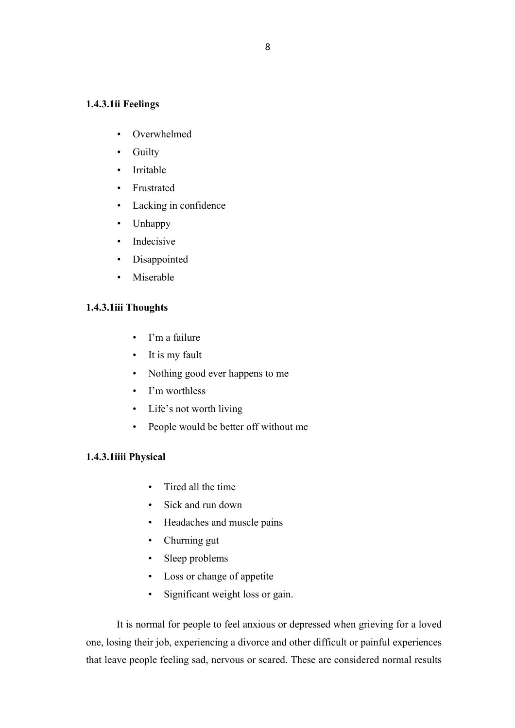#### 1.4.3.1ii Feelings

- Overwhelmed
- Guilty
- Irritable
- Frustrated
- Lacking in confidence
- Unhappy
- Indecisive
- Disappointed
- Miserable

#### 1.4.3.1iii Thoughts

- I'm a failure
- It is my fault
- Nothing good ever happens to me
- I'm worthless
- Life's not worth living
- People would be better off without me

#### 1.4.3.1iiii Physical

- Tired all the time
- Sick and run down
- Headaches and muscle pains
- Churning gut
- Sleep problems
- Loss or change of appetite
- Significant weight loss or gain.

It is normal for people to feel anxious or depressed when grieving for a loved one, losing their job, experiencing a divorce and other difficult or painful experiences that leave people feeling sad, nervous or scared. These are considered normal results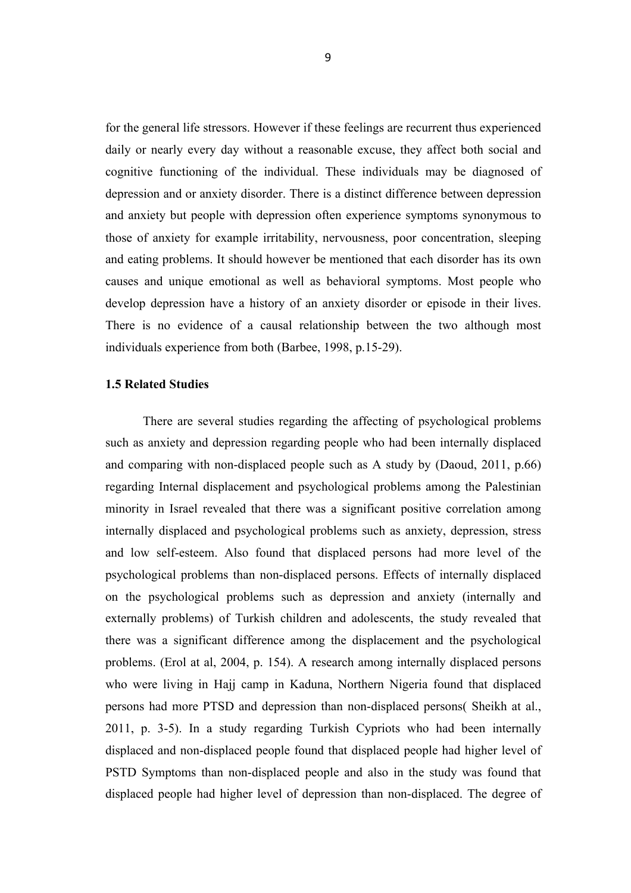for the general life stressors. However if these feelings are recurrent thus experienced daily or nearly every day without a reasonable excuse, they affect both social and cognitive functioning of the individual. These individuals may be diagnosed of depression and or anxiety disorder. There is a distinct difference between depression and anxiety but people with depression often experience symptoms synonymous to those of anxiety for example irritability, nervousness, poor concentration, sleeping and eating problems. It should however be mentioned that each disorder has its own causes and unique emotional as well as behavioral symptoms. Most people who develop depression have a history of an anxiety disorder or episode in their lives. There is no evidence of a causal relationship between the two although most individuals experience from both (Barbee, 1998, p.15-29).

**1.5 Related Studies**

There are several studies regarding the affecting of psychological problems such as anxiety and depression regarding people who had been internally displaced and comparing with non-displaced people such as A study by (Daoud, 2011, p.66) regarding Internal displacement and psychological problems among the Palestinian minority in Israel revealed that there was a significant positive correlation among internally displaced and psychological problems such as anxiety, depression, stress and low self-esteem. Also found that displaced persons had more level of the psychological problems than non-displaced persons. Effects of internally displaced on the psychological problems such as depression and anxiety (internally and externally problems) of Turkish children and adolescents, the study revealed that there was a significant difference among the displacement and the psychological problems. (Erol at al, 2004, p. 154). A research among internally displaced persons who were living in Hajj camp in Kaduna, Northern Nigeria found that displaced persons had more PTSD and depression than non-displaced persons( Sheikh at al., 2011, p. 3-5). In a study regarding Turkish Cypriots who had been internally displaced and non-displaced people found that displaced people had higher level of PSTD Symptoms than non-displaced people and also in the study was found that displaced people had higher level of depression than non-displaced. The degree of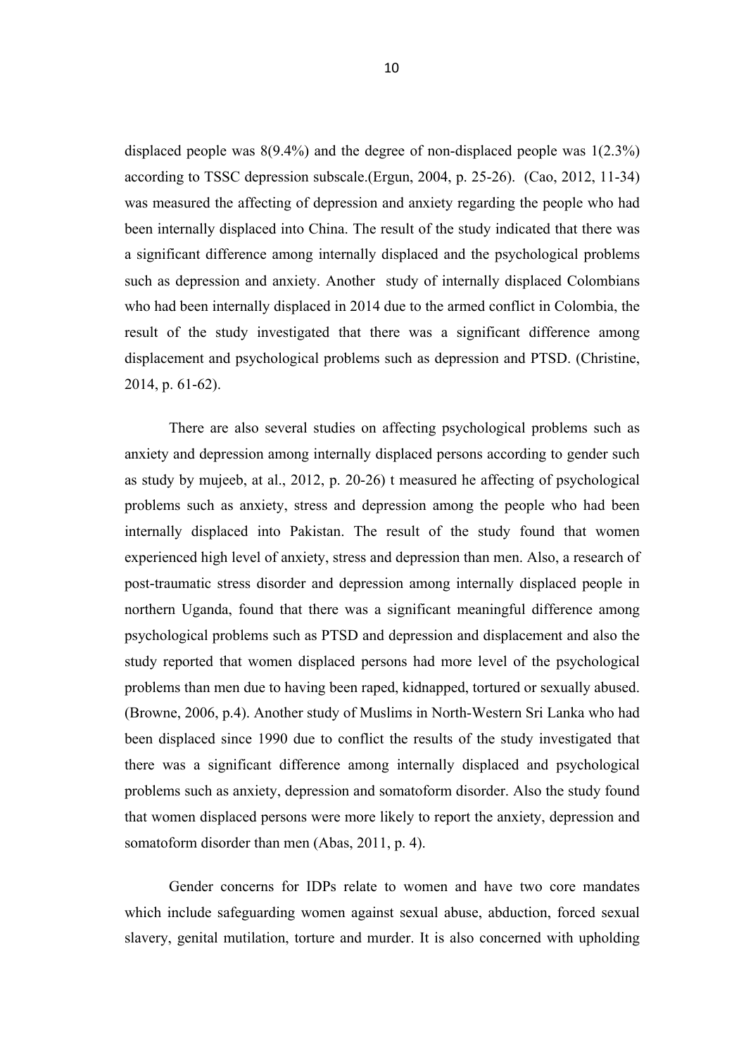displaced people was 8(9.4%) and the degree of non-displaced people was 1(2.3%) according to TSSC depression subscale.(Ergun, 2004, p. 25-26). (Cao, 2012, 11-34) was measured the affecting of depression and anxiety regarding the people who had been internally displaced into China. The result of the study indicated that there was a significant difference among internally displaced and the psychological problems such as depression and anxiety. Another study of internally displaced Colombians who had been internally displaced in 2014 due to the armed conflict in Colombia, the result of the study investigated that there was a significant difference among displacement and psychological problems such as depression and PTSD. (Christine, 2014, p. 61-62).

There are also several studies on affecting psychological problems such as anxiety and depression among internally displaced persons according to gender such as study by mujeeb, at al., 2012, p. 20-26) t measured he affecting of psychological problems such as anxiety, stress and depression among the people who had been internally displaced into Pakistan. The result of the study found that women experienced high level of anxiety, stress and depression than men. Also, a research of post-traumatic stress disorder and depression among internally displaced people in northern Uganda, found that there was a significant meaningful difference among psychological problems such as PTSD and depression and displacement and also the study reported that women displaced persons had more level of the psychological problems than men due to having been raped, kidnapped, tortured or sexually abused. (Browne, 2006, p.4). Another study of Muslims in North-Western Sri Lanka who had been displaced since 1990 due to conflict the results of the study investigated that there was a significant difference among internally displaced and psychological problems such as anxiety, depression and somatoform disorder. Also the study found that women displaced persons were more likely to report the anxiety, depression and somatoform disorder than men (Abas, 2011, p. 4).

Gender concerns for IDPs relate to women and have two core mandates which include safeguarding women against sexual abuse, abduction, forced sexual slavery, genital mutilation, torture and murder. It is also concerned with upholding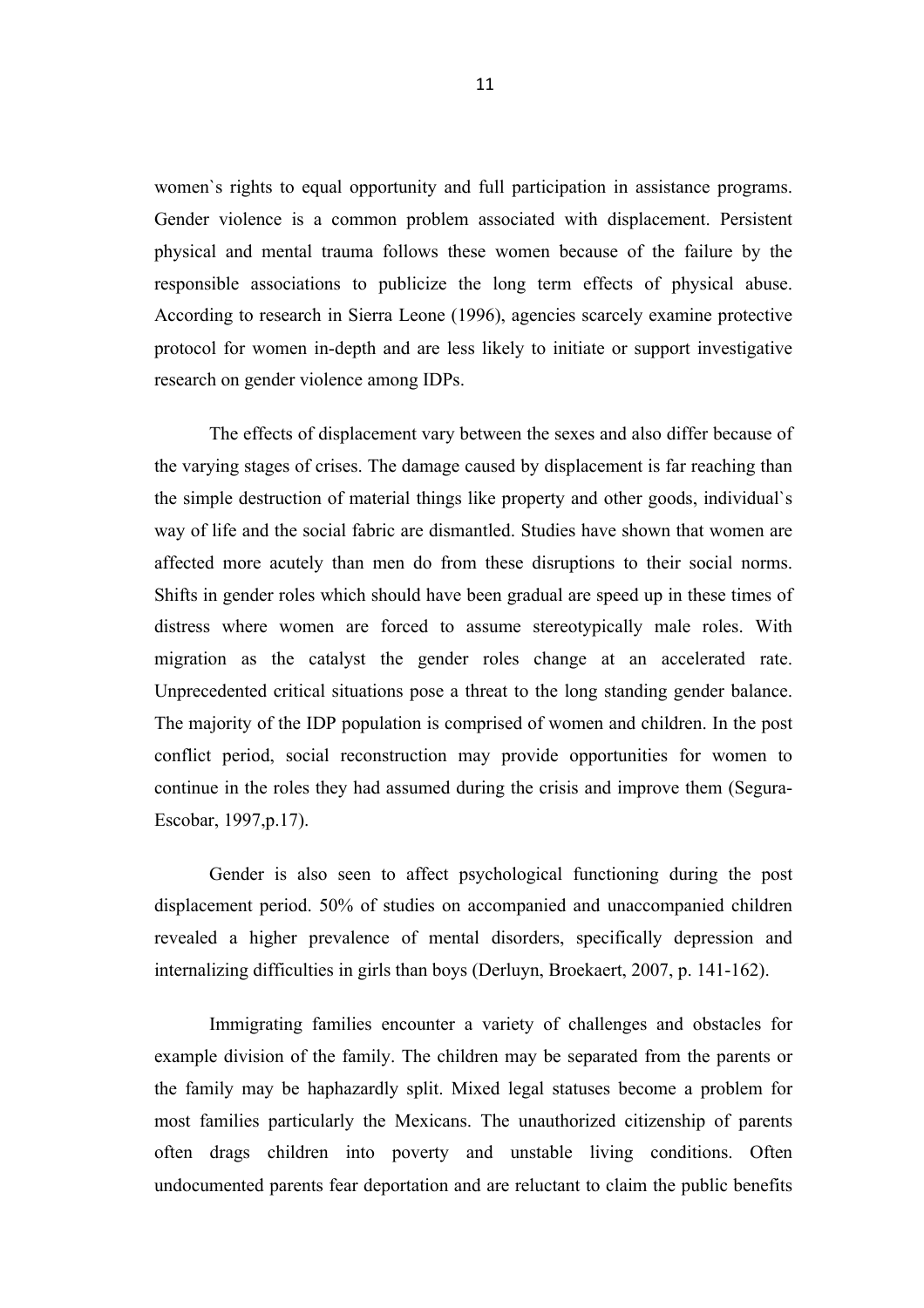women`s rights to equal opportunity and full participation in assistance programs. Gender violence is a common problem associated with displacement. Persistent physical and mental trauma follows these women because of the failure by the responsible associations to publicize the long term effects of physical abuse. According to research in Sierra Leone (1996), agencies scarcely examine protective protocol for women in-depth and are less likely to initiate or support investigative research on gender violence among IDPs.

The effects of displacement vary between the sexes and also differ because of the varying stages of crises. The damage caused by displacement is far reaching than the simple destruction of material things like property and other goods, individual`s way of life and the social fabric are dismantled. Studies have shown that women are affected more acutely than men do from these disruptions to their social norms. Shifts in gender roles which should have been gradual are speed up in these times of distress where women are forced to assume stereotypically male roles. With migration as the catalyst the gender roles change at an accelerated rate. Unprecedented critical situations pose a threat to the long standing gender balance. The majority of the IDP population is comprised of women and children. In the post conflict period, social reconstruction may provide opportunities for women to continue in the roles they had assumed during the crisis and improve them (Segura-Escobar, 1997,p.17).

Gender is also seen to affect psychological functioning during the post displacement period. 50% of studies on accompanied and unaccompanied children revealed a higher prevalence of mental disorders, specifically depression and internalizing difficulties in girls than boys (Derluyn, Broekaert, 2007, p. 141-162).

Immigrating families encounter a variety of challenges and obstacles for example division of the family. The children may be separated from the parents or the family may be haphazardly split. Mixed legal statuses become a problem for most families particularly the Mexicans. The unauthorized citizenship of parents often drags children into poverty and unstable living conditions. Often undocumented parents fear deportation and are reluctant to claim the public benefits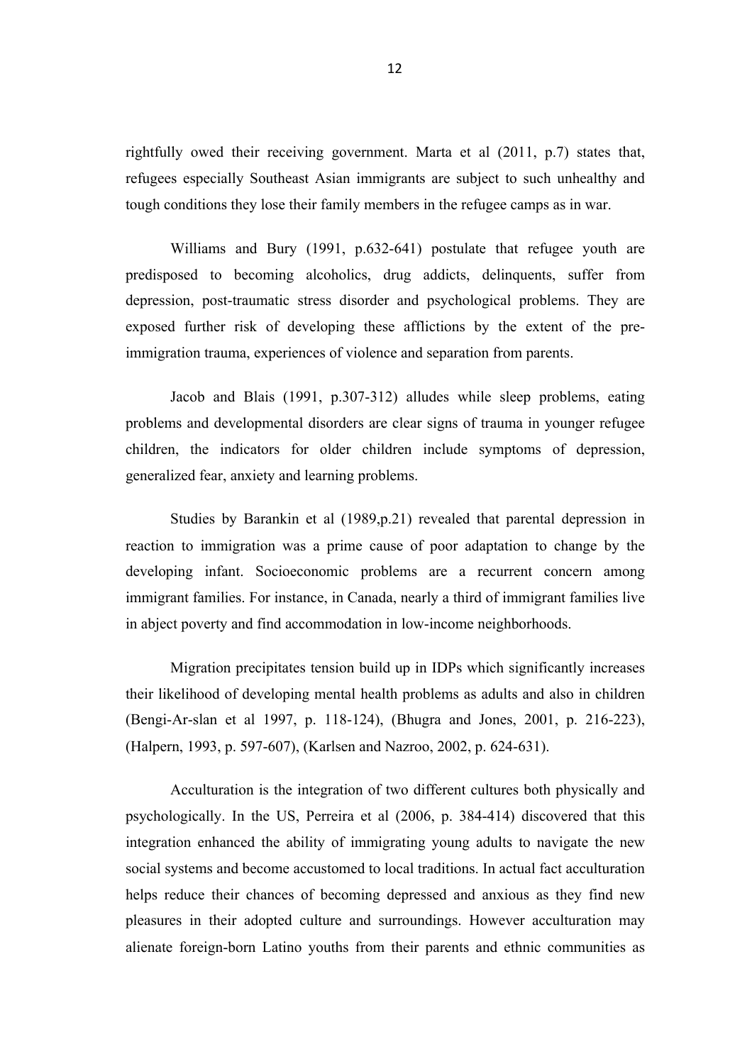rightfully owed their receiving government. Marta et al (2011, p.7) states that, refugees especially Southeast Asian immigrants are subject to such unhealthy and tough conditions they lose their family members in the refugee camps as in war.

Williams and Bury (1991, p.632-641) postulate that refugee youth are predisposed to becoming alcoholics, drug addicts, delinquents, suffer from depression, post-traumatic stress disorder and psychological problems. They are exposed further risk of developing these afflictions by the extent of the pre-immigration trauma, experiences of violence and separation from parents.

Jacob and Blais (1991, p.307-312) alludes while sleep problems, eating problems and developmental disorders are clear signs of trauma in younger refugee children, the indicators for older children include symptoms of depression, generalized fear, anxiety and learning problems.

Studies by Barankin et al (1989,p.21) revealed that parental depression in reaction to immigration was a prime cause of poor adaptation to change by the developing infant. Socioeconomic problems are a recurrent concern among immigrant families. For instance, in Canada, nearly a third of immigrant families live in abject poverty and find accommodation in low-income neighborhoods.

Migration precipitates tension build up in IDPs which significantly increases their likelihood of developing mental health problems as adults and also in children (Bengi-Ar-slan et al 1997, p. 118-124), (Bhugra and Jones, 2001, p. 216-223), (Halpern, 1993, p. 597-607), (Karlsen and Nazroo, 2002, p. 624-631).

Acculturation is the integration of two different cultures both physically and psychologically. In the US, Perreira et al (2006, p. 384-414) discovered that this integration enhanced the ability of immigrating young adults to navigate the new social systems and become accustomed to local traditions. In actual fact acculturation helps reduce their chances of becoming depressed and anxious as they find new pleasures in their adopted culture and surroundings. However acculturation may alienate foreign-born Latino youths from their parents and ethnic communities as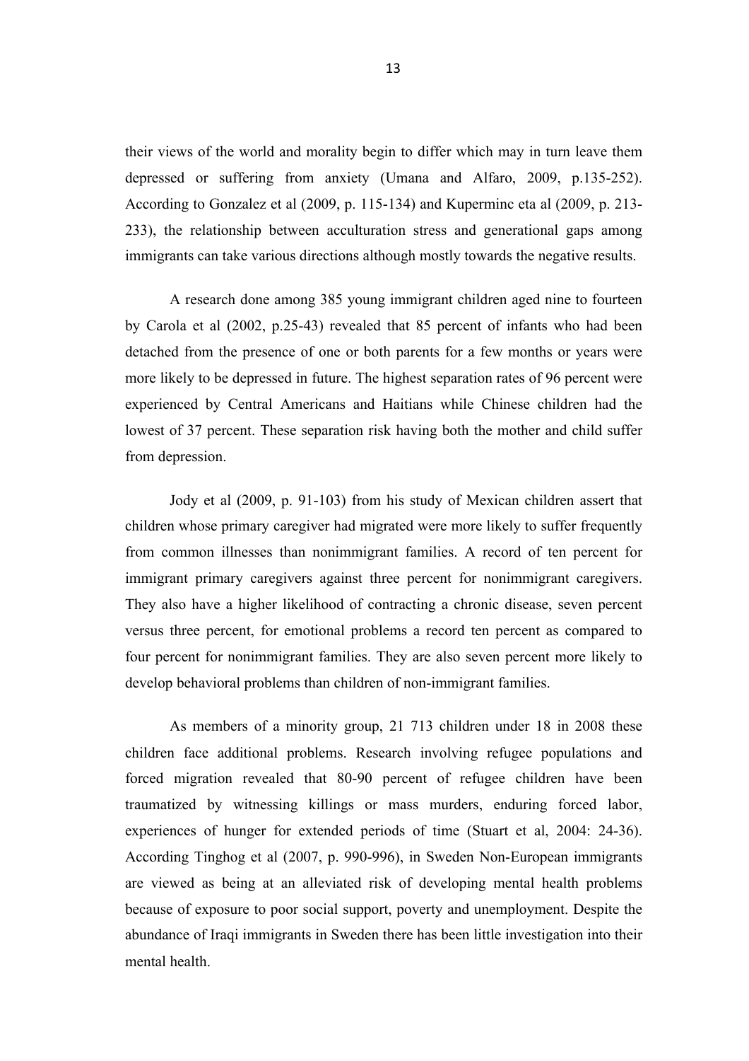their views of the world and morality begin to differ which may in turn leave them depressed or suffering from anxiety (Umana and Alfaro, 2009, p.135-252). According to Gonzalez et al (2009, p. 115-134) and Kuperminc eta al (2009, p. 213-233), the relationship between acculturation stress and generational gaps among immigrants can take various directions although mostly towards the negative results.

A research done among 385 young immigrant children aged nine to fourteen by Carola et al (2002, p.25-43) revealed that 85 percent of infants who had been detached from the presence of one or both parents for a few months or years were more likely to be depressed in future. The highest separation rates of 96 percent were experienced by Central Americans and Haitians while Chinese children had the lowest of 37 percent. These separation risk having both the mother and child suffer from depression.

Jody et al (2009, p. 91-103) from his study of Mexican children assert that children whose primary caregiver had migrated were more likely to suffer frequently from common illnesses than nonimmigrant families. A record of ten percent for immigrant primary caregivers against three percent for nonimmigrant caregivers. They also have a higher likelihood of contracting a chronic disease, seven percent versus three percent, for emotional problems a record ten percent as compared to four percent for nonimmigrant families. They are also seven percent more likely to develop behavioral problems than children of non-immigrant families.

As members of a minority group, 21 713 children under 18 in 2008 these children face additional problems. Research involving refugee populations and forced migration revealed that 80-90 percent of refugee children have been traumatized by witnessing killings or mass murders, enduring forced labor, experiences of hunger for extended periods of time (Stuart et al, 2004: 24-36). According Tinghog et al (2007, p. 990-996), in Sweden Non-European immigrants are viewed as being at an alleviated risk of developing mental health problems because of exposure to poor social support, poverty and unemployment. Despite the abundance of Iraqi immigrants in Sweden there has been little investigation into their mental health.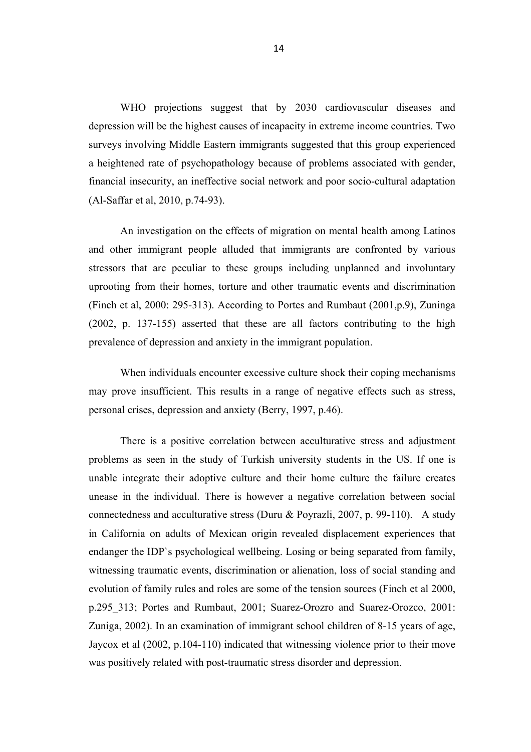WHO projections suggest that by 2030 cardiovascular diseases and depression will be the highest causes of incapacity in extreme income countries. Two surveys involving Middle Eastern immigrants suggested that this group experienced a heightened rate of psychopathology because of problems associated with gender, financial insecurity, an ineffective social network and poor socio-cultural adaptation (Al-Saffar et al, 2010, p.74-93).

An investigation on the effects of migration on mental health among Latinos and other immigrant people alluded that immigrants are confronted by various stressors that are peculiar to these groups including unplanned and involuntary uprooting from their homes, torture and other traumatic events and discrimination (Finch et al, 2000: 295-313). According to Portes and Rumbaut (2001,p.9), Zuninga (2002, p. 137-155) asserted that these are all factors contributing to the high prevalence of depression and anxiety in the immigrant population.

When individuals encounter excessive culture shock their coping mechanisms may prove insufficient. This results in a range of negative effects such as stress, personal crises, depression and anxiety (Berry, 1997, p.46).

There is a positive correlation between acculturative stress and adjustment problems as seen in the study of Turkish university students in the US. If one is unable integrate their adoptive culture and their home culture the failure creates unease in the individual. There is however a negative correlation between social connectedness and acculturative stress (Duru & Poyrazli, 2007, p. 99-110). A study in California on adults of Mexican origin revealed displacement experiences that endanger the IDP`s psychological wellbeing. Losing or being separated from family, witnessing traumatic events, discrimination or alienation, loss of social standing and evolution of family rules and roles are some of the tension sources (Finch et al 2000, p.295_313; Portes and Rumbaut, 2001; Suarez-Orozro and Suarez-Orozco, 2001: Zuniga, 2002). In an examination of immigrant school children of 8-15 years of age, Jaycox et al (2002, p.104-110) indicated that witnessing violence prior to their move was positively related with post-traumatic stress disorder and depression.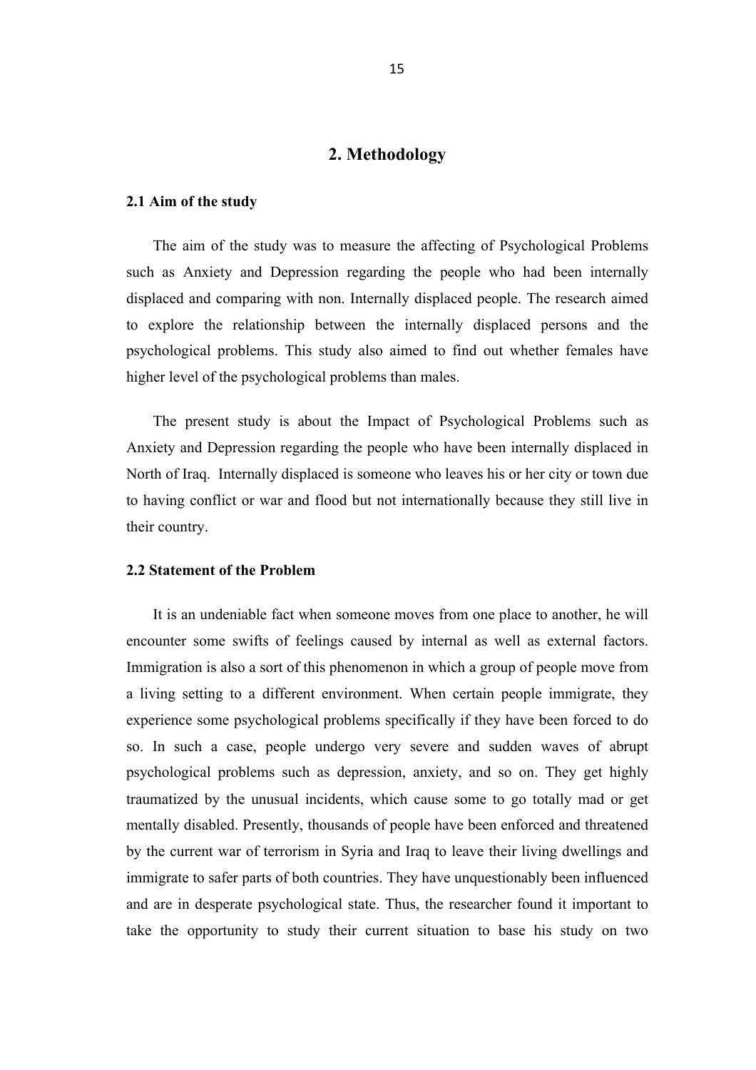# 2. Methodology

### 2.1 Aim of the study

The aim of the study was to measure the affecting of Psychological Problems such as Anxiety and Depression regarding the people who had been internally displaced and comparing with non. Internally displaced people. The research aimed to explore the relationship between the internally displaced persons and the psychological problems. This study also aimed to find out whether females have higher level of the psychological problems than males.

The present study is about the Impact of Psychological Problems such as Anxiety and Depression regarding the people who have been internally displaced in North of Iraq. Internally displaced is someone who leaves his or her city or town due to having conflict or war and flood but not internationally because they still live in their country.

### 2.2 Statement of the Problem

It is an undeniable fact when someone moves from one place to another, he will encounter some swifts of feelings caused by internal as well as external factors. Immigration is also a sort of this phenomenon in which a group of people move from a living setting to a different environment. When certain people immigrate, they experience some psychological problems specifically if they have been forced to do so. In such a case, people undergo very severe and sudden waves of abrupt psychological problems such as depression, anxiety, and so on. They get highly traumatized by the unusual incidents, which cause some to go totally mad or get mentally disabled. Presently, thousands of people have been enforced and threatened by the current war of terrorism in Syria and Iraq to leave their living dwellings and immigrate to safer parts of both countries. They have unquestionably been influenced and are in desperate psychological state. Thus, the researcher found it important to take the opportunity to study their current situation to base his study on two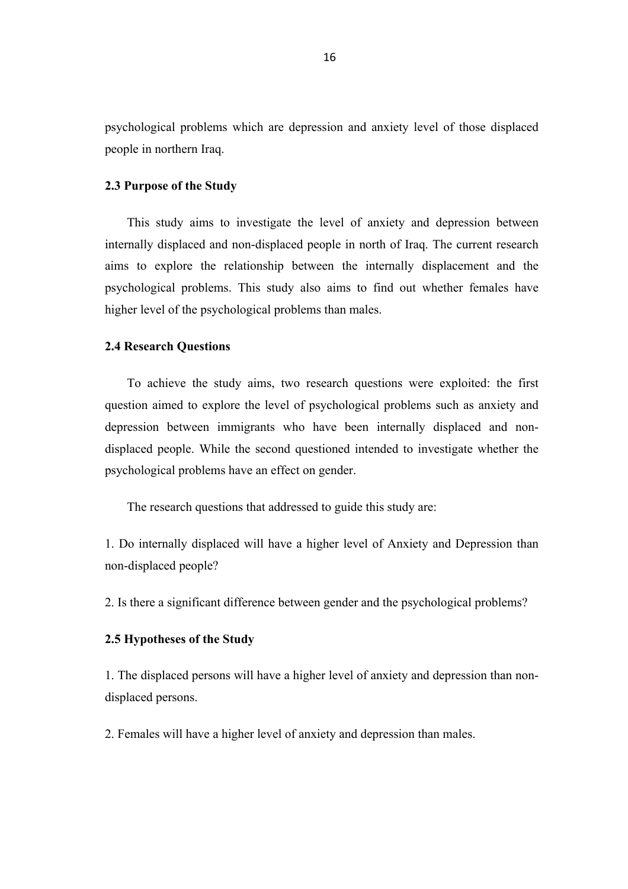psychological problems which are depression and anxiety level of those displaced people in northern Iraq.

### 2.3 Purpose of the Study

This study aims to investigate the level of anxiety and depression between internally displaced and non-displaced people in north of Iraq. The current research aims to explore the relationship between the internally displacement and the psychological problems. This study also aims to find out whether females have higher level of the psychological problems than males.

### 2.4 Research Questions

To achieve the study aims, two research questions were exploited: the first question aimed to explore the level of psychological problems such as anxiety and depression between immigrants who have been internally displaced and non-displaced people. While the second questioned intended to investigate whether the psychological problems have an effect on gender.

The research questions that addressed to guide this study are:

1. Do internally displaced will have a higher level of Anxiety and Depression than non-displaced people?

2. Is there a significant difference between gender and the psychological problems?

### 2.5 Hypotheses of the Study

1. The displaced persons will have a higher level of anxiety and depression than non-displaced persons.

2. Females will have a higher level of anxiety and depression than males.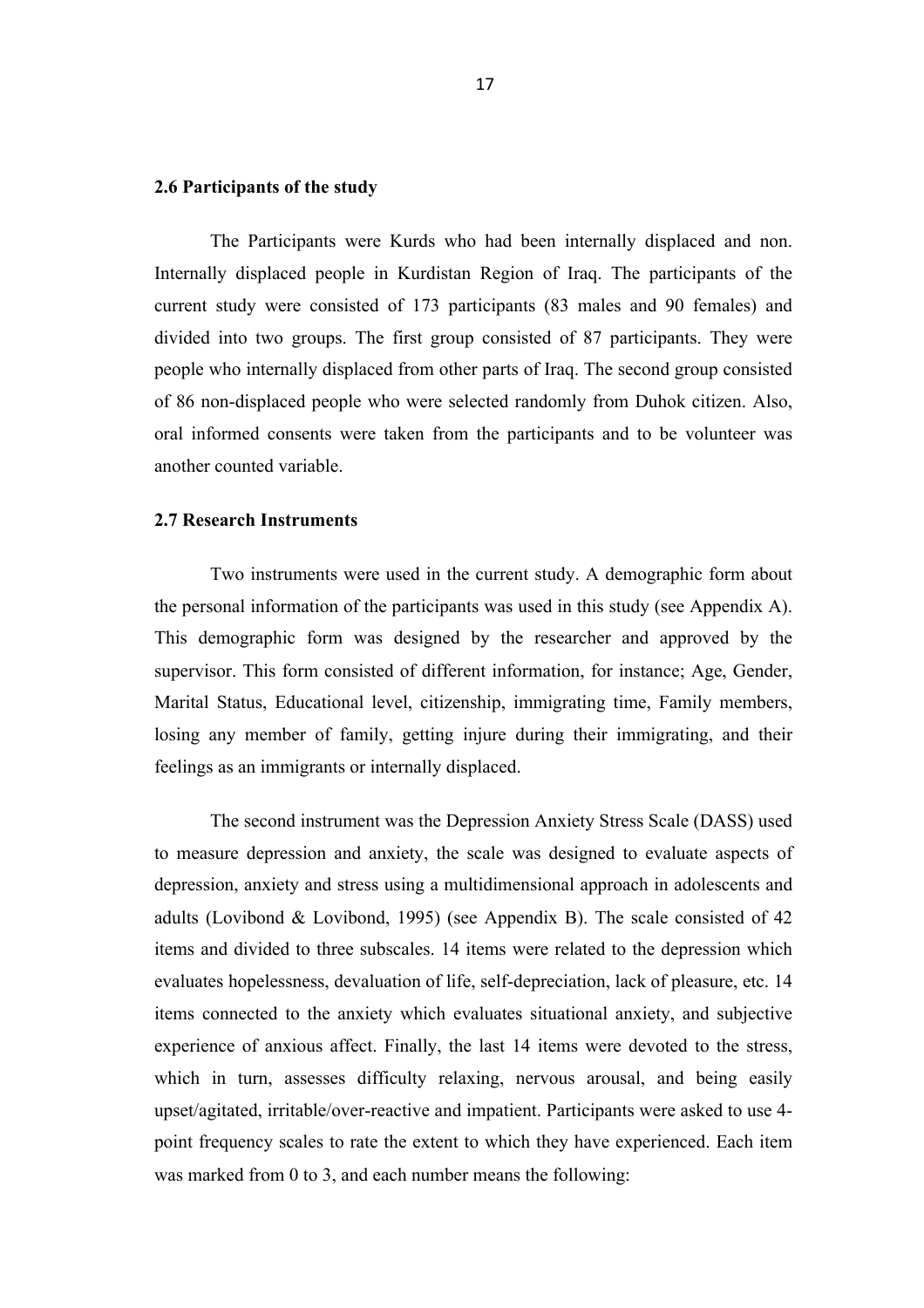### 2.6 Participants of the study

The Participants were Kurds who had been internally displaced and non. Internally displaced people in Kurdistan Region of Iraq. The participants of the current study were consisted of 173 participants (83 males and 90 females) and divided into two groups. The first group consisted of 87 participants. They were people who internally displaced from other parts of Iraq. The second group consisted of 86 non-displaced people who were selected randomly from Duhok citizen. Also, oral informed consents were taken from the participants and to be volunteer was another counted variable.

### 2.7 Research Instruments

Two instruments were used in the current study. A demographic form about the personal information of the participants was used in this study (see Appendix A). This demographic form was designed by the researcher and approved by the supervisor. This form consisted of different information, for instance; Age, Gender, Marital Status, Educational level, citizenship, immigrating time, Family members, losing any member of family, getting injure during their immigrating, and their feelings as an immigrants or internally displaced.

The second instrument was the Depression Anxiety Stress Scale (DASS) used to measure depression and anxiety, the scale was designed to evaluate aspects of depression, anxiety and stress using a multidimensional approach in adolescents and adults (Lovibond & Lovibond, 1995) (see Appendix B). The scale consisted of 42 items and divided to three subscales. 14 items were related to the depression which evaluates hopelessness, devaluation of life, self-depreciation, lack of pleasure, etc. 14 items connected to the anxiety which evaluates situational anxiety, and subjective experience of anxious affect. Finally, the last 14 items were devoted to the stress, which in turn, assesses difficulty relaxing, nervous arousal, and being easily upset/agitated, irritable/over-reactive and impatient. Participants were asked to use 4-point frequency scales to rate the extent to which they have experienced. Each item was marked from 0 to 3, and each number means the following: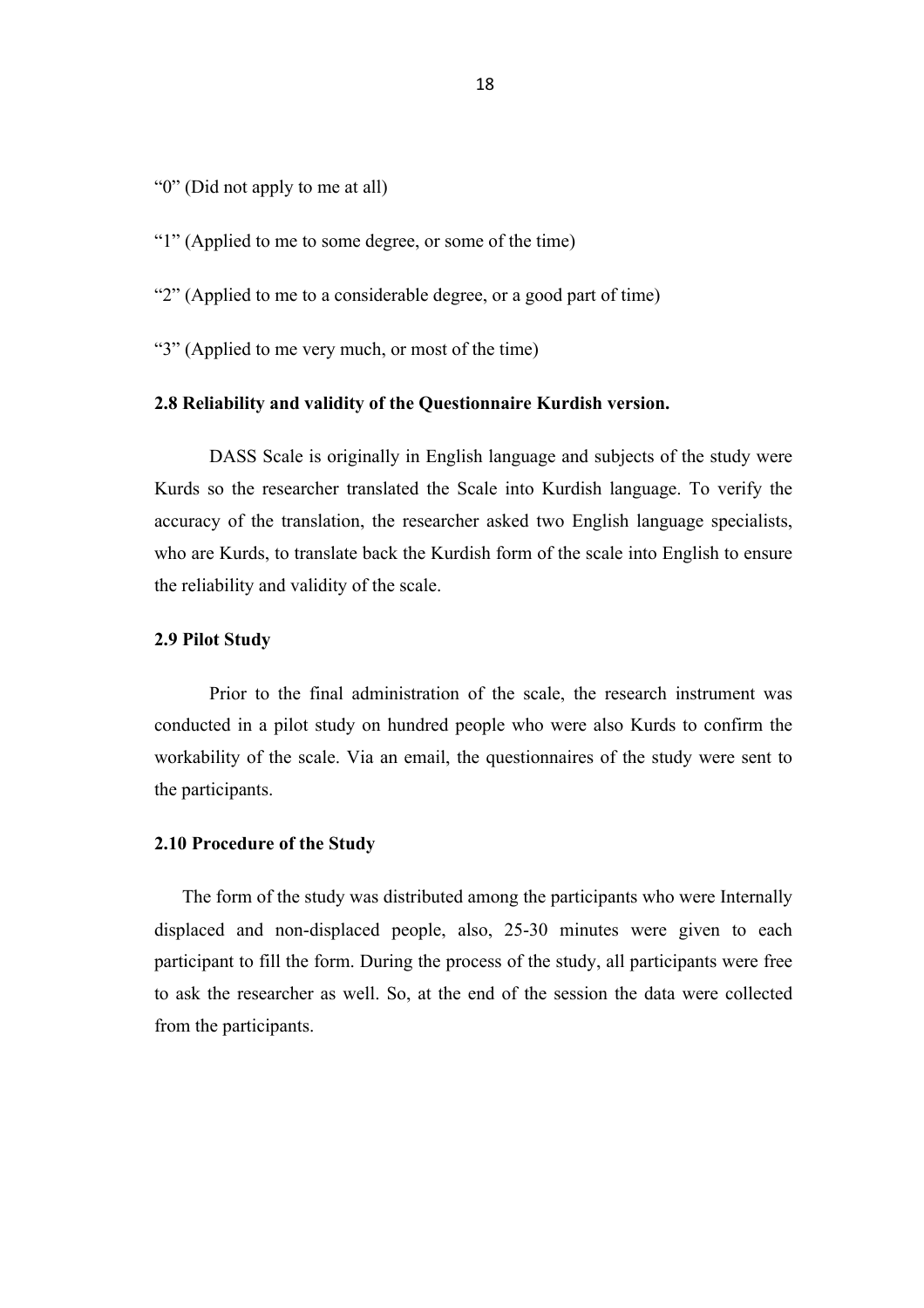"0" (Did not apply to me at all)

"1" (Applied to me to some degree, or some of the time)

"2" (Applied to me to a considerable degree, or a good part of time)

"3" (Applied to me very much, or most of the time)

### 2.8 Reliability and validity of the Questionnaire Kurdish version.

DASS Scale is originally in English language and subjects of the study were Kurds so the researcher translated the Scale into Kurdish language. To verify the accuracy of the translation, the researcher asked two English language specialists, who are Kurds, to translate back the Kurdish form of the scale into English to ensure the reliability and validity of the scale.

### 2.9 Pilot Study

Prior to the final administration of the scale, the research instrument was conducted in a pilot study on hundred people who were also Kurds to confirm the workability of the scale. Via an email, the questionnaires of the study were sent to the participants.

### 2.10 Procedure of the Study

The form of the study was distributed among the participants who were Internally displaced and non-displaced people, also, 25-30 minutes were given to each participant to fill the form. During the process of the study, all participants were free to ask the researcher as well. So, at the end of the session the data were collected from the participants.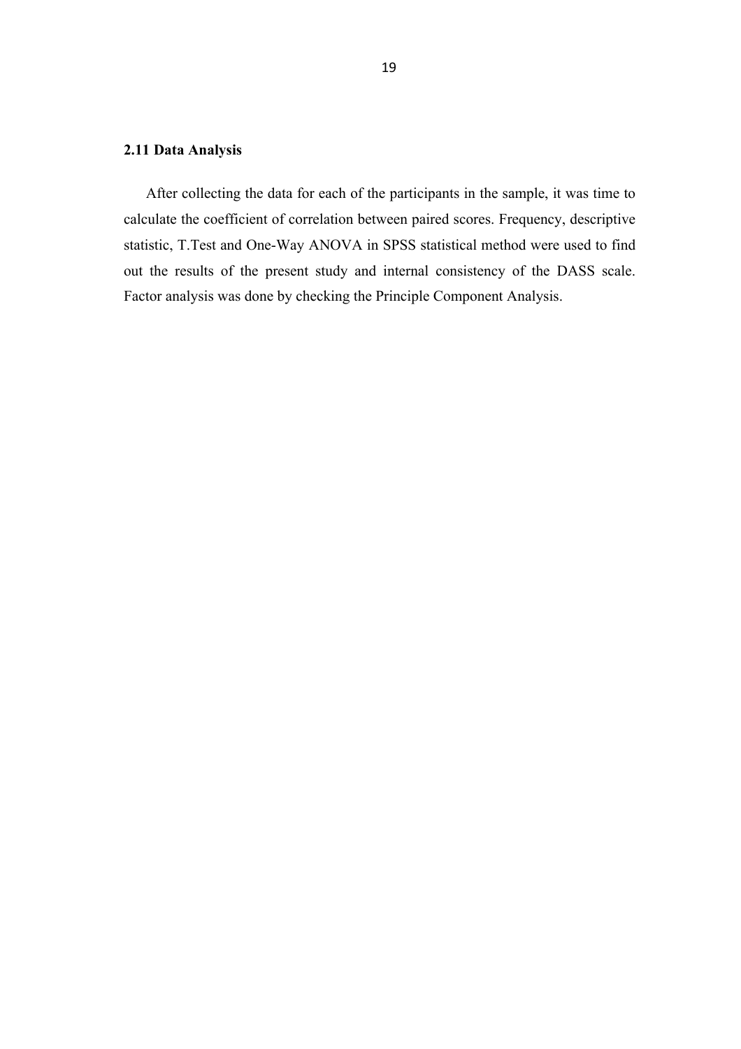### 2.11 Data Analysis

After collecting the data for each of the participants in the sample, it was time to calculate the coefficient of correlation between paired scores. Frequency, descriptive statistic, T.Test and One-Way ANOVA in SPSS statistical method were used to find out the results of the present study and internal consistency of the DASS scale. Factor analysis was done by checking the Principle Component Analysis.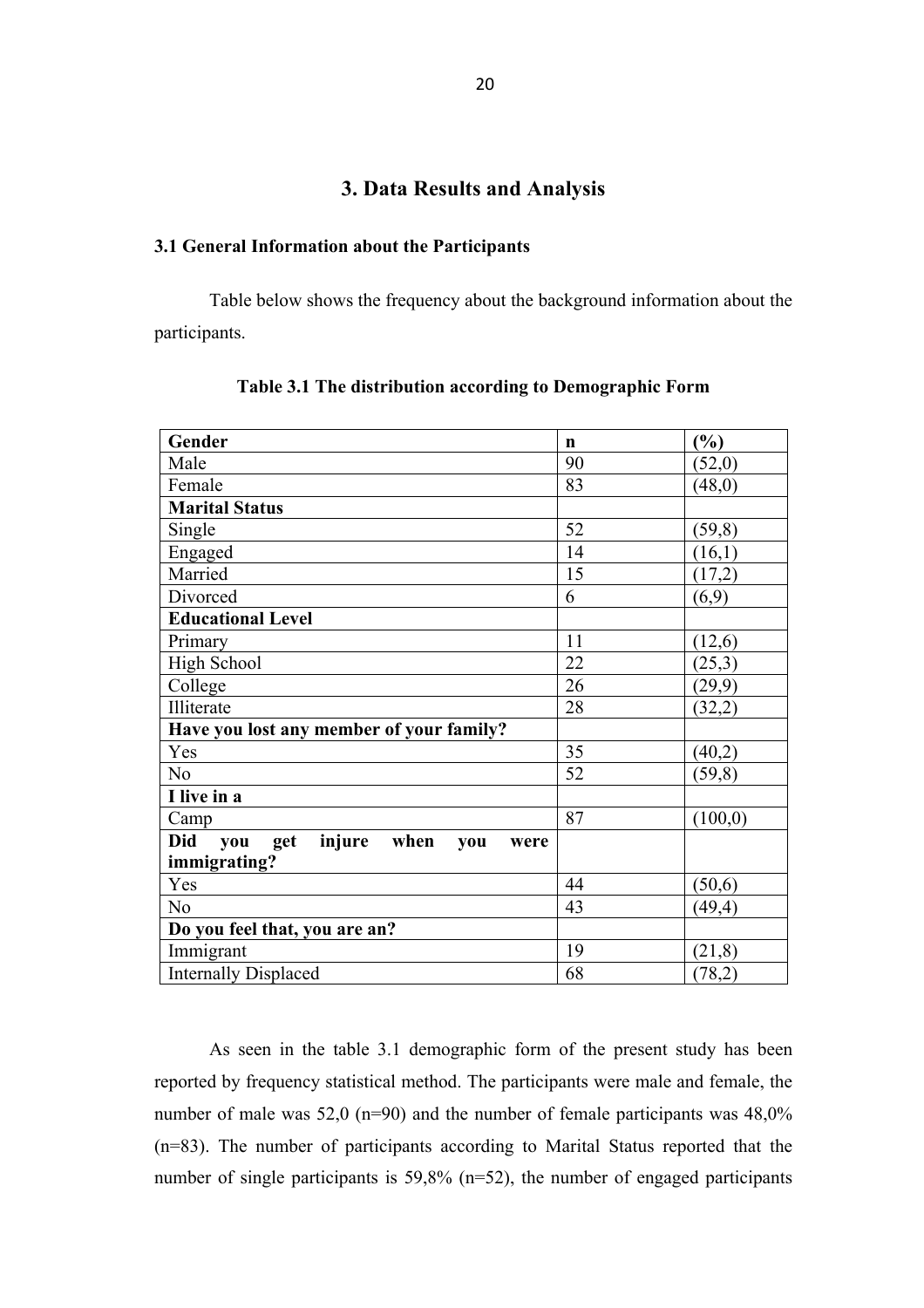# 3. Data Results and Analysis

## 3.1 General Information about the Participants

Table below shows the frequency about the background information about the participants.

**Table 3.1 The distribution according to Demographic Form**

| **Gender** | **n** | **(%)** |
|---|---|---|
| Male | 90 | (52,0) |
| Female | 83 | (48,0) |
| **Marital Status** | | |
| Single | 52 | (59,8) |
| Engaged | 14 | (16,1) |
| Married | 15 | (17,2) |
| Divorced | 6 | (6,9) |
| **Educational Level** | | |
| Primary | 11 | (12,6) |
| High School | 22 | (25,3) |
| College | 26 | (29,9) |
| Illiterate | 28 | (32,2) |
| **Have you lost any member of your family?** | | |
| Yes | 35 | (40,2) |
| No | 52 | (59,8) |
| **I live in a** | | |
| Camp | 87 | (100,0) |
| **Did you get injure when you were immigrating?** | | |
| Yes | 44 | (50,6) |
| No | 43 | (49,4) |
| **Do you feel that, you are an?** | | |
| Immigrant | 19 | (21,8) |
| Internally Displaced | 68 | (78,2) |

As seen in the table 3.1 demographic form of the present study has been reported by frequency statistical method. The participants were male and female, the number of male was 52,0 (n=90) and the number of female participants was 48,0% (n=83). The number of participants according to Marital Status reported that the number of single participants is 59,8% (n=52), the number of engaged participants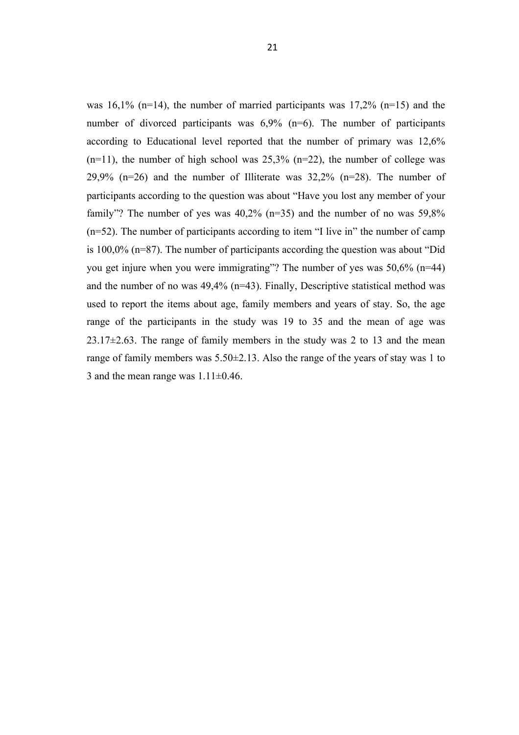was 16,1% (n=14), the number of married participants was 17,2% (n=15) and the number of divorced participants was 6,9% (n=6). The number of participants according to Educational level reported that the number of primary was 12,6% (n=11), the number of high school was 25,3% (n=22), the number of college was 29,9% (n=26) and the number of Illiterate was 32,2% (n=28). The number of participants according to the question was about "Have you lost any member of your family"? The number of yes was 40,2% (n=35) and the number of no was 59,8% (n=52). The number of participants according to item "I live in" the number of camp is 100,0% (n=87). The number of participants according the question was about "Did you get injure when you were immigrating"? The number of yes was 50,6% (n=44) and the number of no was 49,4% (n=43). Finally, Descriptive statistical method was used to report the items about age, family members and years of stay. So, the age range of the participants in the study was 19 to 35 and the mean of age was 23.17±2.63. The range of family members in the study was 2 to 13 and the mean range of family members was 5.50±2.13. Also the range of the years of stay was 1 to 3 and the mean range was 1.11±0.46.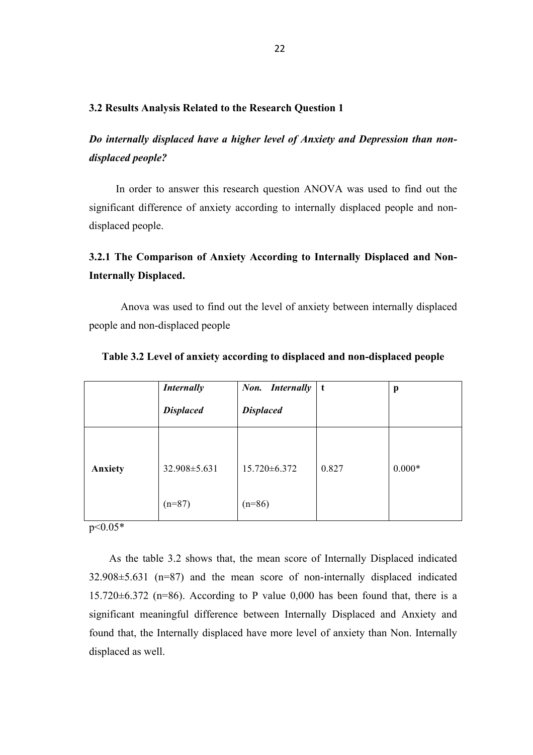### 3.2 Results Analysis Related to the Research Question 1

***Do internally displaced have a higher level of Anxiety and Depression than non-displaced people?***

In order to answer this research question ANOVA was used to find out the significant difference of anxiety according to internally displaced people and non-displaced people.

### 3.2.1 The Comparison of Anxiety According to Internally Displaced and Non-Internally Displaced.

Anova was used to find out the level of anxiety between internally displaced people and non-displaced people

**Table 3.2 Level of anxiety according to displaced and non-displaced people**

| | ***Internally Displaced*** | ***Non. Internally Displaced*** | **t** | **p** |
|---|---|---|---|---|
| **Anxiety** | 32.908±5.631 (n=87) | 15.720±6.372 (n=86) | 0.827 | 0.000* |

$p<0.05$*

As the table 3.2 shows that, the mean score of Internally Displaced indicated 32.908±5.631 (n=87) and the mean score of non-internally displaced indicated 15.720±6.372 (n=86). According to P value 0,000 has been found that, there is a significant meaningful difference between Internally Displaced and Anxiety and found that, the Internally displaced have more level of anxiety than Non. Internally displaced as well.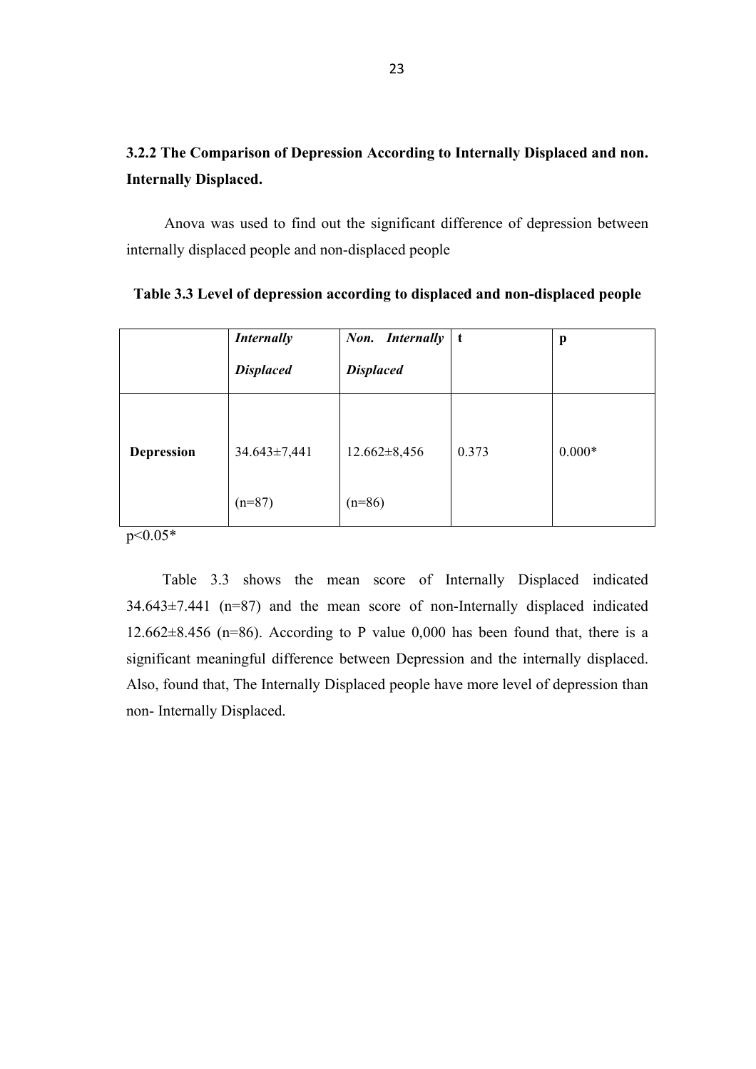### 3.2.2 The Comparison of Depression According to Internally Displaced and non. Internally Displaced.

Anova was used to find out the significant difference of depression between internally displaced people and non-displaced people

**Table 3.3 Level of depression according to displaced and non-displaced people**

| | ***Internally Displaced*** | ***Non. Internally Displaced*** | **t** | **p** |
|---|---|---|---|---|
| **Depression** | 34.643±7,441 (n=87) | 12.662±8,456 (n=86) | 0.373 | 0.000* |

$p<0.05$*

Table 3.3 shows the mean score of Internally Displaced indicated 34.643±7.441 (n=87) and the mean score of non-Internally displaced indicated 12.662±8.456 (n=86). According to P value 0,000 has been found that, there is a significant meaningful difference between Depression and the internally displaced. Also, found that, The Internally Displaced people have more level of depression than non- Internally Displaced.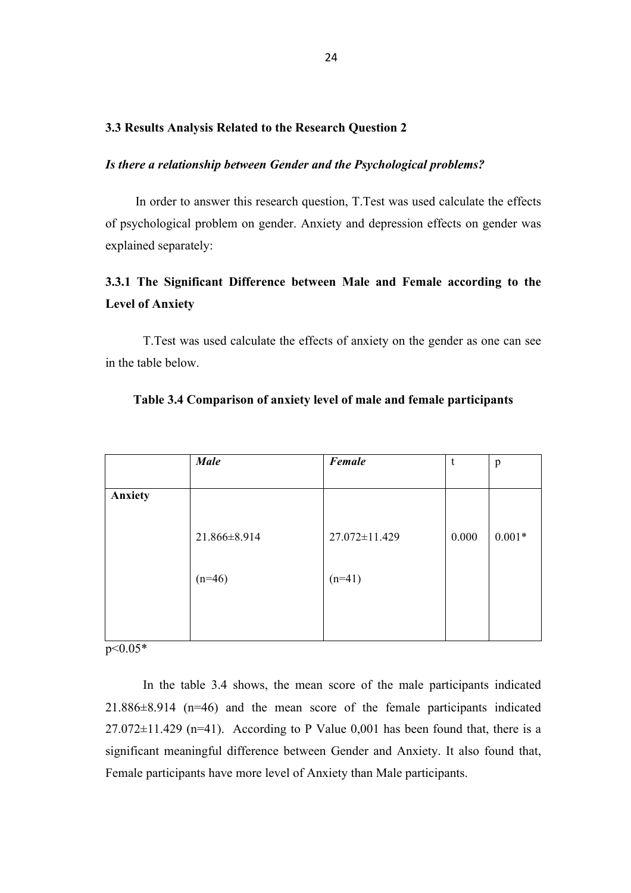### 3.3 Results Analysis Related to the Research Question 2

***Is there a relationship between Gender and the Psychological problems?***

In order to answer this research question, T.Test was used calculate the effects of psychological problem on gender. Anxiety and depression effects on gender was explained separately:

### 3.3.1 The Significant Difference between Male and Female according to the Level of Anxiety

T.Test was used calculate the effects of anxiety on the gender as one can see in the table below.

**Table 3.4 Comparison of anxiety level of male and female participants**

| | ***Male*** | ***Female*** | t | p |
|---|---|---|---|---|
| **Anxiety** | 21.866±8.914 (n=46) | 27.072±11.429 (n=41) | 0.000 | 0.001* |

$p<0.05$*

In the table 3.4 shows, the mean score of the male participants indicated 21.886±8.914 (n=46) and the mean score of the female participants indicated 27.072±11.429 (n=41). According to P Value 0,001 has been found that, there is a significant meaningful difference between Gender and Anxiety. It also found that, Female participants have more level of Anxiety than Male participants.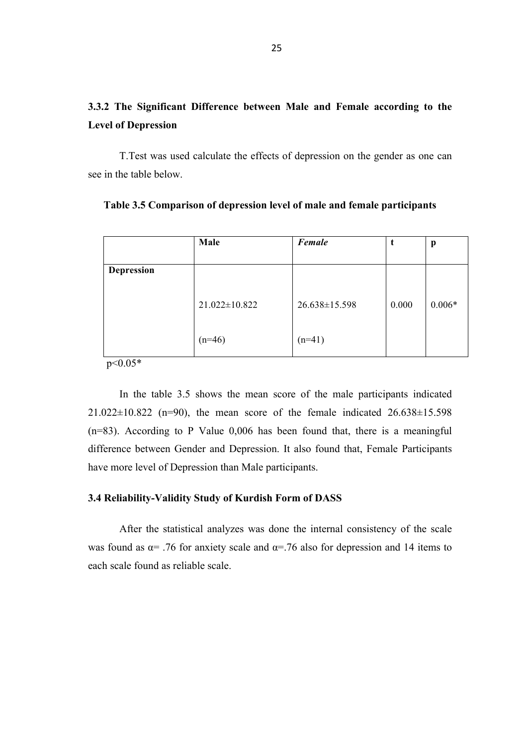### 3.3.2 The Significant Difference between Male and Female according to the Level of Depression

T.Test was used calculate the effects of depression on the gender as one can see in the table below.

**Table 3.5 Comparison of depression level of male and female participants**

| | **Male** | ***Female*** | **t** | **p** |
|---|---|---|---|---|
| **Depression** | 21.022±10.822<br>(n=46) | 26.638±15.598<br>(n=41) | 0.000 | 0.006* |

$p<0.05$*

In the table 3.5 shows the mean score of the male participants indicated 21.022±10.822 (n=90), the mean score of the female indicated 26.638±15.598 (n=83). According to P Value 0,006 has been found that, there is a meaningful difference between Gender and Depression. It also found that, Female Participants have more level of Depression than Male participants.

### 3.4 Reliability-Validity Study of Kurdish Form of DASS

After the statistical analyzes was done the internal consistency of the scale was found as α= .76 for anxiety scale and α=.76 also for depression and 14 items to each scale found as reliable scale.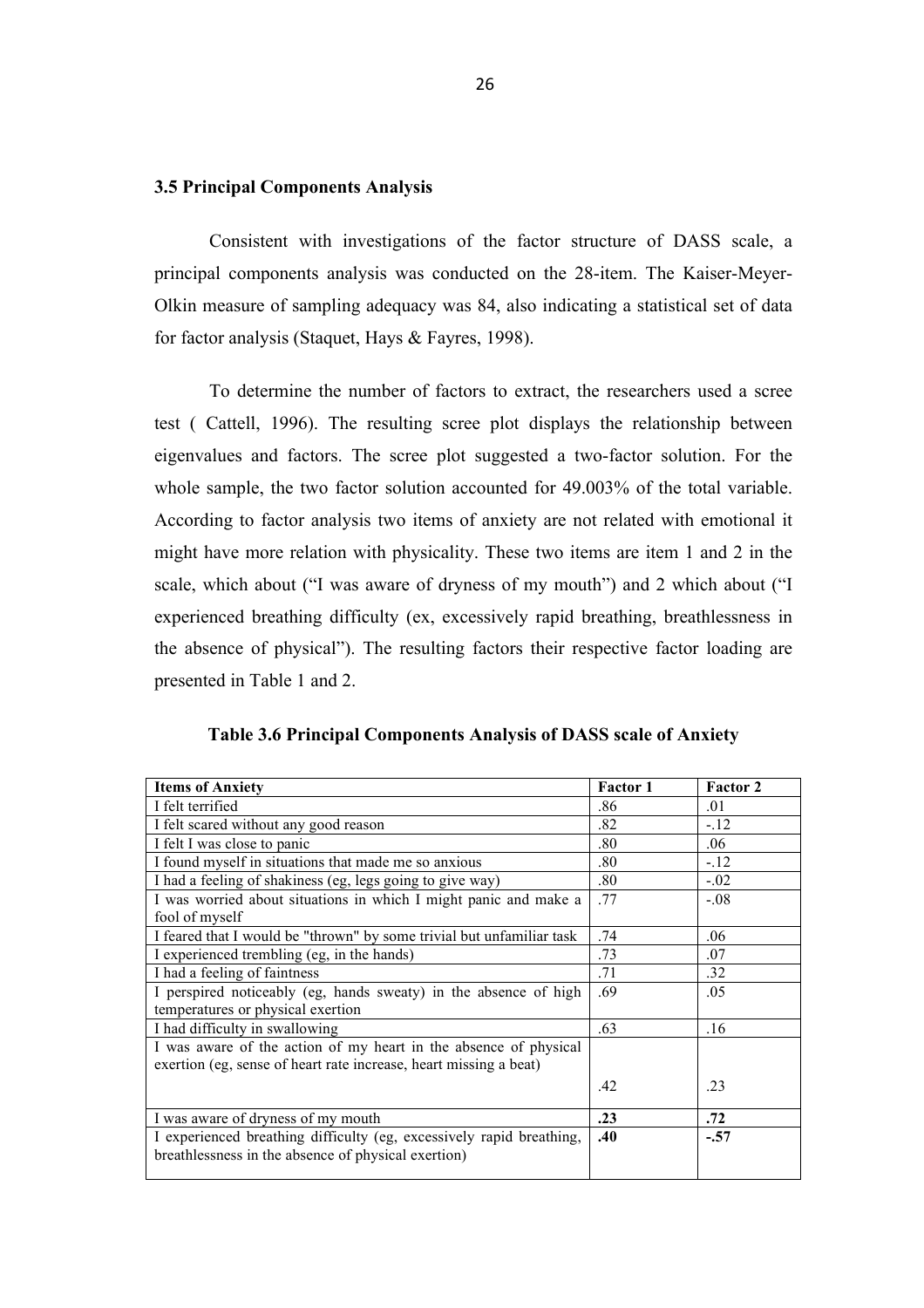### 3.5 Principal Components Analysis

Consistent with investigations of the factor structure of DASS scale, a principal components analysis was conducted on the 28-item. The Kaiser-Meyer-Olkin measure of sampling adequacy was 84, also indicating a statistical set of data for factor analysis (Staquet, Hays & Fayres, 1998).

To determine the number of factors to extract, the researchers used a scree test ( Cattell, 1996). The resulting scree plot displays the relationship between eigenvalues and factors. The scree plot suggested a two-factor solution. For the whole sample, the two factor solution accounted for 49.003% of the total variable. According to factor analysis two items of anxiety are not related with emotional it might have more relation with physicality. These two items are item 1 and 2 in the scale, which about ("I was aware of dryness of my mouth") and 2 which about ("I experienced breathing difficulty (ex, excessively rapid breathing, breathlessness in the absence of physical"). The resulting factors their respective factor loading are presented in Table 1 and 2.

**Table 3.6 Principal Components Analysis of DASS scale of Anxiety**

| Items of Anxiety | Factor 1 | Factor 2 |
|---|---|---|
| I felt terrified | .86 | .01 |
| I felt scared without any good reason | .82 | -.12 |
| I felt I was close to panic | .80 | .06 |
| I found myself in situations that made me so anxious | .80 | -.12 |
| I had a feeling of shakiness (eg, legs going to give way) | .80 | -.02 |
| I was worried about situations in which I might panic and make a fool of myself | .77 | -.08 |
| I feared that I would be "thrown" by some trivial but unfamiliar task | .74 | .06 |
| I experienced trembling (eg, in the hands) | .73 | .07 |
| I had a feeling of faintness | .71 | .32 |
| I perspired noticeably (eg, hands sweaty) in the absence of high temperatures or physical exertion | .69 | .05 |
| I had difficulty in swallowing | .63 | .16 |
| I was aware of the action of my heart in the absence of physical exertion (eg, sense of heart rate increase, heart missing a beat) | .42 | .23 |
| I was aware of dryness of my mouth | **.23** | **.72** |
| I experienced breathing difficulty (eg, excessively rapid breathing, breathlessness in the absence of physical exertion) | **.40** | **-.57** |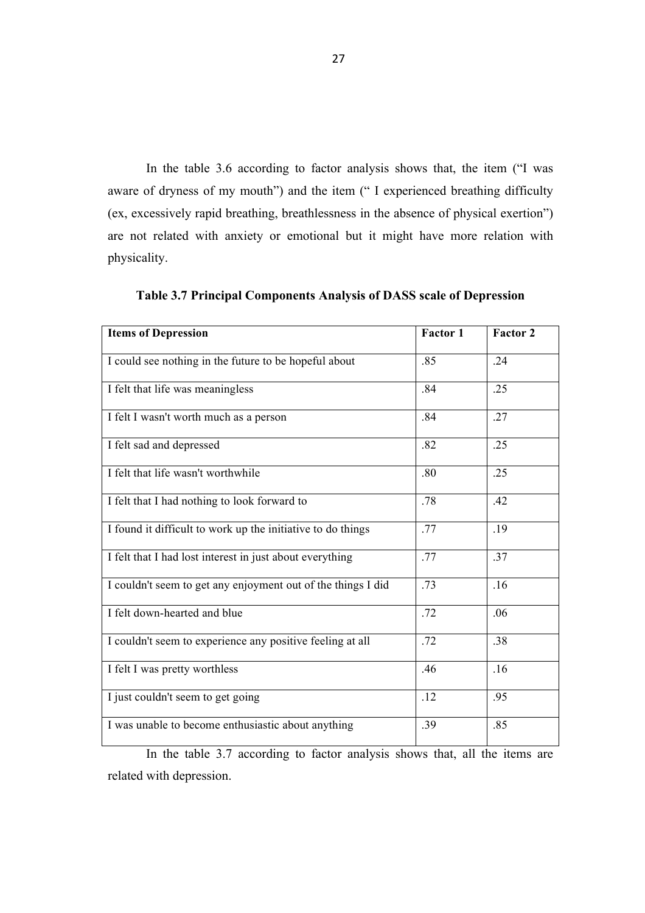In the table 3.6 according to factor analysis shows that, the item ("I was aware of dryness of my mouth") and the item (" I experienced breathing difficulty (ex, excessively rapid breathing, breathlessness in the absence of physical exertion") are not related with anxiety or emotional but it might have more relation with physicality.

**Table 3.7 Principal Components Analysis of DASS scale of Depression**

| Items of Depression | Factor 1 | Factor 2 |
|---|---|---|
| I could see nothing in the future to be hopeful about | .85 | .24 |
| I felt that life was meaningless | .84 | .25 |
| I felt I wasn't worth much as a person | .84 | .27 |
| I felt sad and depressed | .82 | .25 |
| I felt that life wasn't worthwhile | .80 | .25 |
| I felt that I had nothing to look forward to | .78 | .42 |
| I found it difficult to work up the initiative to do things | .77 | .19 |
| I felt that I had lost interest in just about everything | .77 | .37 |
| I couldn't seem to get any enjoyment out of the things I did | .73 | .16 |
| I felt down-hearted and blue | .72 | .06 |
| I couldn't seem to experience any positive feeling at all | .72 | .38 |
| I felt I was pretty worthless | .46 | .16 |
| I just couldn't seem to get going | .12 | .95 |
| I was unable to become enthusiastic about anything | .39 | .85 |

In the table 3.7 according to factor analysis shows that, all the items are related with depression.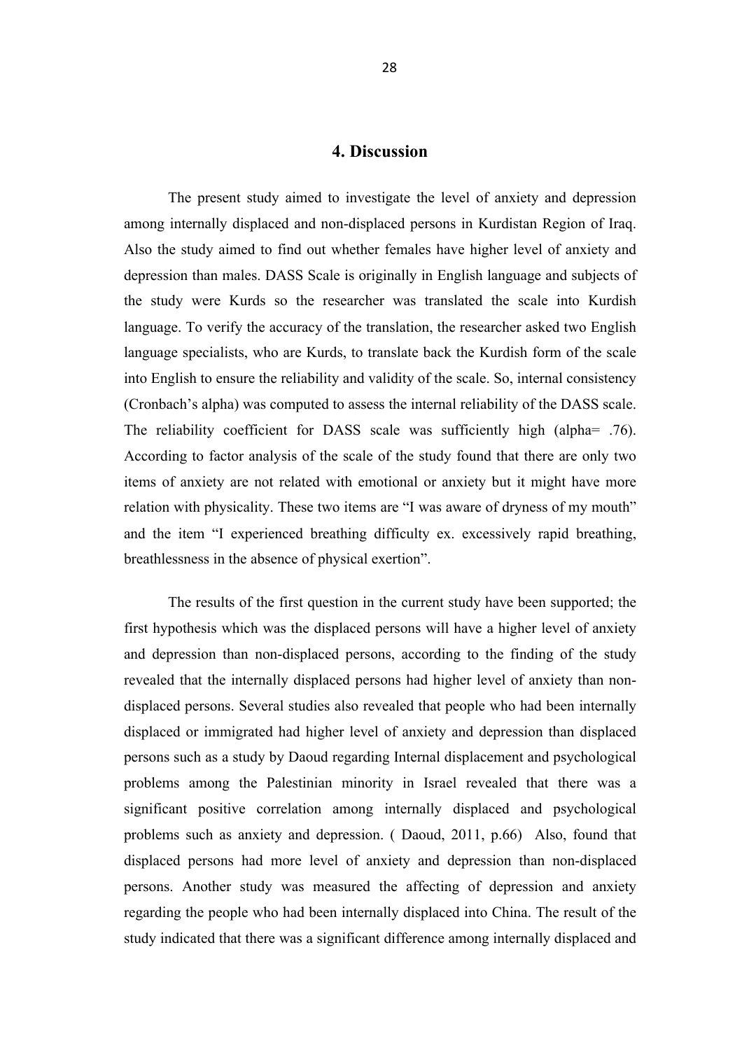# 4. Discussion

The present study aimed to investigate the level of anxiety and depression among internally displaced and non-displaced persons in Kurdistan Region of Iraq. Also the study aimed to find out whether females have higher level of anxiety and depression than males. DASS Scale is originally in English language and subjects of the study were Kurds so the researcher was translated the scale into Kurdish language. To verify the accuracy of the translation, the researcher asked two English language specialists, who are Kurds, to translate back the Kurdish form of the scale into English to ensure the reliability and validity of the scale. So, internal consistency (Cronbach's alpha) was computed to assess the internal reliability of the DASS scale. The reliability coefficient for DASS scale was sufficiently high (alpha= .76). According to factor analysis of the scale of the study found that there are only two items of anxiety are not related with emotional or anxiety but it might have more relation with physicality. These two items are "I was aware of dryness of my mouth" and the item "I experienced breathing difficulty ex. excessively rapid breathing, breathlessness in the absence of physical exertion".

The results of the first question in the current study have been supported; the first hypothesis which was the displaced persons will have a higher level of anxiety and depression than non-displaced persons, according to the finding of the study revealed that the internally displaced persons had higher level of anxiety than non-displaced persons. Several studies also revealed that people who had been internally displaced or immigrated had higher level of anxiety and depression than displaced persons such as a study by Daoud regarding Internal displacement and psychological problems among the Palestinian minority in Israel revealed that there was a significant positive correlation among internally displaced and psychological problems such as anxiety and depression. ( Daoud, 2011, p.66) Also, found that displaced persons had more level of anxiety and depression than non-displaced persons. Another study was measured the affecting of depression and anxiety regarding the people who had been internally displaced into China. The result of the study indicated that there was a significant difference among internally displaced and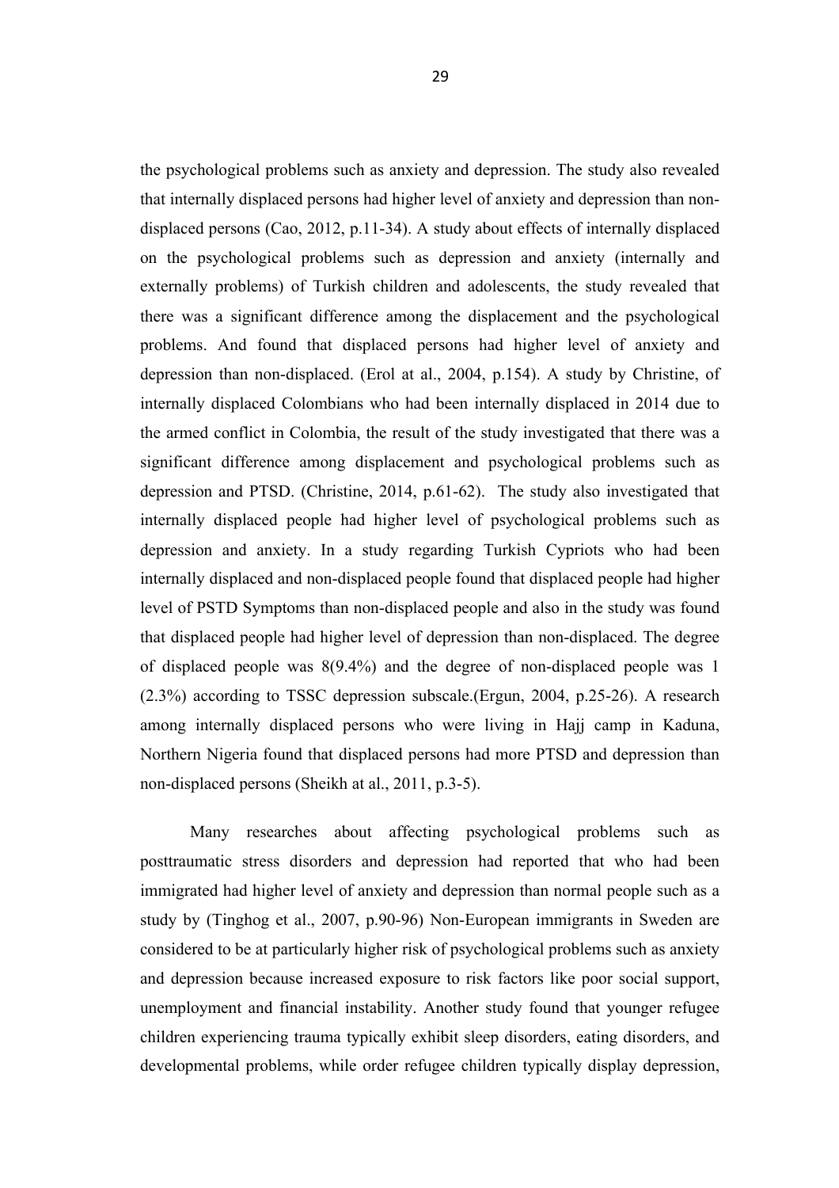the psychological problems such as anxiety and depression. The study also revealed that internally displaced persons had higher level of anxiety and depression than non-displaced persons (Cao, 2012, p.11-34). A study about effects of internally displaced on the psychological problems such as depression and anxiety (internally and externally problems) of Turkish children and adolescents, the study revealed that there was a significant difference among the displacement and the psychological problems. And found that displaced persons had higher level of anxiety and depression than non-displaced. (Erol at al., 2004, p.154). A study by Christine, of internally displaced Colombians who had been internally displaced in 2014 due to the armed conflict in Colombia, the result of the study investigated that there was a significant difference among displacement and psychological problems such as depression and PTSD. (Christine, 2014, p.61-62). The study also investigated that internally displaced people had higher level of psychological problems such as depression and anxiety. In a study regarding Turkish Cypriots who had been internally displaced and non-displaced people found that displaced people had higher level of PSTD Symptoms than non-displaced people and also in the study was found that displaced people had higher level of depression than non-displaced. The degree of displaced people was 8(9.4%) and the degree of non-displaced people was 1 (2.3%) according to TSSC depression subscale.(Ergun, 2004, p.25-26). A research among internally displaced persons who were living in Hajj camp in Kaduna, Northern Nigeria found that displaced persons had more PTSD and depression than non-displaced persons (Sheikh at al., 2011, p.3-5).

Many researches about affecting psychological problems such as posttraumatic stress disorders and depression had reported that who had been immigrated had higher level of anxiety and depression than normal people such as a study by (Tinghog et al., 2007, p.90-96) Non-European immigrants in Sweden are considered to be at particularly higher risk of psychological problems such as anxiety and depression because increased exposure to risk factors like poor social support, unemployment and financial instability. Another study found that younger refugee children experiencing trauma typically exhibit sleep disorders, eating disorders, and developmental problems, while order refugee children typically display depression,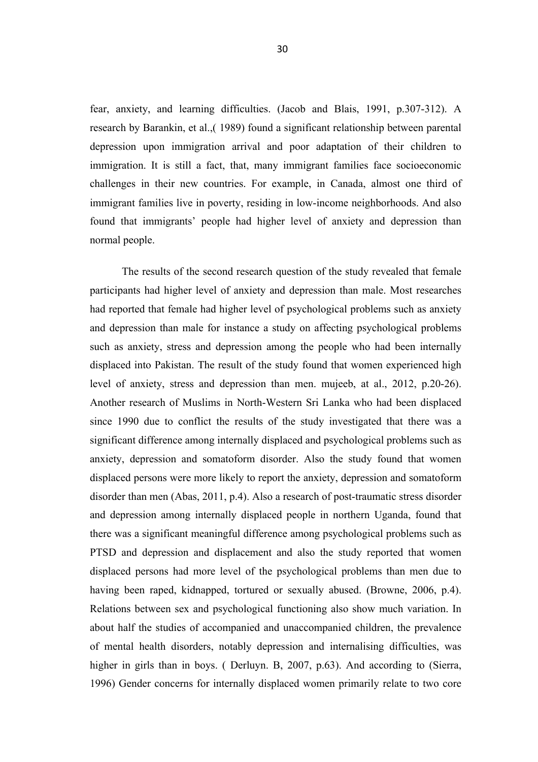fear, anxiety, and learning difficulties. (Jacob and Blais, 1991, p.307-312). A research by Barankin, et al.,( 1989) found a significant relationship between parental depression upon immigration arrival and poor adaptation of their children to immigration. It is still a fact, that, many immigrant families face socioeconomic challenges in their new countries. For example, in Canada, almost one third of immigrant families live in poverty, residing in low-income neighborhoods. And also found that immigrants' people had higher level of anxiety and depression than normal people.

The results of the second research question of the study revealed that female participants had higher level of anxiety and depression than male. Most researches had reported that female had higher level of psychological problems such as anxiety and depression than male for instance a study on affecting psychological problems such as anxiety, stress and depression among the people who had been internally displaced into Pakistan. The result of the study found that women experienced high level of anxiety, stress and depression than men. mujeeb, at al., 2012, p.20-26). Another research of Muslims in North-Western Sri Lanka who had been displaced since 1990 due to conflict the results of the study investigated that there was a significant difference among internally displaced and psychological problems such as anxiety, depression and somatoform disorder. Also the study found that women displaced persons were more likely to report the anxiety, depression and somatoform disorder than men (Abas, 2011, p.4). Also a research of post-traumatic stress disorder and depression among internally displaced people in northern Uganda, found that there was a significant meaningful difference among psychological problems such as PTSD and depression and displacement and also the study reported that women displaced persons had more level of the psychological problems than men due to having been raped, kidnapped, tortured or sexually abused. (Browne, 2006, p.4). Relations between sex and psychological functioning also show much variation. In about half the studies of accompanied and unaccompanied children, the prevalence of mental health disorders, notably depression and internalising difficulties, was higher in girls than in boys. ( Derluyn. B, 2007, p.63). And according to (Sierra, 1996) Gender concerns for internally displaced women primarily relate to two core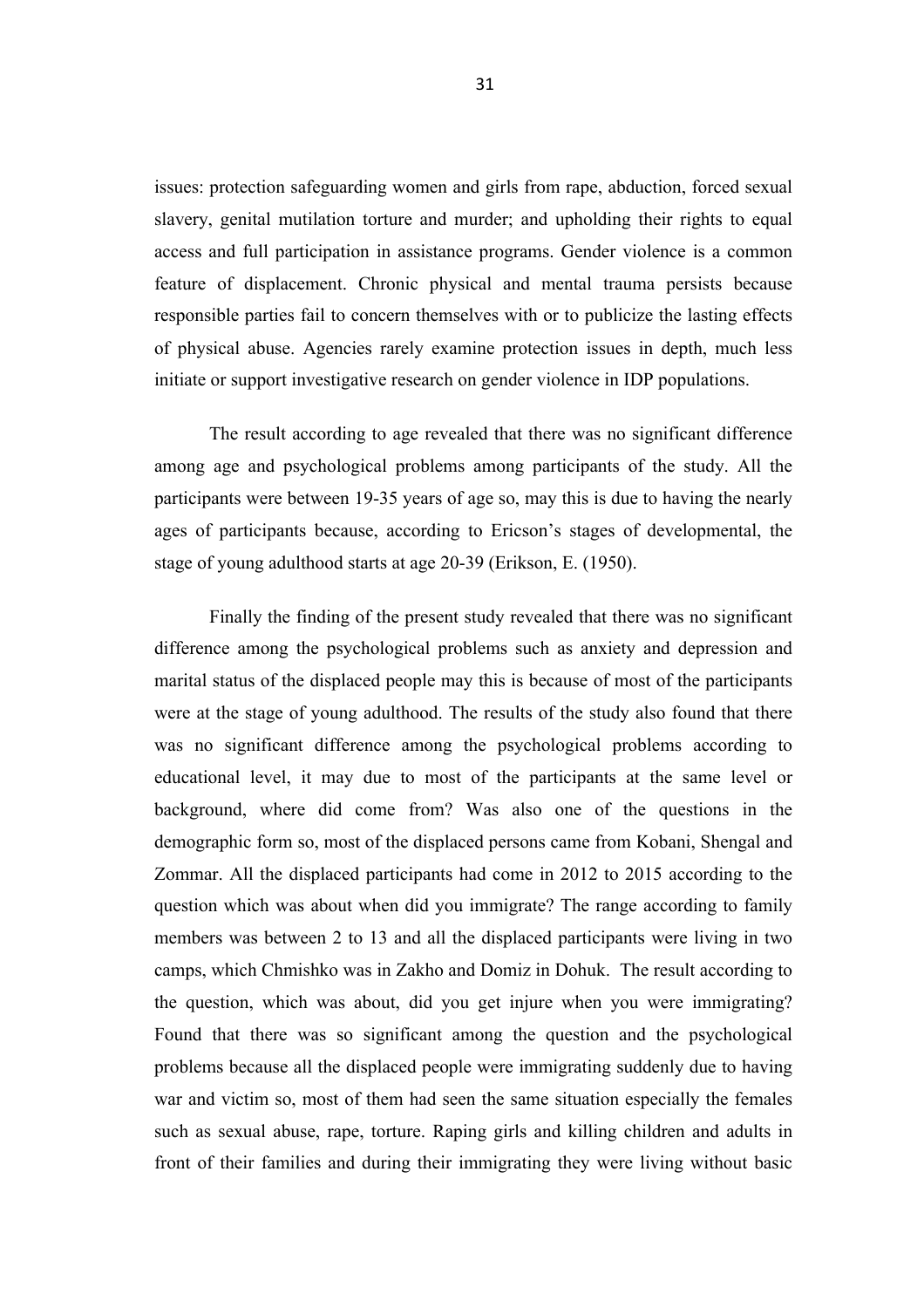issues: protection safeguarding women and girls from rape, abduction, forced sexual slavery, genital mutilation torture and murder; and upholding their rights to equal access and full participation in assistance programs. Gender violence is a common feature of displacement. Chronic physical and mental trauma persists because responsible parties fail to concern themselves with or to publicize the lasting effects of physical abuse. Agencies rarely examine protection issues in depth, much less initiate or support investigative research on gender violence in IDP populations.

The result according to age revealed that there was no significant difference among age and psychological problems among participants of the study. All the participants were between 19-35 years of age so, may this is due to having the nearly ages of participants because, according to Ericson's stages of developmental, the stage of young adulthood starts at age 20-39 (Erikson, E. (1950).

Finally the finding of the present study revealed that there was no significant difference among the psychological problems such as anxiety and depression and marital status of the displaced people may this is because of most of the participants were at the stage of young adulthood. The results of the study also found that there was no significant difference among the psychological problems according to educational level, it may due to most of the participants at the same level or background, where did come from? Was also one of the questions in the demographic form so, most of the displaced persons came from Kobani, Shengal and Zommar. All the displaced participants had come in 2012 to 2015 according to the question which was about when did you immigrate? The range according to family members was between 2 to 13 and all the displaced participants were living in two camps, which Chmishko was in Zakho and Domiz in Dohuk. The result according to the question, which was about, did you get injure when you were immigrating? Found that there was so significant among the question and the psychological problems because all the displaced people were immigrating suddenly due to having war and victim so, most of them had seen the same situation especially the females such as sexual abuse, rape, torture. Raping girls and killing children and adults in front of their families and during their immigrating they were living without basic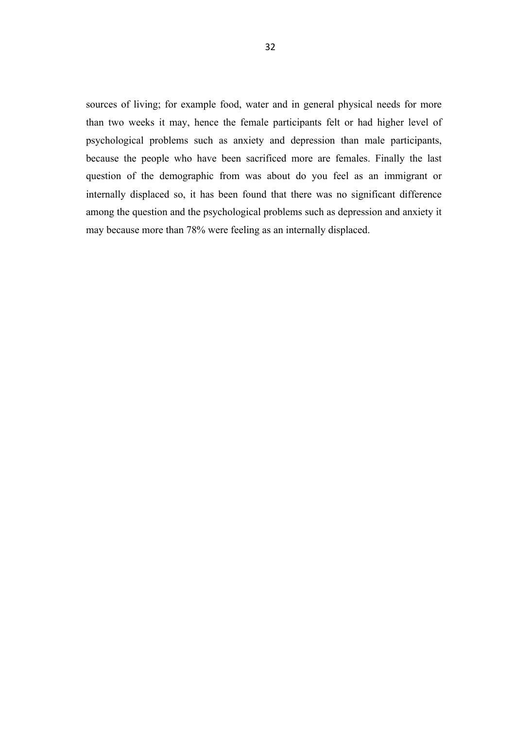sources of living; for example food, water and in general physical needs for more than two weeks it may, hence the female participants felt or had higher level of psychological problems such as anxiety and depression than male participants, because the people who have been sacrificed more are females. Finally the last question of the demographic from was about do you feel as an immigrant or internally displaced so, it has been found that there was no significant difference among the question and the psychological problems such as depression and anxiety it may because more than 78% were feeling as an internally displaced.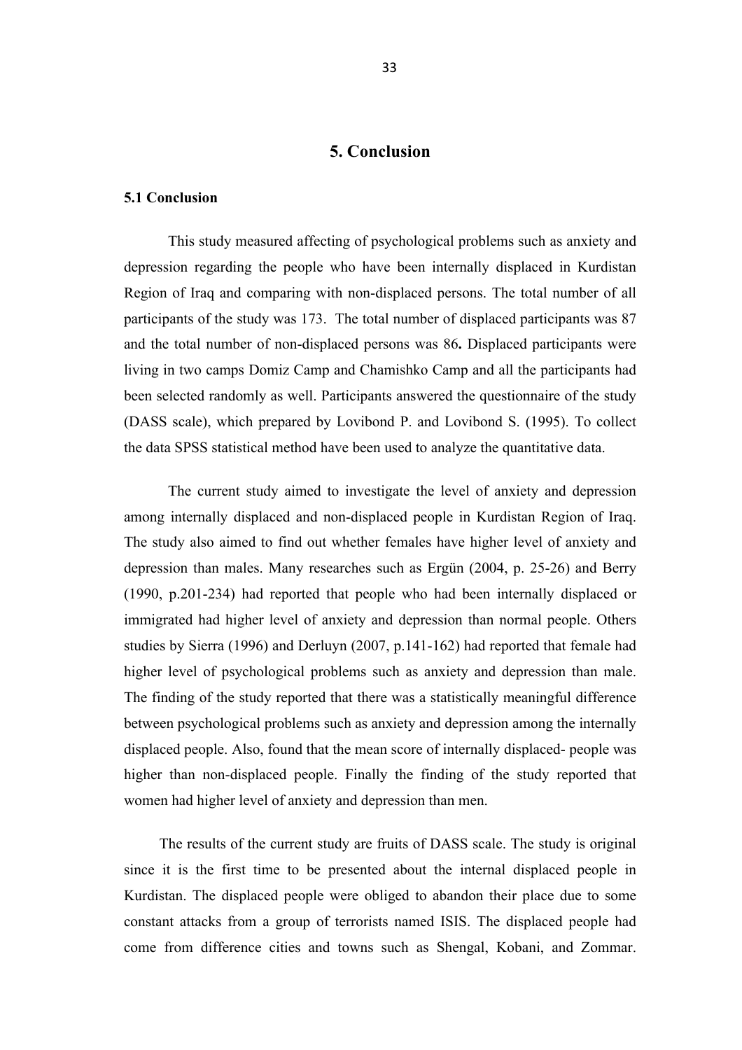# 5. Conclusion

## 5.1 Conclusion

This study measured affecting of psychological problems such as anxiety and depression regarding the people who have been internally displaced in Kurdistan Region of Iraq and comparing with non-displaced persons. The total number of all participants of the study was 173. The total number of displaced participants was 87 and the total number of non-displaced persons was 86**.** Displaced participants were living in two camps Domiz Camp and Chamishko Camp and all the participants had been selected randomly as well. Participants answered the questionnaire of the study (DASS scale), which prepared by Lovibond P. and Lovibond S. (1995). To collect the data SPSS statistical method have been used to analyze the quantitative data.

The current study aimed to investigate the level of anxiety and depression among internally displaced and non-displaced people in Kurdistan Region of Iraq. The study also aimed to find out whether females have higher level of anxiety and depression than males. Many researches such as Ergün (2004, p. 25-26) and Berry (1990, p.201-234) had reported that people who had been internally displaced or immigrated had higher level of anxiety and depression than normal people. Others studies by Sierra (1996) and Derluyn (2007, p.141-162) had reported that female had higher level of psychological problems such as anxiety and depression than male. The finding of the study reported that there was a statistically meaningful difference between psychological problems such as anxiety and depression among the internally displaced people. Also, found that the mean score of internally displaced- people was higher than non-displaced people. Finally the finding of the study reported that women had higher level of anxiety and depression than men.

The results of the current study are fruits of DASS scale. The study is original since it is the first time to be presented about the internal displaced people in Kurdistan. The displaced people were obliged to abandon their place due to some constant attacks from a group of terrorists named ISIS. The displaced people had come from difference cities and towns such as Shengal, Kobani, and Zommar.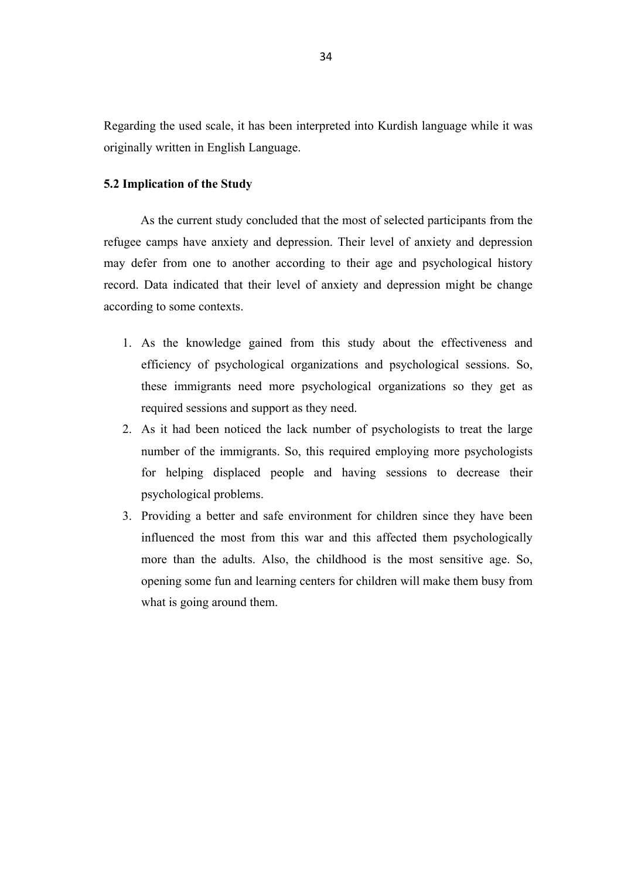Regarding the used scale, it has been interpreted into Kurdish language while it was originally written in English Language.

### 5.2 Implication of the Study

As the current study concluded that the most of selected participants from the refugee camps have anxiety and depression. Their level of anxiety and depression may defer from one to another according to their age and psychological history record. Data indicated that their level of anxiety and depression might be change according to some contexts.

1. As the knowledge gained from this study about the effectiveness and efficiency of psychological organizations and psychological sessions. So, these immigrants need more psychological organizations so they get as required sessions and support as they need.
2. As it had been noticed the lack number of psychologists to treat the large number of the immigrants. So, this required employing more psychologists for helping displaced people and having sessions to decrease their psychological problems.
3. Providing a better and safe environment for children since they have been influenced the most from this war and this affected them psychologically more than the adults. Also, the childhood is the most sensitive age. So, opening some fun and learning centers for children will make them busy from what is going around them.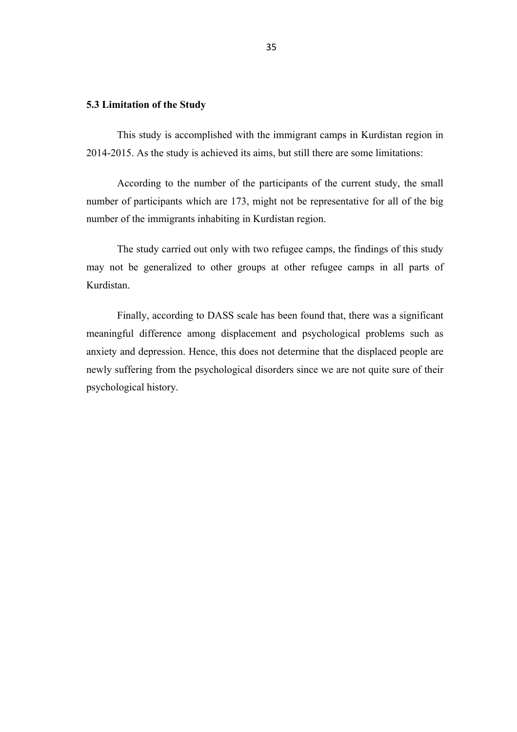### 5.3 Limitation of the Study

This study is accomplished with the immigrant camps in Kurdistan region in 2014-2015. As the study is achieved its aims, but still there are some limitations:

According to the number of the participants of the current study, the small number of participants which are 173, might not be representative for all of the big number of the immigrants inhabiting in Kurdistan region.

The study carried out only with two refugee camps, the findings of this study may not be generalized to other groups at other refugee camps in all parts of Kurdistan.

Finally, according to DASS scale has been found that, there was a significant meaningful difference among displacement and psychological problems such as anxiety and depression. Hence, this does not determine that the displaced people are newly suffering from the psychological disorders since we are not quite sure of their psychological history.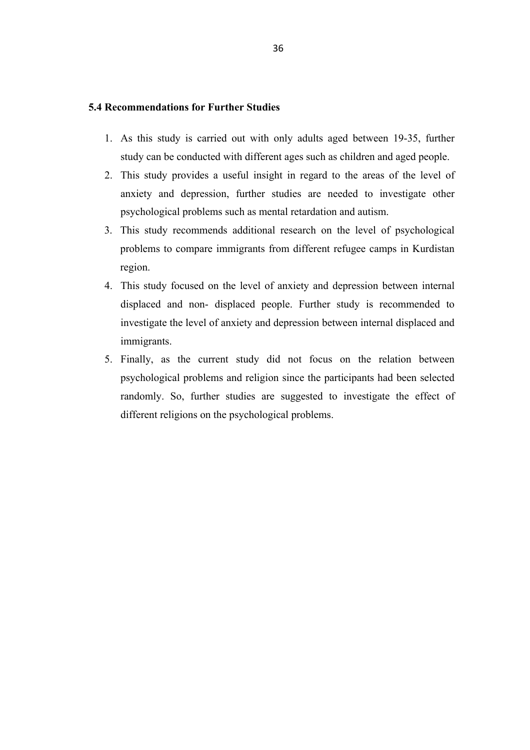### 5.4 Recommendations for Further Studies

1. As this study is carried out with only adults aged between 19-35, further study can be conducted with different ages such as children and aged people.
2. This study provides a useful insight in regard to the areas of the level of anxiety and depression, further studies are needed to investigate other psychological problems such as mental retardation and autism.
3. This study recommends additional research on the level of psychological problems to compare immigrants from different refugee camps in Kurdistan region.
4. This study focused on the level of anxiety and depression between internal displaced and non- displaced people. Further study is recommended to investigate the level of anxiety and depression between internal displaced and immigrants.
5. Finally, as the current study did not focus on the relation between psychological problems and religion since the participants had been selected randomly. So, further studies are suggested to investigate the effect of different religions on the psychological problems.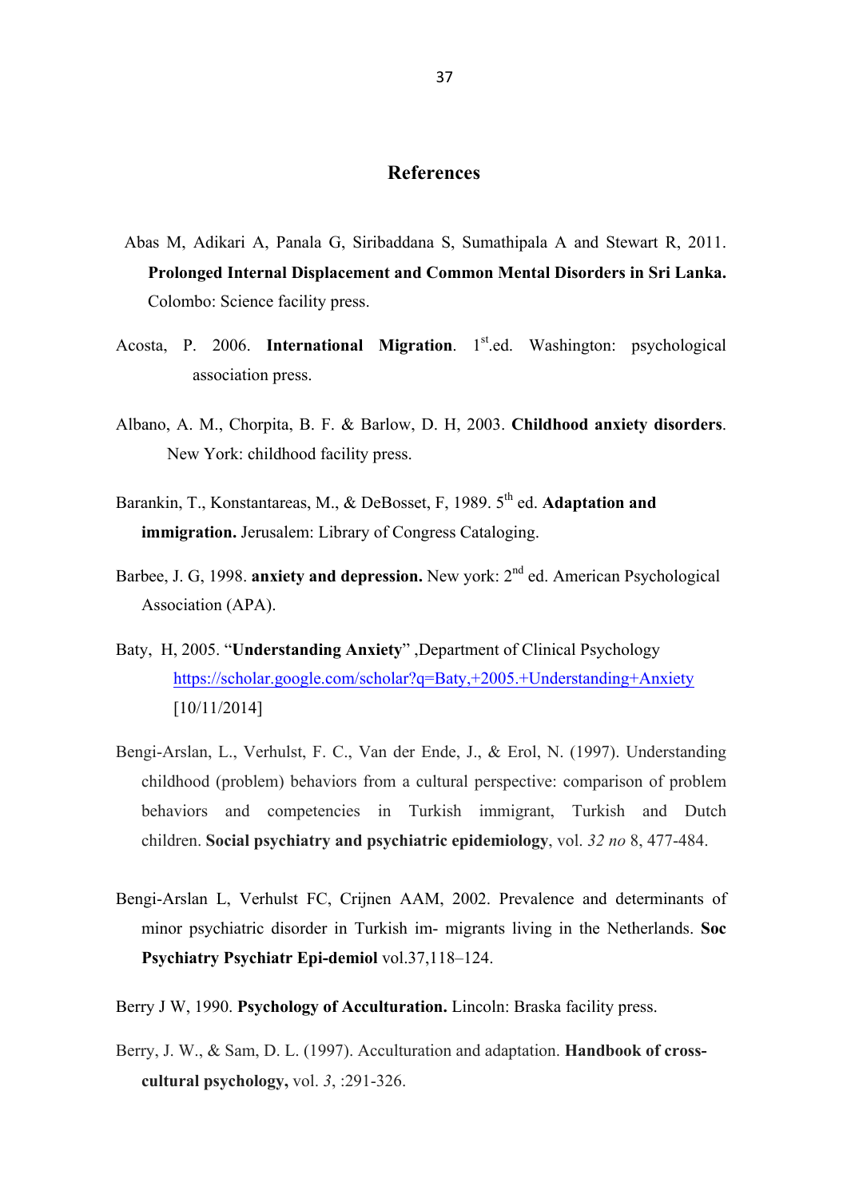# References

Abas M, Adikari A, Panala G, Siribaddana S, Sumathipala A and Stewart R, 2011. **Prolonged Internal Displacement and Common Mental Disorders in Sri Lanka.** Colombo: Science facility press.

Acosta, P. 2006. **International Migration**. 1st.ed. Washington: psychological association press.

Albano, A. M., Chorpita, B. F. & Barlow, D. H, 2003. **Childhood anxiety disorders**. New York: childhood facility press.

Barankin, T., Konstantareas, M., & DeBosset, F, 1989. 5th ed. **Adaptation and immigration.** Jerusalem: Library of Congress Cataloging.

Barbee, J. G, 1998. **anxiety and depression.** New york: 2nd ed. American Psychological Association (APA).

Baty, H, 2005. "**Understanding Anxiety**" ,Department of Clinical Psychology https://scholar.google.com/scholar?q=Baty,+2005.+Understanding+Anxiety [10/11/2014]

Bengi-Arslan, L., Verhulst, F. C., Van der Ende, J., & Erol, N. (1997). Understanding childhood (problem) behaviors from a cultural perspective: comparison of problem behaviors and competencies in Turkish immigrant, Turkish and Dutch children. **Social psychiatry and psychiatric epidemiology**, vol. *32 no* 8, 477-484.

Bengi-Arslan L, Verhulst FC, Crijnen AAM, 2002. Prevalence and determinants of minor psychiatric disorder in Turkish im- migrants living in the Netherlands. **Soc Psychiatry Psychiatr Epi-demiol** vol.37,118–124.

Berry J W, 1990. **Psychology of Acculturation.** Lincoln: Braska facility press.

Berry, J. W., & Sam, D. L. (1997). Acculturation and adaptation. **Handbook of cross-cultural psychology,** vol. *3*, :291-326.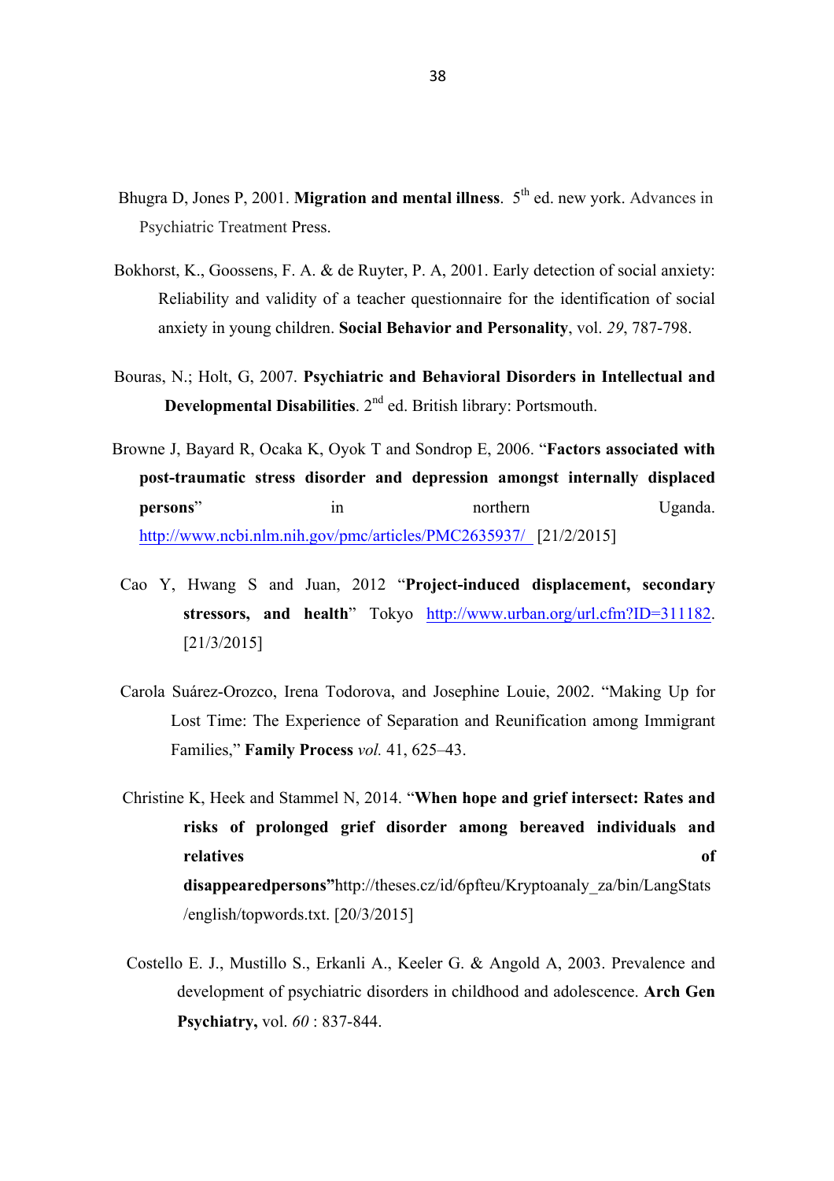Bhugra D, Jones P, 2001. **Migration and mental illness**. 5th ed. new york. Advances in Psychiatric Treatment Press.

Bokhorst, K., Goossens, F. A. & de Ruyter, P. A, 2001. Early detection of social anxiety: Reliability and validity of a teacher questionnaire for the identification of social anxiety in young children. **Social Behavior and Personality**, vol. *29*, 787-798.

Bouras, N.; Holt, G, 2007. **Psychiatric and Behavioral Disorders in Intellectual and Developmental Disabilities**. 2nd ed. British library: Portsmouth.

Browne J, Bayard R, Ocaka K, Oyok T and Sondrop E, 2006. "**Factors associated with post-traumatic stress disorder and depression amongst internally displaced persons**" in northern Uganda. http://www.ncbi.nlm.nih.gov/pmc/articles/PMC2635937/ [21/2/2015]

Cao Y, Hwang S and Juan, 2012 "**Project-induced displacement, secondary stressors, and health**" Tokyo http://www.urban.org/url.cfm?ID=311182. [21/3/2015]

Carola Suárez-Orozco, Irena Todorova, and Josephine Louie, 2002. "Making Up for Lost Time: The Experience of Separation and Reunification among Immigrant Families," **Family Process** *vol.* 41, 625–43.

Christine K, Heek and Stammel N, 2014. "**When hope and grief intersect: Rates and risks of prolonged grief disorder among bereaved individuals and relatives of disappearedpersons**"http://theses.cz/id/6pfteu/Kryptoanaly_za/bin/LangStats/english/topwords.txt. [20/3/2015]

Costello E. J., Mustillo S., Erkanli A., Keeler G. & Angold A, 2003. Prevalence and development of psychiatric disorders in childhood and adolescence. **Arch Gen Psychiatry,** vol. *60* : 837-844.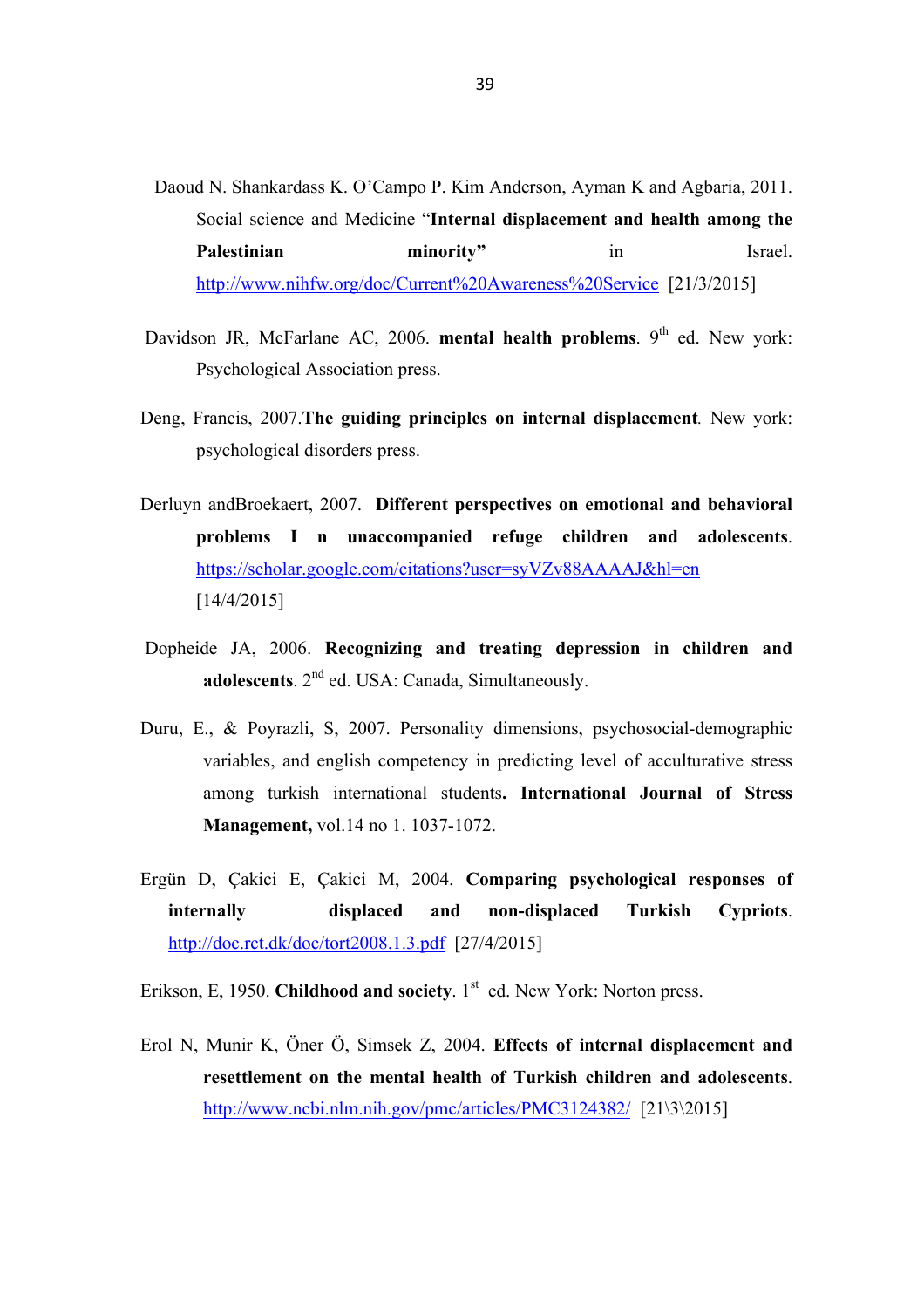Daoud N. Shankardass K. O'Campo P. Kim Anderson, Ayman K and Agbaria, 2011. Social science and Medicine "**Internal displacement and health among the Palestinian minority"** in Israel. http://www.nihfw.org/doc/Current%20Awareness%20Service [21/3/2015]

Davidson JR, McFarlane AC, 2006. **mental health problems**. 9th ed. New york: Psychological Association press.

Deng, Francis, 2007.**The guiding principles on internal displacement**. New york: psychological disorders press.

Derluyn andBroekaert, 2007. **Different perspectives on emotional and behavioral problems I n unaccompanied refuge children and adolescents**. https://scholar.google.com/citations?user=syVZv88AAAAJ&hl=en [14/4/2015]

Dopheide JA, 2006. **Recognizing and treating depression in children and adolescents**. 2nd ed. USA: Canada, Simultaneously.

Duru, E., & Poyrazli, S, 2007. Personality dimensions, psychosocial-demographic variables, and english competency in predicting level of acculturative stress among turkish international students**. International Journal of Stress Management,** vol.14 no 1. 1037-1072.

Ergün D, Çakici E, Çakici M, 2004. **Comparing psychological responses of internally displaced and non-displaced Turkish Cypriots**. http://doc.rct.dk/doc/tort2008.1.3.pdf [27/4/2015]

Erikson, E, 1950. **Childhood and society**. 1st ed. New York: Norton press.

Erol N, Munir K, Öner Ö, Simsek Z, 2004. **Effects of internal displacement and resettlement on the mental health of Turkish children and adolescents**. http://www.ncbi.nlm.nih.gov/pmc/articles/PMC3124382/ [21\3\2015]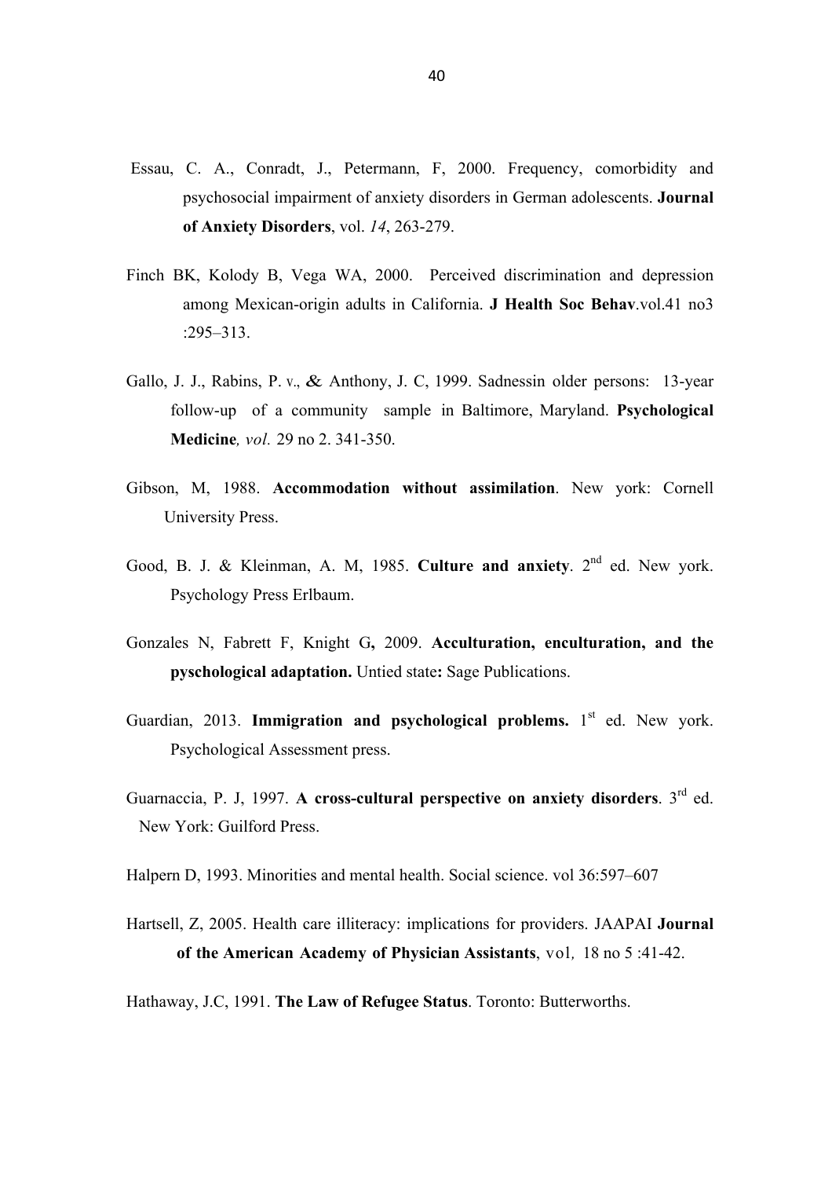Essau, C. A., Conradt, J., Petermann, F, 2000. Frequency, comorbidity and psychosocial impairment of anxiety disorders in German adolescents. **Journal of Anxiety Disorders**, vol. *14*, 263-279.

Finch BK, Kolody B, Vega WA, 2000. Perceived discrimination and depression among Mexican-origin adults in California. **J Health Soc Behav**.vol.41 no3 :295–313.

Gallo, J. J., Rabins, P. v., & Anthony, J. C, 1999. Sadnessin older persons: 13-year follow-up of a community sample in Baltimore, Maryland. **Psychological Medicine***, vol.* 29 no 2. 341-350.

Gibson, M, 1988. **Accommodation without assimilation**. New york: Cornell University Press.

Good, B. J. & Kleinman, A. M, 1985. **Culture and anxiety**. 2nd ed. New york. Psychology Press Erlbaum.

Gonzales N, Fabrett F, Knight G**,** 2009. **Acculturation, enculturation, and the pyschological adaptation.** Untied state**:** Sage Publications.

Guardian, 2013. **Immigration and psychological problems.** 1st ed. New york. Psychological Assessment press.

Guarnaccia, P. J, 1997. **A cross-cultural perspective on anxiety disorders**. 3rd ed. New York: Guilford Press.

Halpern D, 1993. Minorities and mental health. Social science. vol 36:597–607

Hartsell, Z, 2005. Health care illiteracy: implications for providers. JAAPAI **Journal of the American Academy of Physician Assistants**, vol, 18 no 5 :41-42.

Hathaway, J.C, 1991. **The Law of Refugee Status**. Toronto: Butterworths.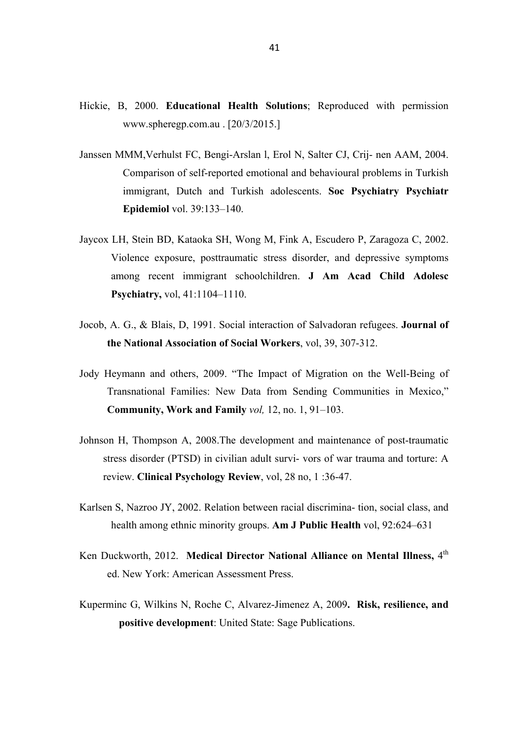Hickie, B, 2000. **Educational Health Solutions**; Reproduced with permission www.spheregp.com.au . [20/3/2015.]

Janssen MMM,Verhulst FC, Bengi-Arslan l, Erol N, Salter CJ, Crij- nen AAM, 2004. Comparison of self-reported emotional and behavioural problems in Turkish immigrant, Dutch and Turkish adolescents. **Soc Psychiatry Psychiatr Epidemiol** vol. 39:133–140.

Jaycox LH, Stein BD, Kataoka SH, Wong M, Fink A, Escudero P, Zaragoza C, 2002. Violence exposure, posttraumatic stress disorder, and depressive symptoms among recent immigrant schoolchildren. **J Am Acad Child Adolesc Psychiatry,** vol, 41:1104–1110.

Jocob, A. G., & Blais, D, 1991. Social interaction of Salvadoran refugees. **Journal of the National Association of Social Workers**, vol, 39, 307-312.

Jody Heymann and others, 2009. "The Impact of Migration on the Well-Being of Transnational Families: New Data from Sending Communities in Mexico," **Community, Work and Family** *vol,* 12, no. 1, 91–103.

Johnson H, Thompson A, 2008.The development and maintenance of post-traumatic stress disorder (PTSD) in civilian adult survi- vors of war trauma and torture: A review. **Clinical Psychology Review**, vol, 28 no, 1 :36-47.

Karlsen S, Nazroo JY, 2002. Relation between racial discrimina- tion, social class, and health among ethnic minority groups. **Am J Public Health** vol, 92:624–631

Ken Duckworth, 2012. **Medical Director National Alliance on Mental Illness,** 4th ed. New York: American Assessment Press.

Kuperminc G, Wilkins N, Roche C, Alvarez-Jimenez A, 2009**. Risk, resilience, and positive development**: United State: Sage Publications.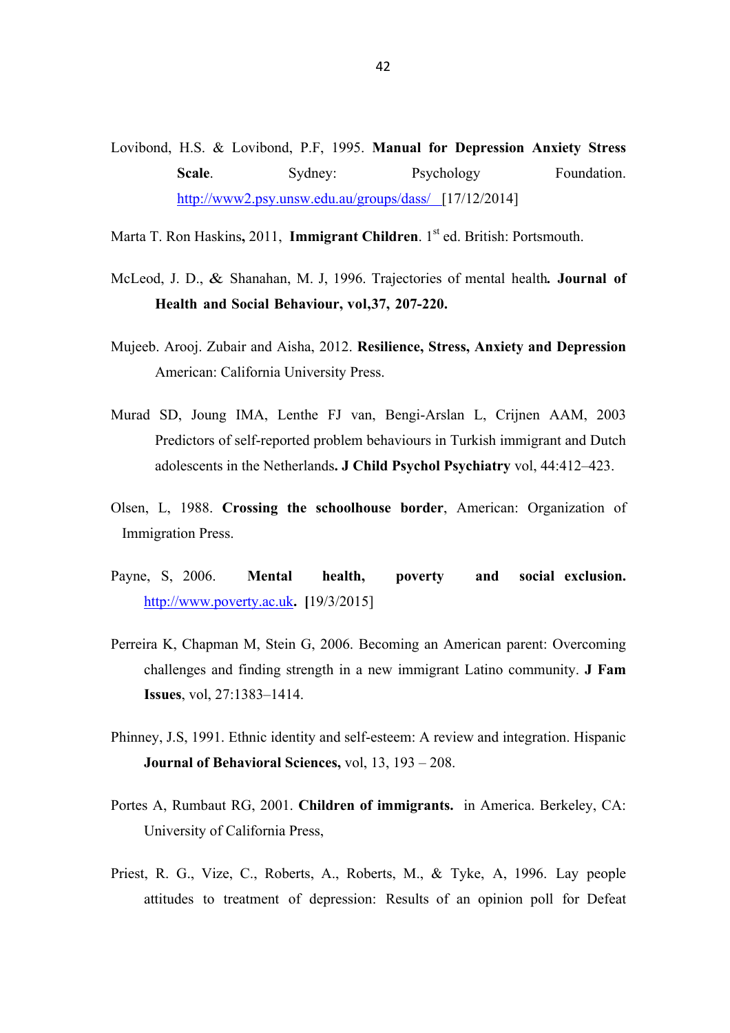Lovibond, H.S. & Lovibond, P.F, 1995. **Manual for Depression Anxiety Stress Scale**. Sydney: Psychology Foundation. http://www2.psy.unsw.edu.au/groups/dass/ [17/12/2014]

Marta T. Ron Haskins**,** 2011, **Immigrant Children**. 1st ed. British: Portsmouth.

McLeod, J. D., & Shanahan, M. J, 1996. Trajectories of mental health**. Journal of Health and Social Behaviour, vol,37, 207-220.**

Mujeeb. Arooj. Zubair and Aisha, 2012. **Resilience, Stress, Anxiety and Depression** American: California University Press.

Murad SD, Joung IMA, Lenthe FJ van, Bengi-Arslan L, Crijnen AAM, 2003 Predictors of self-reported problem behaviours in Turkish immigrant and Dutch adolescents in the Netherlands**. J Child Psychol Psychiatry** vol, 44:412–423.

Olsen, L, 1988. **Crossing the schoolhouse border**, American: Organization of Immigration Press.

Payne, S, 2006. **Mental health, poverty and social exclusion.** http://www.poverty.ac.uk**. [**19/3/2015]

Perreira K, Chapman M, Stein G, 2006. Becoming an American parent: Overcoming challenges and finding strength in a new immigrant Latino community. **J Fam Issues**, vol, 27:1383–1414.

Phinney, J.S, 1991. Ethnic identity and self-esteem: A review and integration. Hispanic **Journal of Behavioral Sciences,** vol, 13, 193 – 208.

Portes A, Rumbaut RG, 2001. **Children of immigrants.** in America. Berkeley, CA: University of California Press,

Priest, R. G., Vize, C., Roberts, A., Roberts, M., & Tyke, A, 1996. Lay people attitudes to treatment of depression: Results of an opinion poll for Defeat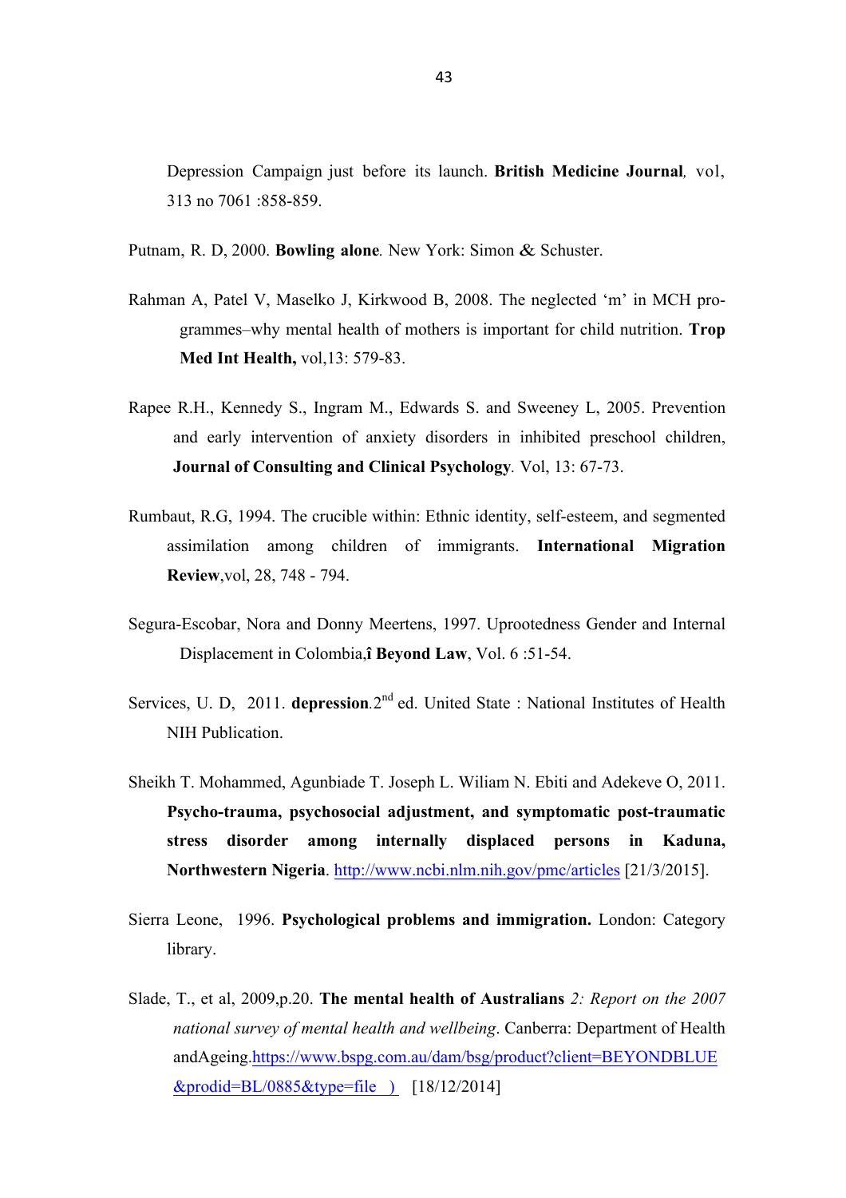Depression Campaign just before its launch. **British Medicine Journal***,* vol, 313 no 7061 :858-859.

Putnam, R. D, 2000. **Bowling alone***.* New York: Simon & Schuster.

Rahman A, Patel V, Maselko J, Kirkwood B, 2008. The neglected 'm' in MCH programmes–why mental health of mothers is important for child nutrition. **Trop Med Int Health,** vol,13: 579-83.

Rapee R.H., Kennedy S., Ingram M., Edwards S. and Sweeney L, 2005. Prevention and early intervention of anxiety disorders in inhibited preschool children, **Journal of Consulting and Clinical Psychology***.* Vol, 13: 67-73.

Rumbaut, R.G, 1994. The crucible within: Ethnic identity, self-esteem, and segmented assimilation among children of immigrants. **International Migration Review**,vol, 28, 748 - 794.

Segura-Escobar, Nora and Donny Meertens, 1997. Uprootedness Gender and Internal Displacement in Colombia,î **Beyond Law**, Vol. 6 :51-54.

Services, U. D, 2011. **depression**.2nd ed. United State : National Institutes of Health NIH Publication.

Sheikh T. Mohammed, Agunbiade T. Joseph L. Wiliam N. Ebiti and Adekeve O, 2011. **Psycho-trauma, psychosocial adjustment, and symptomatic post-traumatic stress disorder among internally displaced persons in Kaduna, Northwestern Nigeria**. http://www.ncbi.nlm.nih.gov/pmc/articles [21/3/2015].

Sierra Leone, 1996. **Psychological problems and immigration.** London: Category library.

Slade, T., et al, 2009,p.20. **The mental health of Australians** *2: Report on the 2007 national survey of mental health and wellbeing*. Canberra: Department of Health andAgeing.https://www.bspg.com.au/dam/bsg/product?client=BEYONDBLUE&prodid=BL/0885&type=file ) [18/12/2014]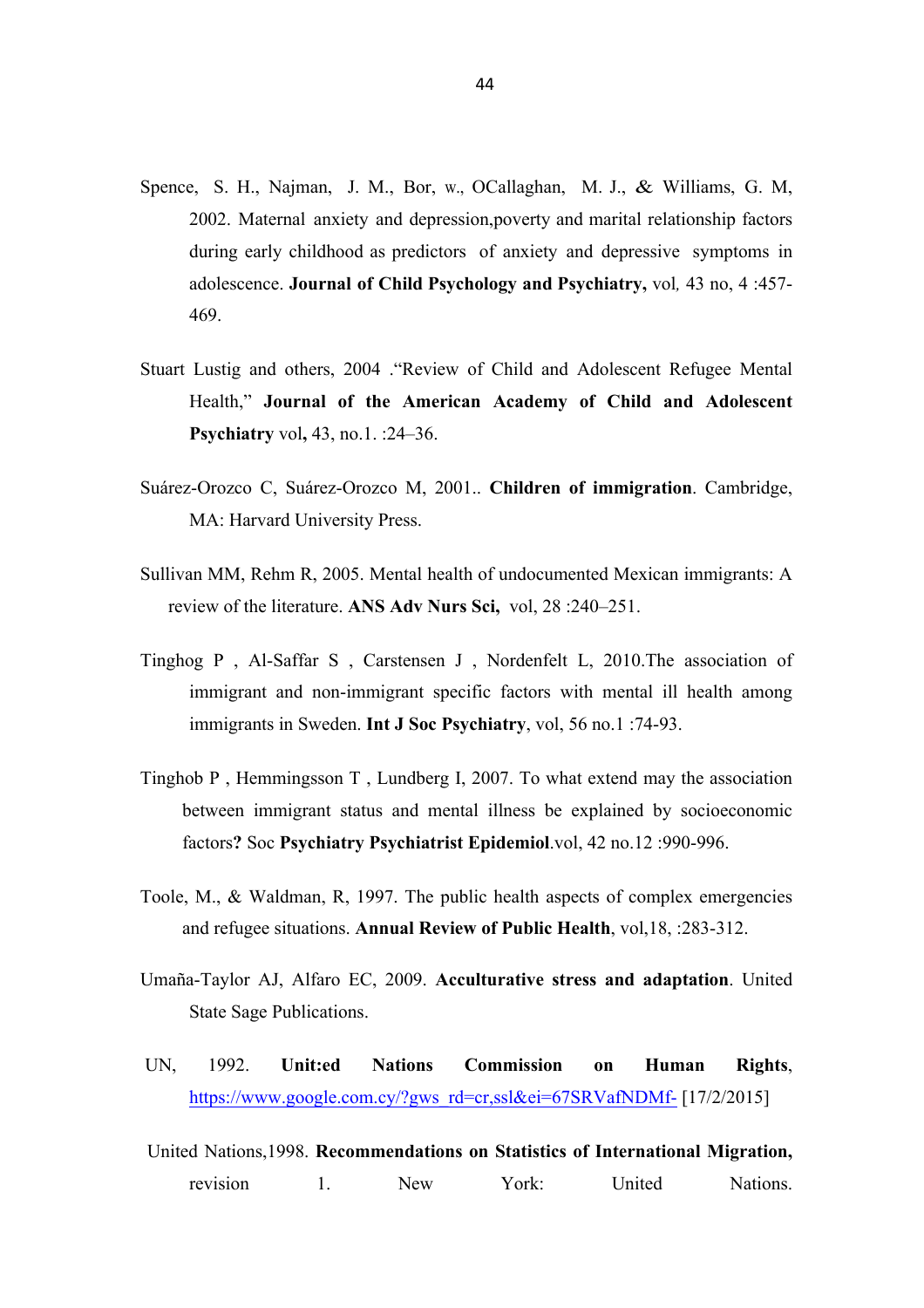Spence, S. H., Najman, J. M., Bor, w., OCallaghan, M. J., & Williams, G. M, 2002. Maternal anxiety and depression,poverty and marital relationship factors during early childhood as predictors of anxiety and depressive symptoms in adolescence. **Journal of Child Psychology and Psychiatry,** vol, 43 no, 4 :457-469.

Stuart Lustig and others, 2004 ."Review of Child and Adolescent Refugee Mental Health," **Journal of the American Academy of Child and Adolescent Psychiatry** vol**,** 43, no.1. :24–36.

Suárez-Orozco C, Suárez-Orozco M, 2001.. **Children of immigration**. Cambridge, MA: Harvard University Press.

Sullivan MM, Rehm R, 2005. Mental health of undocumented Mexican immigrants: A review of the literature. **ANS Adv Nurs Sci,** vol, 28 :240–251.

Tinghog P , Al-Saffar S , Carstensen J , Nordenfelt L, 2010.The association of immigrant and non-immigrant specific factors with mental ill health among immigrants in Sweden. **Int J Soc Psychiatry**, vol, 56 no.1 :74-93.

Tinghob P , Hemmingsson T , Lundberg I, 2007. To what extend may the association between immigrant status and mental illness be explained by socioeconomic factors**?** Soc **Psychiatry Psychiatrist Epidemiol**.vol, 42 no.12 :990-996.

Toole, M., & Waldman, R, 1997. The public health aspects of complex emergencies and refugee situations. **Annual Review of Public Health**, vol,18, :283-312.

Umaña-Taylor AJ, Alfaro EC, 2009. **Acculturative stress and adaptation**. United State Sage Publications.

UN, 1992. **Unit:ed Nations Commission on Human Rights**, https://www.google.com.cy/?gws_rd=cr,ssl&ei=67SRVafNDMf- [17/2/2015]

United Nations,1998. **Recommendations on Statistics of International Migration,** revision 1. New York: United Nations.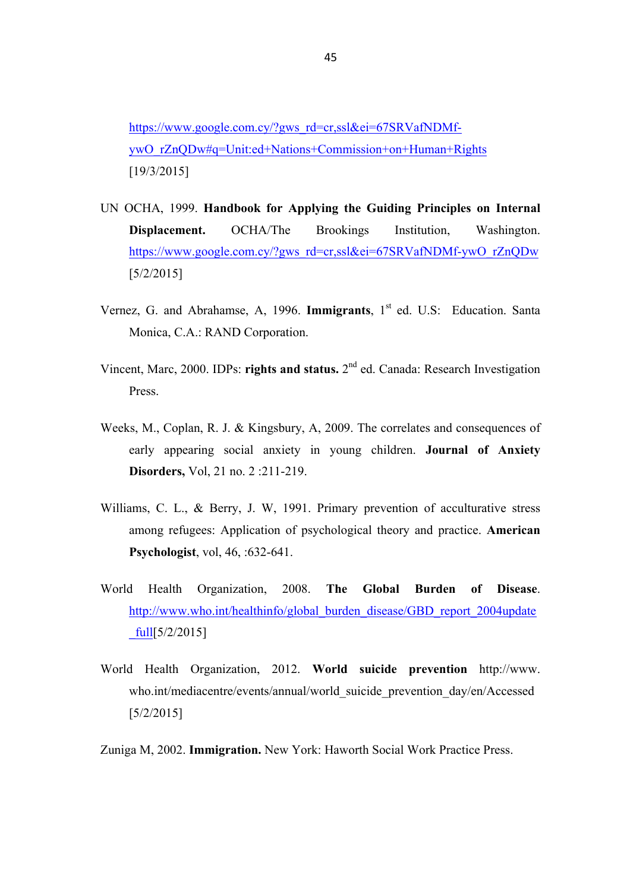https://www.google.com.cy/?gws_rd=cr,ssl&ei=67SRVafNDMf-ywO_rZnQDw#q=Unit:ed+Nations+Commission+on+Human+Rights [19/3/2015]

UN OCHA, 1999. **Handbook for Applying the Guiding Principles on Internal Displacement.** OCHA/The Brookings Institution, Washington. https://www.google.com.cy/?gws_rd=cr,ssl&ei=67SRVafNDMf-ywO_rZnQDw [5/2/2015]

Vernez, G. and Abrahamse, A, 1996. **Immigrants**, 1st ed. U.S: Education. Santa Monica, C.A.: RAND Corporation.

Vincent, Marc, 2000. IDPs: **rights and status.** 2nd ed. Canada: Research Investigation Press.

Weeks, M., Coplan, R. J. & Kingsbury, A, 2009. The correlates and consequences of early appearing social anxiety in young children. **Journal of Anxiety Disorders,** Vol, 21 no. 2 :211-219.

Williams, C. L., & Berry, J. W, 1991. Primary prevention of acculturative stress among refugees: Application of psychological theory and practice. **American Psychologist**, vol, 46, :632-641.

World Health Organization, 2008. **The Global Burden of Disease**. http://www.who.int/healthinfo/global_burden_disease/GBD_report_2004update_full[5/2/2015]

World Health Organization, 2012. **World suicide prevention** http://www.who.int/mediacentre/events/annual/world_suicide_prevention_day/en/Accessed [5/2/2015]

Zuniga M, 2002. **Immigration.** New York: Haworth Social Work Practice Press.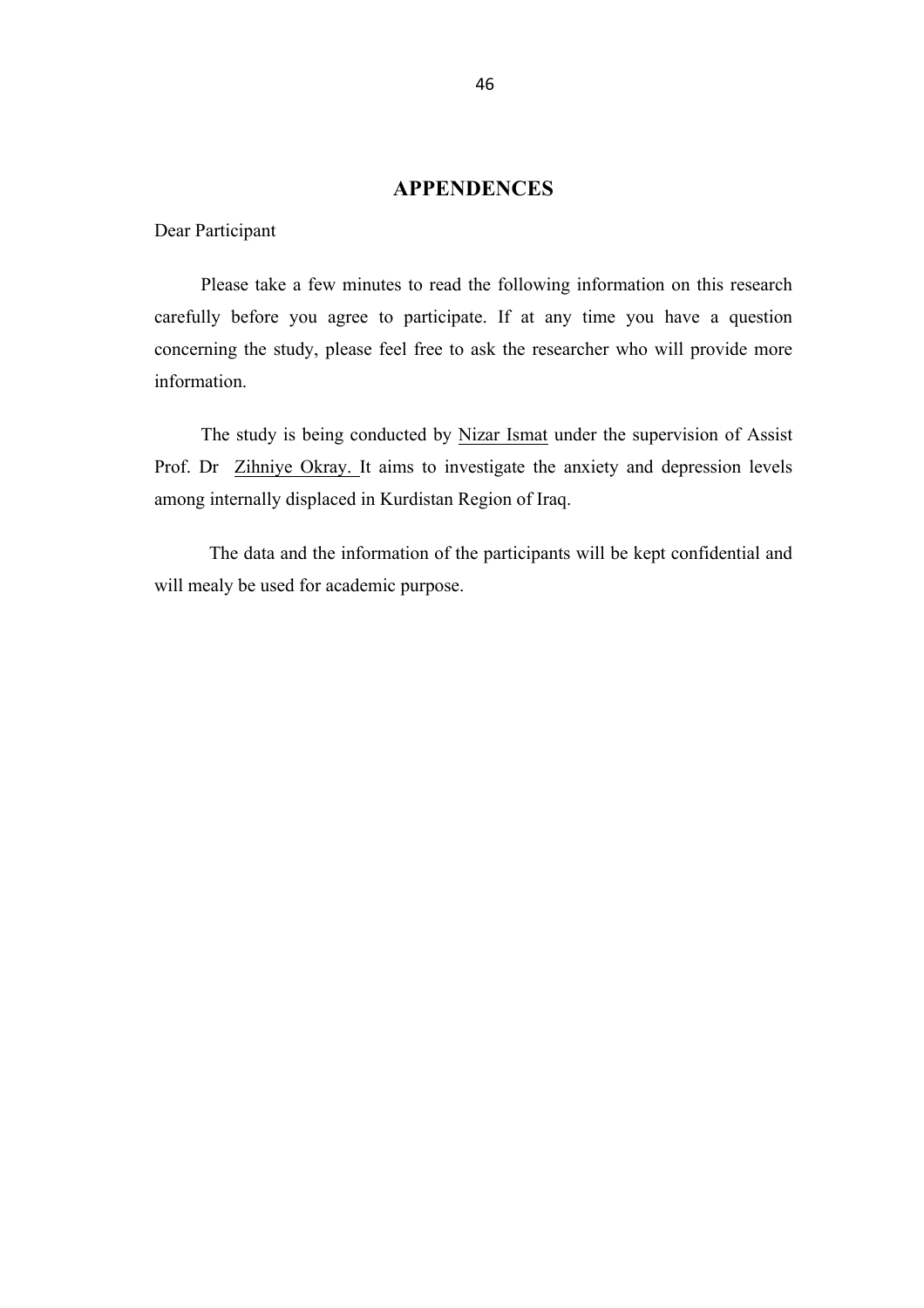# APPENDENCES

Dear Participant

Please take a few minutes to read the following information on this research carefully before you agree to participate. If at any time you have a question concerning the study, please feel free to ask the researcher who will provide more information.

The study is being conducted by Nizar Ismat under the supervision of Assist Prof. Dr Zihniye Okray. It aims to investigate the anxiety and depression levels among internally displaced in Kurdistan Region of Iraq.

The data and the information of the participants will be kept confidential and will mealy be used for academic purpose.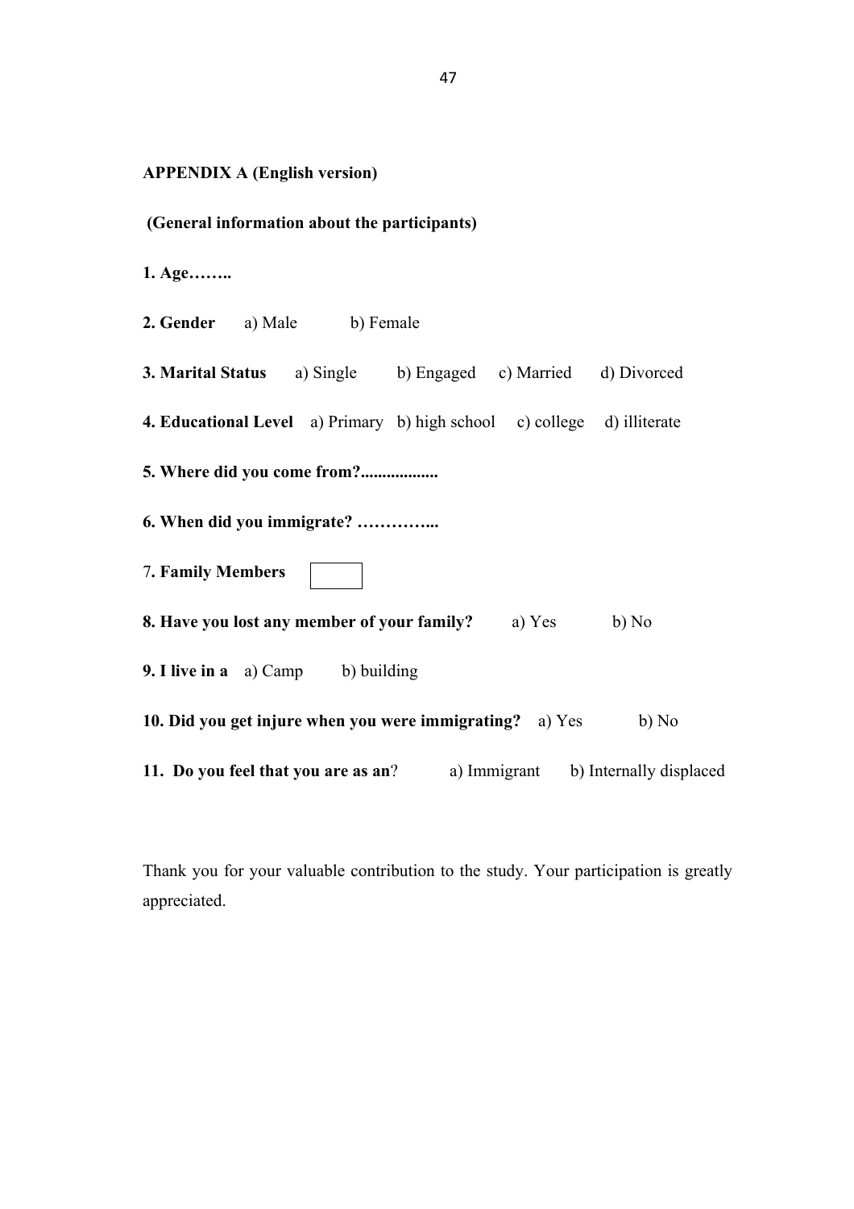**APPENDIX A (English version)**

**(General information about the participants)**

**1. Age……..**

**2. Gender** a) Male b) Female

**3. Marital Status** a) Single b) Engaged c) Married d) Divorced

**4. Educational Level** a) Primary b) high school c) college d) illiterate

**5. Where did you come from?..................**

**6. When did you immigrate? …………...**

7**. Family Members** ☐

**8. Have you lost any member of your family?** a) Yes b) No

**9. I live in a** a) Camp b) building

**10. Did you get injure when you were immigrating?** a) Yes b) No

**11. Do you feel that you are as an**? a) Immigrant b) Internally displaced

Thank you for your valuable contribution to the study. Your participation is greatly appreciated.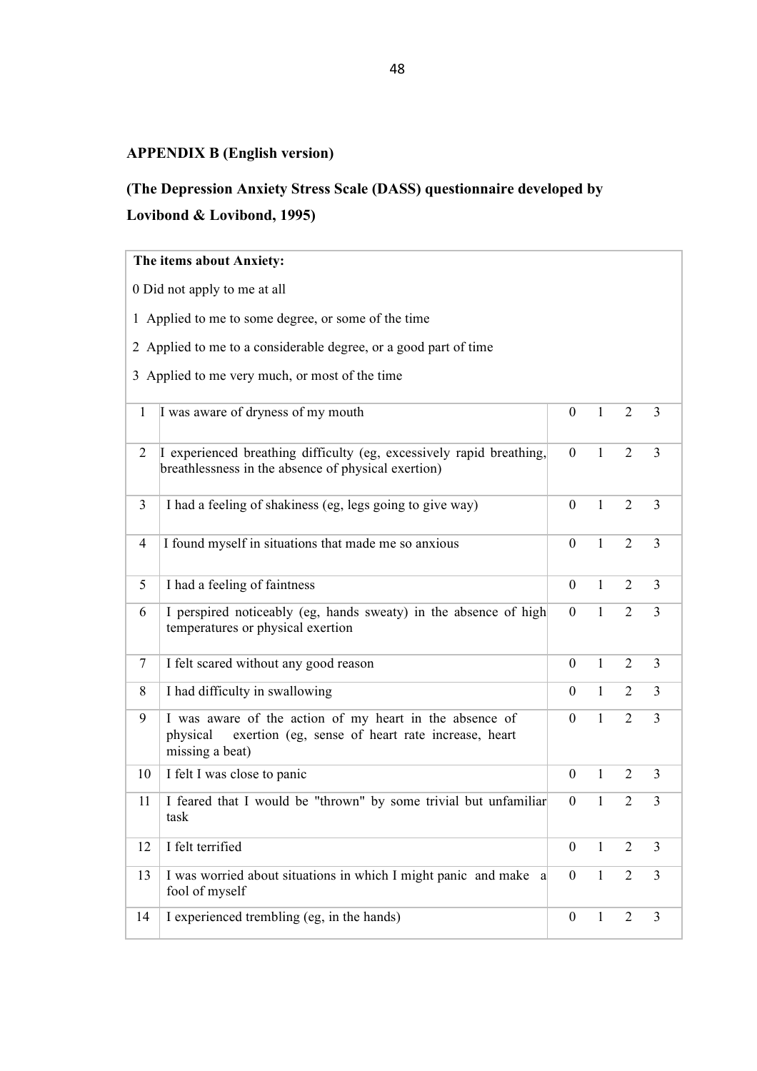**APPENDIX B (English version)**

**(The Depression Anxiety Stress Scale (DASS) questionnaire developed by Lovibond & Lovibond, 1995)**

**The items about Anxiety:**

0 Did not apply to me at all

1 Applied to me to some degree, or some of the time

2 Applied to me to a considerable degree, or a good part of time

3 Applied to me very much, or most of the time

| | | | | | |
|---|---|---|---|---|---|
| 1 | I was aware of dryness of my mouth | 0 | 1 | 2 | 3 |
| 2 | I experienced breathing difficulty (eg, excessively rapid breathing, breathlessness in the absence of physical exertion) | 0 | 1 | 2 | 3 |
| 3 | I had a feeling of shakiness (eg, legs going to give way) | 0 | 1 | 2 | 3 |
| 4 | I found myself in situations that made me so anxious | 0 | 1 | 2 | 3 |
| 5 | I had a feeling of faintness | 0 | 1 | 2 | 3 |
| 6 | I perspired noticeably (eg, hands sweaty) in the absence of high temperatures or physical exertion | 0 | 1 | 2 | 3 |
| 7 | I felt scared without any good reason | 0 | 1 | 2 | 3 |
| 8 | I had difficulty in swallowing | 0 | 1 | 2 | 3 |
| 9 | I was aware of the action of my heart in the absence of physical exertion (eg, sense of heart rate increase, heart missing a beat) | 0 | 1 | 2 | 3 |
| 10 | I felt I was close to panic | 0 | 1 | 2 | 3 |
| 11 | I feared that I would be "thrown" by some trivial but unfamiliar task | 0 | 1 | 2 | 3 |
| 12 | I felt terrified | 0 | 1 | 2 | 3 |
| 13 | I was worried about situations in which I might panic and make a fool of myself | 0 | 1 | 2 | 3 |
| 14 | I experienced trembling (eg, in the hands) | 0 | 1 | 2 | 3 |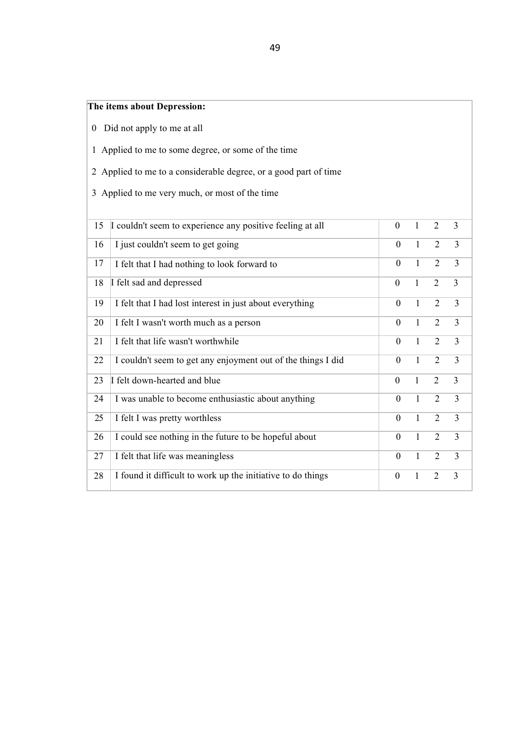**The items about Depression:**

0 Did not apply to me at all

1 Applied to me to some degree, or some of the time

2 Applied to me to a considerable degree, or a good part of time

3 Applied to me very much, or most of the time

| | | | | | |
|---|---|---|---|---|---|
| 15 | I couldn't seem to experience any positive feeling at all | 0 | 1 | 2 | 3 |
| 16 | I just couldn't seem to get going | 0 | 1 | 2 | 3 |
| 17 | I felt that I had nothing to look forward to | 0 | 1 | 2 | 3 |
| 18 | I felt sad and depressed | 0 | 1 | 2 | 3 |
| 19 | I felt that I had lost interest in just about everything | 0 | 1 | 2 | 3 |
| 20 | I felt I wasn't worth much as a person | 0 | 1 | 2 | 3 |
| 21 | I felt that life wasn't worthwhile | 0 | 1 | 2 | 3 |
| 22 | I couldn't seem to get any enjoyment out of the things I did | 0 | 1 | 2 | 3 |
| 23 | I felt down-hearted and blue | 0 | 1 | 2 | 3 |
| 24 | I was unable to become enthusiastic about anything | 0 | 1 | 2 | 3 |
| 25 | I felt I was pretty worthless | 0 | 1 | 2 | 3 |
| 26 | I could see nothing in the future to be hopeful about | 0 | 1 | 2 | 3 |
| 27 | I felt that life was meaningless | 0 | 1 | 2 | 3 |
| 28 | I found it difficult to work up the initiative to do things | 0 | 1 | 2 | 3 |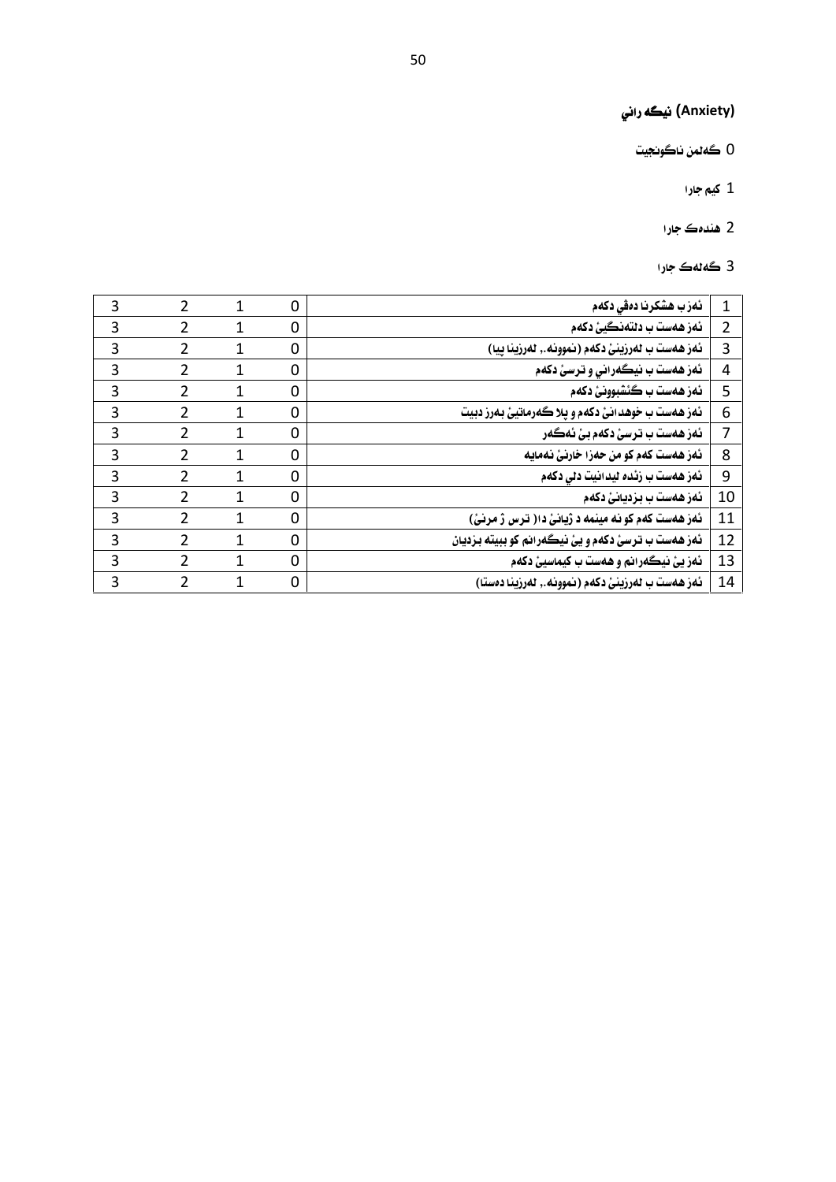## نیگەرانی (Anxiety)

0 گەلەک ناگونجیت

1 کیم جارا

2 هندەک جارا

3 گەلەک جارا

| | | | | | |
|---|---|---|---|---|---|
| 1 | ئەز ب هشکرنا دەڤێ دکەم | 0 | 1 | 2 | 3 |
| 2 | ئەز هەست ب دلتەنگیێ دکەم | 0 | 1 | 2 | 3 |
| 3 | ئەز هەست ب لەرزینێ دکەم (نموونە.، لەرزینا پیا) | 0 | 1 | 2 | 3 |
| 4 | ئەز هەست ب نیگەرانی و ترسێ دکەم | 0 | 1 | 2 | 3 |
| 5 | ئەز هەست ب گێشبوونێ دکەم | 0 | 1 | 2 | 3 |
| 6 | ئەز هەست ب خوهدانێ دکەم و پلا گەرماتیێ بەرز دبیت | 0 | 1 | 2 | 3 |
| 7 | ئەز هەست ب ترسێ دکەم بێ ئەگەر | 0 | 1 | 2 | 3 |
| 8 | ئەز هەست کەم کو من حەزا خارنێ نەمایە | 0 | 1 | 2 | 3 |
| 9 | ئەز هەست ب زێدە لیدانێت دلی دکەم | 0 | 1 | 2 | 3 |
| 10 | ئەز هەست ب بزدیانێ دکەم | 0 | 1 | 2 | 3 |
| 11 | ئەز هەست کەم کو نە مینمە د ژیانێ دا( ترس ژ مرنێ) | 0 | 1 | 2 | 3 |
| 12 | ئەز هەست ب ترسێ دکەم و یێ نیگەرانم کو ببیتە بزدیان | 0 | 1 | 2 | 3 |
| 13 | ئەز یێ نیگەرانم و هەست ب کیماسیێ دکەم | 0 | 1 | 2 | 3 |
| 14 | ئەز هەست ب لەرزینێ دکەم (نموونە.، لەرزینا دەستا) | 0 | 1 | 2 | 3 |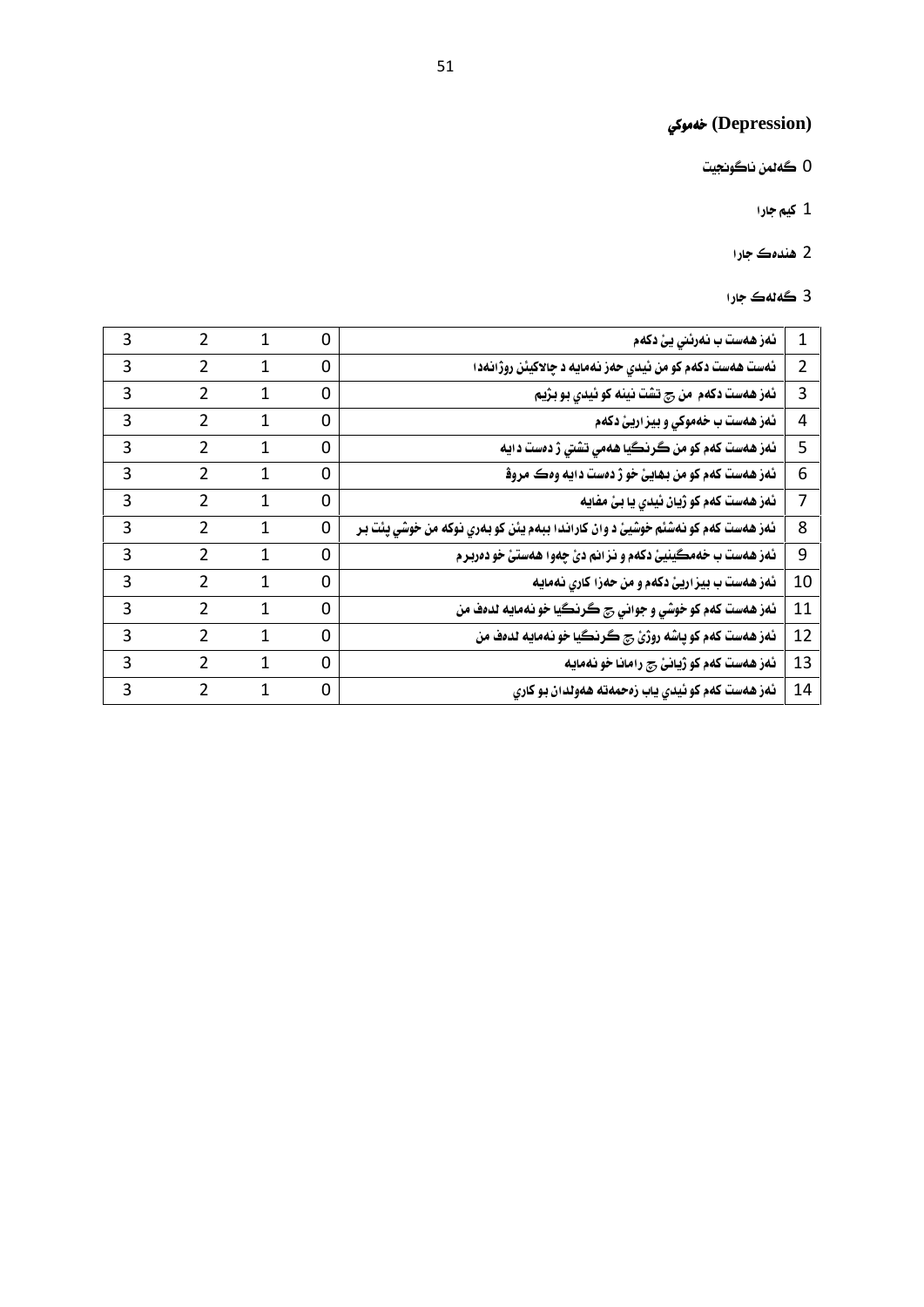## (Depression) خەموکي

0 گەلەن ناگونجیت

1 کیم جارا

2 هندەک جارا

3 گەلەک جارا

| 3 | 2 | 1 | 0 | ئەز هەست ب نەرێنی یێ دکەم | 1 |
|---|---|---|---|---|---|
| 3 | 2 | 1 | 0 | ئەست هەست دکەم کو من ئیدي حەز نەمایە د چالاکیێن روژانەدا | 2 |
| 3 | 2 | 1 | 0 | ئەز هەست دکەم من چ تشت نینە کو ئیدي بو بژیم | 3 |
| 3 | 2 | 1 | 0 | ئەز هەست ب خەموکي و بیزاریێ دکەم | 4 |
| 3 | 2 | 1 | 0 | ئەز هەست کەم کو من گرنگیا هەمي تشتي ژ دەست دایە | 5 |
| 3 | 2 | 1 | 0 | ئەز هەست کەم کو من بهایێ خو ژ دەست دایە وەک مروڤ | 6 |
| 3 | 2 | 1 | 0 | ئەز هەست کەم کو ژیان ئیدي یا بێ مفایە | 7 |
| 3 | 2 | 1 | 0 | ئەز هەست کەم کو نەشێم خوشیێ د وان کاراندا ببەم یێن کو بەري نوکە من خوشي پێت بر | 8 |
| 3 | 2 | 1 | 0 | ئەز هەست ب خەمگینیێ دکەم و نزانم دێ چەوا هەستێ خو دەربرم | 9 |
| 3 | 2 | 1 | 0 | ئەز هەست ب بیزاریێ دکەم و من حەزا کاري نەمایە | 10 |
| 3 | 2 | 1 | 0 | ئەز هەست کەم کو خوشي و جواني چ گرنگیا خو نەمایە لدەف من | 11 |
| 3 | 2 | 1 | 0 | ئەز هەست کەم کو پاشە روژێ چ گرنگیا خو نەمایە لدەف من | 12 |
| 3 | 2 | 1 | 0 | ئەز هەست کەم کو ژیانێ چ رامانا خو نەمایە | 13 |
| 3 | 2 | 1 | 0 | ئەز هەست کەم کو ئیدي یاب زەحمەتە هەولدان بو کاري | 14 |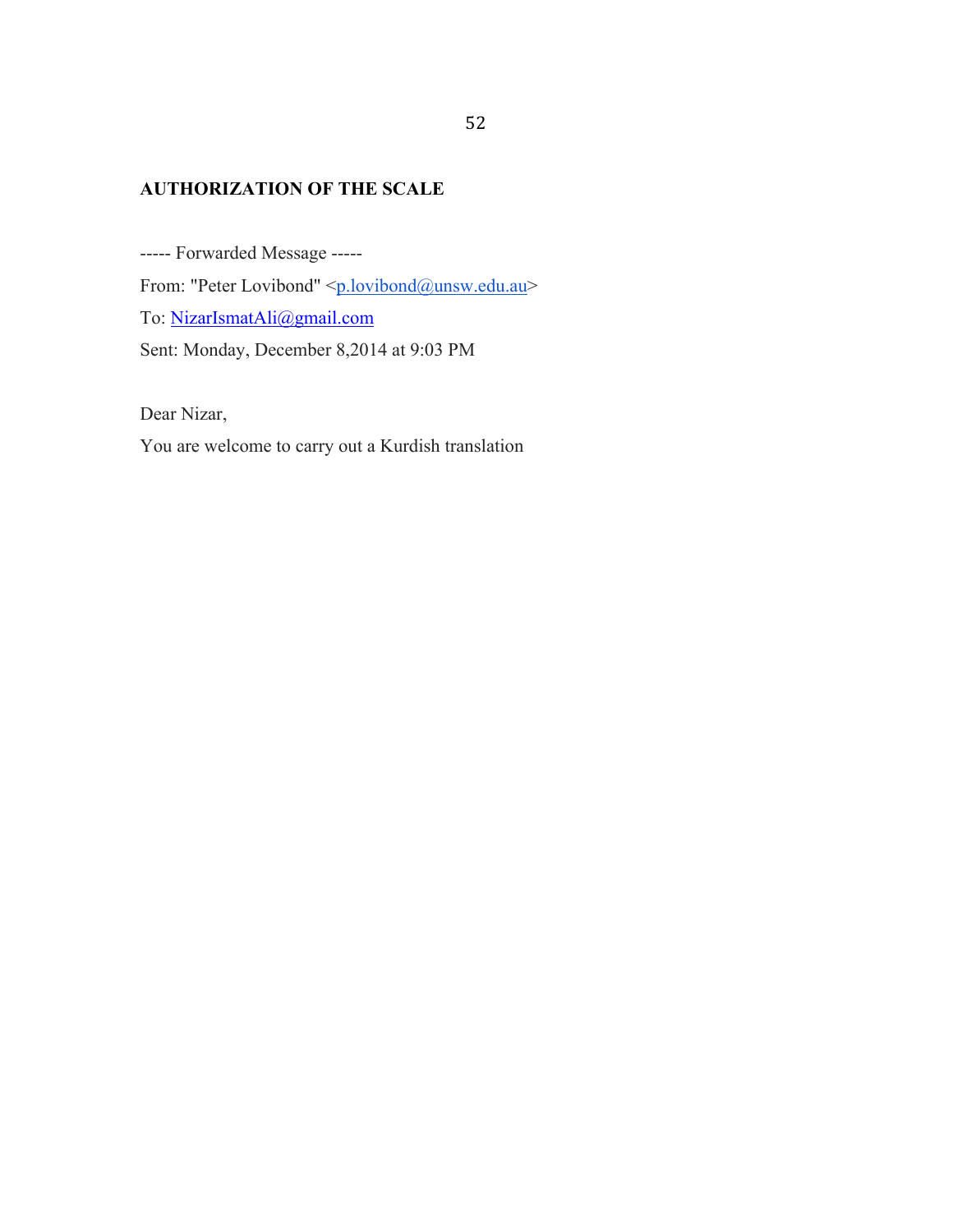## AUTHORIZATION OF THE SCALE

----- Forwarded Message -----

From: "Peter Lovibond" <p.lovibond@unsw.edu.au>

To: NizarIsmatAli@gmail.com

Sent: Monday, December 8,2014 at 9:03 PM

Dear Nizar,

You are welcome to carry out a Kurdish translation